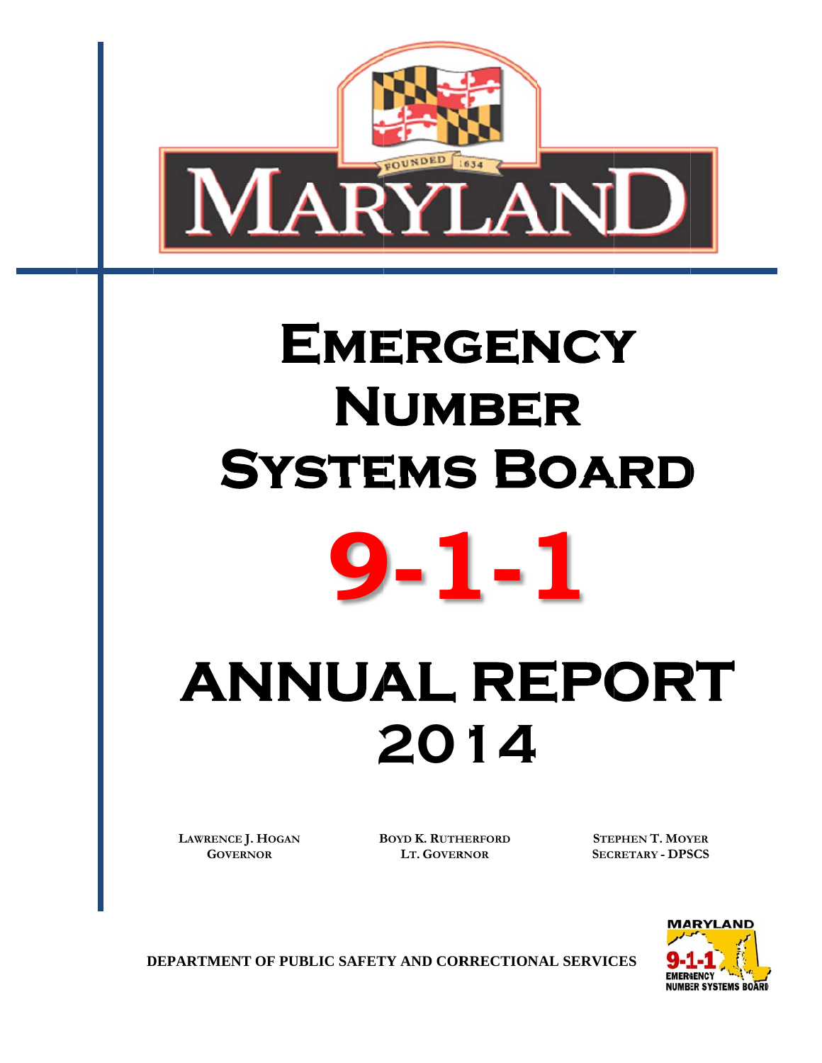# Emergency Number Systems Board

# 9-1-1

# ANNUAL REPORT 2014

**Lawrence J. Hogan**
**Governor**

**Boyd K. Rutherford**
**Lt. Governor**

**Stephen T. Moyer**
**Secretary - DPSCS**

**DEPARTMENT OF PUBLIC SAFETY AND CORRECTIONAL SERVICES**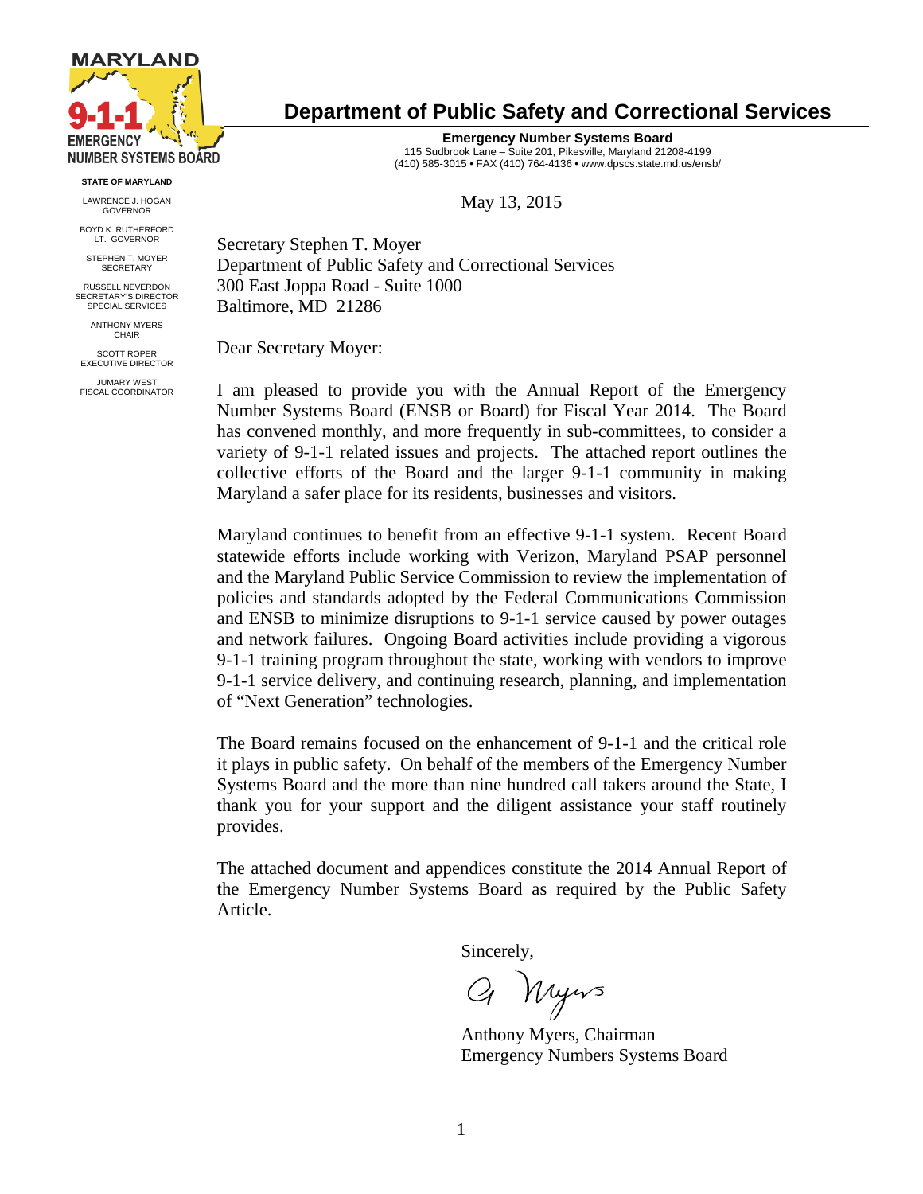MARYLAND 9-1-1 EMERGENCY NUMBER SYSTEMS BOARD

# Department of Public Safety and Correctional Services

**Emergency Number Systems Board**
115 Sudbrook Lane – Suite 201, Pikesville, Maryland 21208-4199
(410) 585-3015 • FAX (410) 764-4136 • www.dpscs.state.md.us/ensb/

**STATE OF MARYLAND**

LAWRENCE J. HOGAN
GOVERNOR

BOYD K. RUTHERFORD
LT. GOVERNOR

STEPHEN T. MOYER
SECRETARY

RUSSELL NEVERDON
SECRETARY'S DIRECTOR
SPECIAL SERVICES

ANTHONY MYERS
CHAIR

SCOTT ROPER
EXECUTIVE DIRECTOR

JUMARY WEST
FISCAL COORDINATOR

May 13, 2015

Secretary Stephen T. Moyer
Department of Public Safety and Correctional Services
300 East Joppa Road - Suite 1000
Baltimore, MD 21286

Dear Secretary Moyer:

I am pleased to provide you with the Annual Report of the Emergency Number Systems Board (ENSB or Board) for Fiscal Year 2014. The Board has convened monthly, and more frequently in sub-committees, to consider a variety of 9-1-1 related issues and projects. The attached report outlines the collective efforts of the Board and the larger 9-1-1 community in making Maryland a safer place for its residents, businesses and visitors.

Maryland continues to benefit from an effective 9-1-1 system. Recent Board statewide efforts include working with Verizon, Maryland PSAP personnel and the Maryland Public Service Commission to review the implementation of policies and standards adopted by the Federal Communications Commission and ENSB to minimize disruptions to 9-1-1 service caused by power outages and network failures. Ongoing Board activities include providing a vigorous 9-1-1 training program throughout the state, working with vendors to improve 9-1-1 service delivery, and continuing research, planning, and implementation of "Next Generation" technologies.

The Board remains focused on the enhancement of 9-1-1 and the critical role it plays in public safety. On behalf of the members of the Emergency Number Systems Board and the more than nine hundred call takers around the State, I thank you for your support and the diligent assistance your staff routinely provides.

The attached document and appendices constitute the 2014 Annual Report of the Emergency Number Systems Board as required by the Public Safety Article.

Sincerely,

A. Myers

Anthony Myers, Chairman
Emergency Numbers Systems Board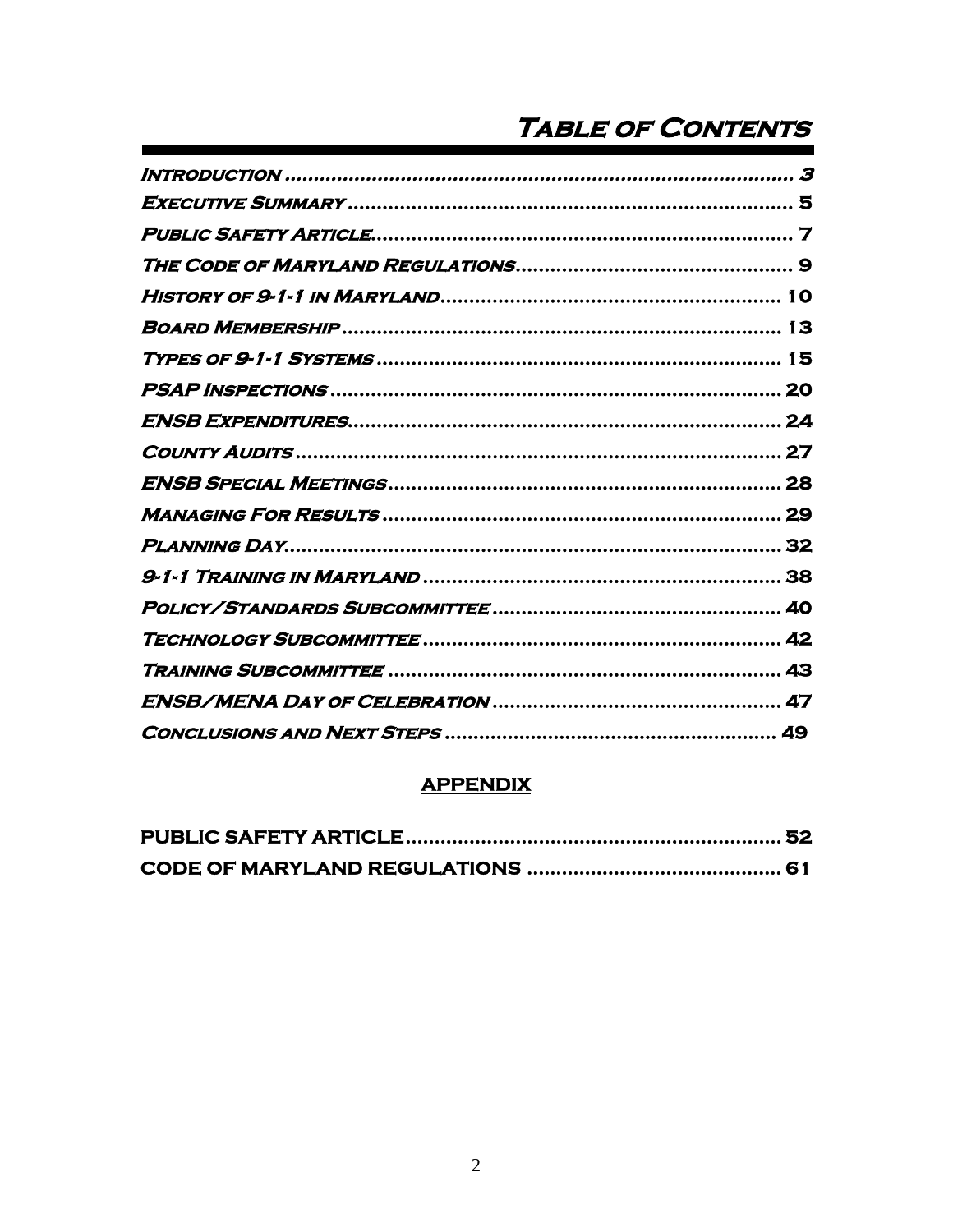# Table of Contents

| | |
|---|---|
| *Introduction* | 3 |
| *Executive Summary* | 5 |
| *Public Safety Article* | 7 |
| *The Code of Maryland Regulations* | 9 |
| *History of 9-1-1 in Maryland* | 10 |
| *Board Membership* | 13 |
| *Types of 9-1-1 Systems* | 15 |
| *PSAP Inspections* | 20 |
| *ENSB Expenditures* | 24 |
| *County Audits* | 27 |
| *ENSB Special Meetings* | 28 |
| *Managing For Results* | 29 |
| *Planning Day* | 32 |
| *9-1-1 Training in Maryland* | 38 |
| *Policy/Standards Subcommittee* | 40 |
| *Technology Subcommittee* | 42 |
| *Training Subcommittee* | 43 |
| *ENSB/MENA Day of Celebration* | 47 |
| *Conclusions and Next Steps* | 49 |

## APPENDIX

| | |
|---|---|
| **PUBLIC SAFETY ARTICLE** | 52 |
| **CODE OF MARYLAND REGULATIONS** | 61 |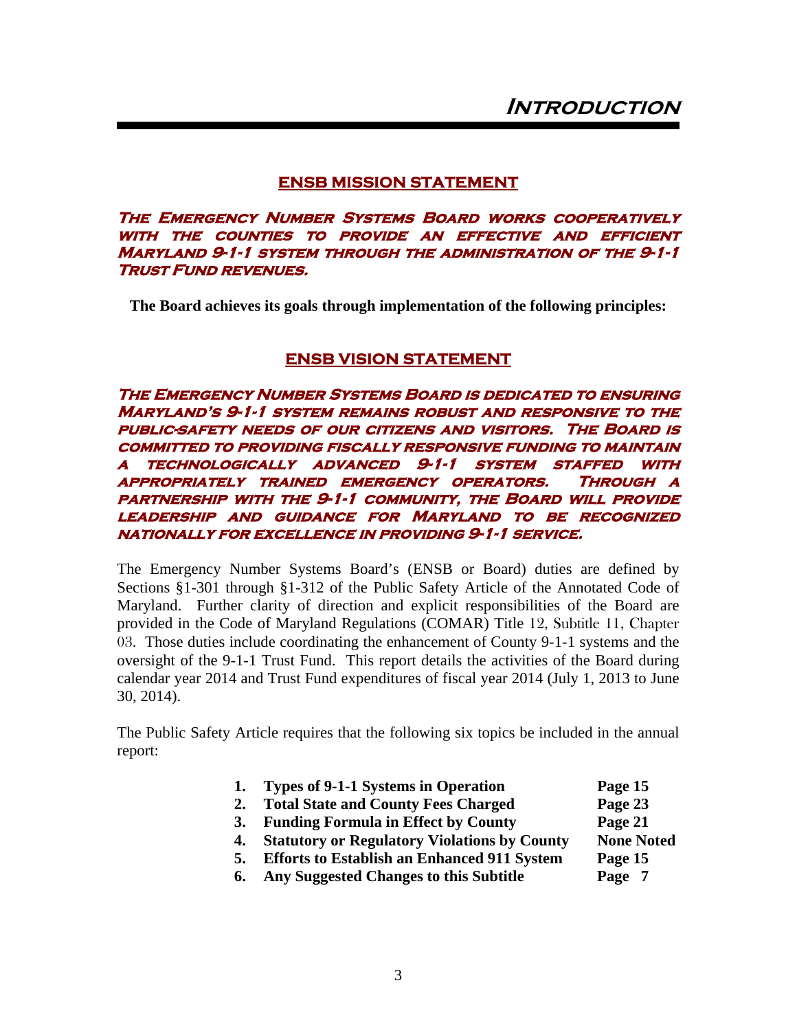# Introduction

## ENSB MISSION STATEMENT

***The Emergency Number Systems Board works cooperatively with the counties to provide an effective and efficient Maryland 9-1-1 system through the administration of the 9-1-1 Trust Fund revenues.***

**The Board achieves its goals through implementation of the following principles:**

## ENSB VISION STATEMENT

***The Emergency Number Systems Board is dedicated to ensuring Maryland's 9-1-1 system remains robust and responsive to the public-safety needs of our citizens and visitors. The Board is committed to providing fiscally responsive funding to maintain a technologically advanced 9-1-1 system staffed with appropriately trained emergency operators. Through a partnership with the 9-1-1 community, the Board will provide leadership and guidance for Maryland to be recognized nationally for excellence in providing 9-1-1 service.***

The Emergency Number Systems Board's (ENSB or Board) duties are defined by Sections §1-301 through §1-312 of the Public Safety Article of the Annotated Code of Maryland. Further clarity of direction and explicit responsibilities of the Board are provided in the Code of Maryland Regulations (COMAR) Title 12, Subtitle 11, Chapter 03. Those duties include coordinating the enhancement of County 9-1-1 systems and the oversight of the 9-1-1 Trust Fund. This report details the activities of the Board during calendar year 2014 and Trust Fund expenditures of fiscal year 2014 (July 1, 2013 to June 30, 2014).

The Public Safety Article requires that the following six topics be included in the annual report:

| | | |
|---|---|---|
| **1.** | **Types of 9-1-1 Systems in Operation** | **Page 15** |
| **2.** | **Total State and County Fees Charged** | **Page 23** |
| **3.** | **Funding Formula in Effect by County** | **Page 21** |
| **4.** | **Statutory or Regulatory Violations by County** | **None Noted** |
| **5.** | **Efforts to Establish an Enhanced 911 System** | **Page 15** |
| **6.** | **Any Suggested Changes to this Subtitle** | **Page 7** |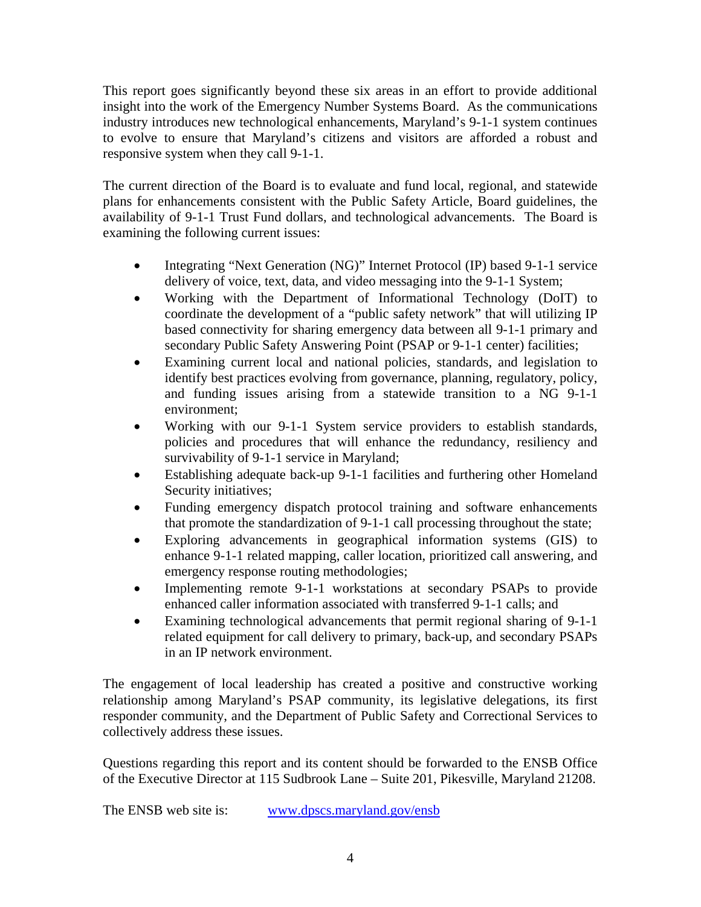This report goes significantly beyond these six areas in an effort to provide additional insight into the work of the Emergency Number Systems Board. As the communications industry introduces new technological enhancements, Maryland's 9-1-1 system continues to evolve to ensure that Maryland's citizens and visitors are afforded a robust and responsive system when they call 9-1-1.

The current direction of the Board is to evaluate and fund local, regional, and statewide plans for enhancements consistent with the Public Safety Article, Board guidelines, the availability of 9-1-1 Trust Fund dollars, and technological advancements. The Board is examining the following current issues:

- Integrating "Next Generation (NG)" Internet Protocol (IP) based 9-1-1 service delivery of voice, text, data, and video messaging into the 9-1-1 System;
- Working with the Department of Informational Technology (DoIT) to coordinate the development of a "public safety network" that will utilizing IP based connectivity for sharing emergency data between all 9-1-1 primary and secondary Public Safety Answering Point (PSAP or 9-1-1 center) facilities;
- Examining current local and national policies, standards, and legislation to identify best practices evolving from governance, planning, regulatory, policy, and funding issues arising from a statewide transition to a NG 9-1-1 environment;
- Working with our 9-1-1 System service providers to establish standards, policies and procedures that will enhance the redundancy, resiliency and survivability of 9-1-1 service in Maryland;
- Establishing adequate back-up 9-1-1 facilities and furthering other Homeland Security initiatives;
- Funding emergency dispatch protocol training and software enhancements that promote the standardization of 9-1-1 call processing throughout the state;
- Exploring advancements in geographical information systems (GIS) to enhance 9-1-1 related mapping, caller location, prioritized call answering, and emergency response routing methodologies;
- Implementing remote 9-1-1 workstations at secondary PSAPs to provide enhanced caller information associated with transferred 9-1-1 calls; and
- Examining technological advancements that permit regional sharing of 9-1-1 related equipment for call delivery to primary, back-up, and secondary PSAPs in an IP network environment.

The engagement of local leadership has created a positive and constructive working relationship among Maryland's PSAP community, its legislative delegations, its first responder community, and the Department of Public Safety and Correctional Services to collectively address these issues.

Questions regarding this report and its content should be forwarded to the ENSB Office of the Executive Director at 115 Sudbrook Lane – Suite 201, Pikesville, Maryland 21208.

The ENSB web site is: www.dpscs.maryland.gov/ensb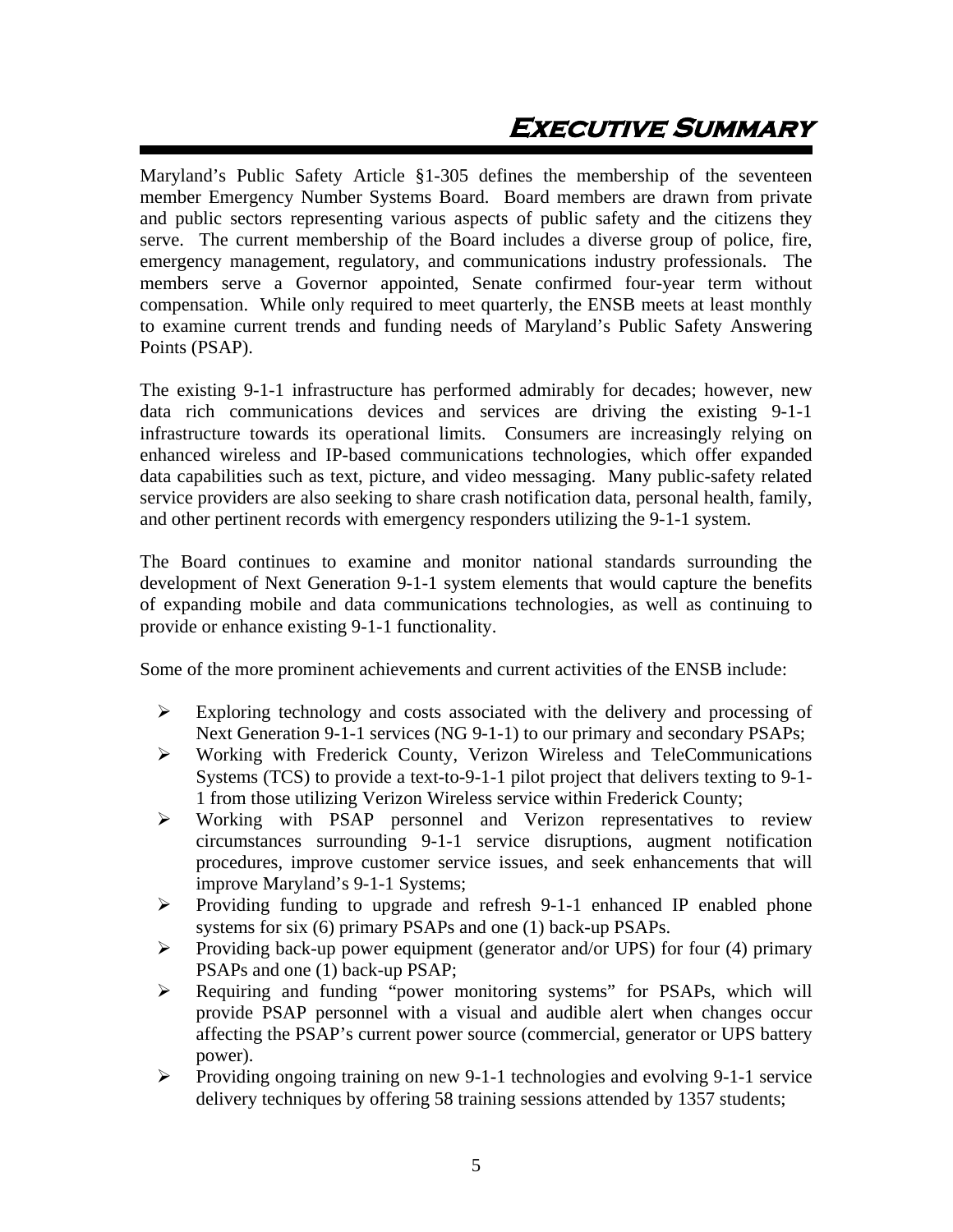# Executive Summary

Maryland's Public Safety Article §1-305 defines the membership of the seventeen member Emergency Number Systems Board. Board members are drawn from private and public sectors representing various aspects of public safety and the citizens they serve. The current membership of the Board includes a diverse group of police, fire, emergency management, regulatory, and communications industry professionals. The members serve a Governor appointed, Senate confirmed four-year term without compensation. While only required to meet quarterly, the ENSB meets at least monthly to examine current trends and funding needs of Maryland's Public Safety Answering Points (PSAP).

The existing 9-1-1 infrastructure has performed admirably for decades; however, new data rich communications devices and services are driving the existing 9-1-1 infrastructure towards its operational limits. Consumers are increasingly relying on enhanced wireless and IP-based communications technologies, which offer expanded data capabilities such as text, picture, and video messaging. Many public-safety related service providers are also seeking to share crash notification data, personal health, family, and other pertinent records with emergency responders utilizing the 9-1-1 system.

The Board continues to examine and monitor national standards surrounding the development of Next Generation 9-1-1 system elements that would capture the benefits of expanding mobile and data communications technologies, as well as continuing to provide or enhance existing 9-1-1 functionality.

Some of the more prominent achievements and current activities of the ENSB include:

- Exploring technology and costs associated with the delivery and processing of Next Generation 9-1-1 services (NG 9-1-1) to our primary and secondary PSAPs;
- Working with Frederick County, Verizon Wireless and TeleCommunications Systems (TCS) to provide a text-to-9-1-1 pilot project that delivers texting to 9-1-1 from those utilizing Verizon Wireless service within Frederick County;
- Working with PSAP personnel and Verizon representatives to review circumstances surrounding 9-1-1 service disruptions, augment notification procedures, improve customer service issues, and seek enhancements that will improve Maryland's 9-1-1 Systems;
- Providing funding to upgrade and refresh 9-1-1 enhanced IP enabled phone systems for six (6) primary PSAPs and one (1) back-up PSAPs.
- Providing back-up power equipment (generator and/or UPS) for four (4) primary PSAPs and one (1) back-up PSAP;
- Requiring and funding "power monitoring systems" for PSAPs, which will provide PSAP personnel with a visual and audible alert when changes occur affecting the PSAP's current power source (commercial, generator or UPS battery power).
- Providing ongoing training on new 9-1-1 technologies and evolving 9-1-1 service delivery techniques by offering 58 training sessions attended by 1357 students;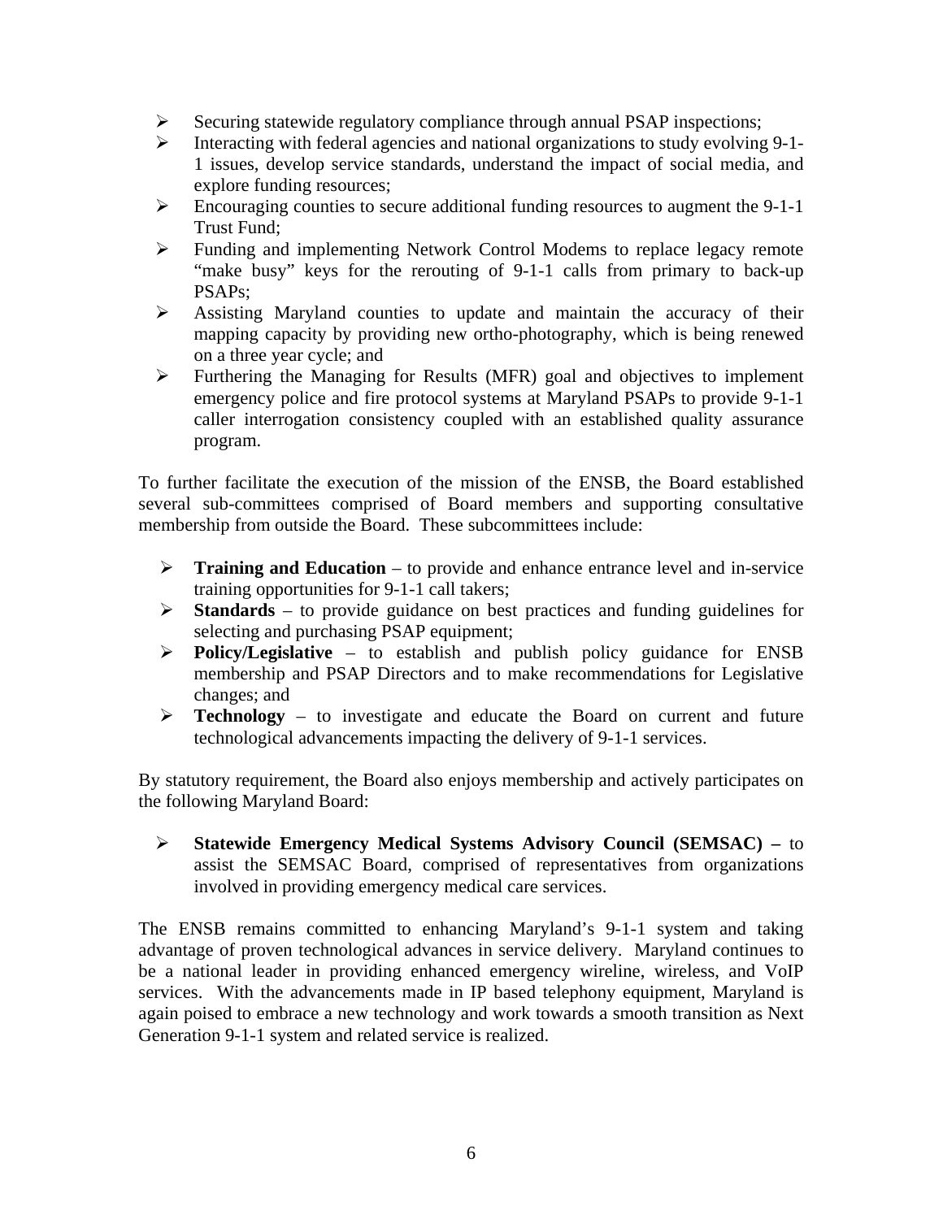- Securing statewide regulatory compliance through annual PSAP inspections;
- Interacting with federal agencies and national organizations to study evolving 9-1-1 issues, develop service standards, understand the impact of social media, and explore funding resources;
- Encouraging counties to secure additional funding resources to augment the 9-1-1 Trust Fund;
- Funding and implementing Network Control Modems to replace legacy remote "make busy" keys for the rerouting of 9-1-1 calls from primary to back-up PSAPs;
- Assisting Maryland counties to update and maintain the accuracy of their mapping capacity by providing new ortho-photography, which is being renewed on a three year cycle; and
- Furthering the Managing for Results (MFR) goal and objectives to implement emergency police and fire protocol systems at Maryland PSAPs to provide 9-1-1 caller interrogation consistency coupled with an established quality assurance program.

To further facilitate the execution of the mission of the ENSB, the Board established several sub-committees comprised of Board members and supporting consultative membership from outside the Board. These subcommittees include:

- **Training and Education** – to provide and enhance entrance level and in-service training opportunities for 9-1-1 call takers;
- **Standards** – to provide guidance on best practices and funding guidelines for selecting and purchasing PSAP equipment;
- **Policy/Legislative** – to establish and publish policy guidance for ENSB membership and PSAP Directors and to make recommendations for Legislative changes; and
- **Technology** – to investigate and educate the Board on current and future technological advancements impacting the delivery of 9-1-1 services.

By statutory requirement, the Board also enjoys membership and actively participates on the following Maryland Board:

- **Statewide Emergency Medical Systems Advisory Council (SEMSAC) –** to assist the SEMSAC Board, comprised of representatives from organizations involved in providing emergency medical care services.

The ENSB remains committed to enhancing Maryland's 9-1-1 system and taking advantage of proven technological advances in service delivery. Maryland continues to be a national leader in providing enhanced emergency wireline, wireless, and VoIP services. With the advancements made in IP based telephony equipment, Maryland is again poised to embrace a new technology and work towards a smooth transition as Next Generation 9-1-1 system and related service is realized.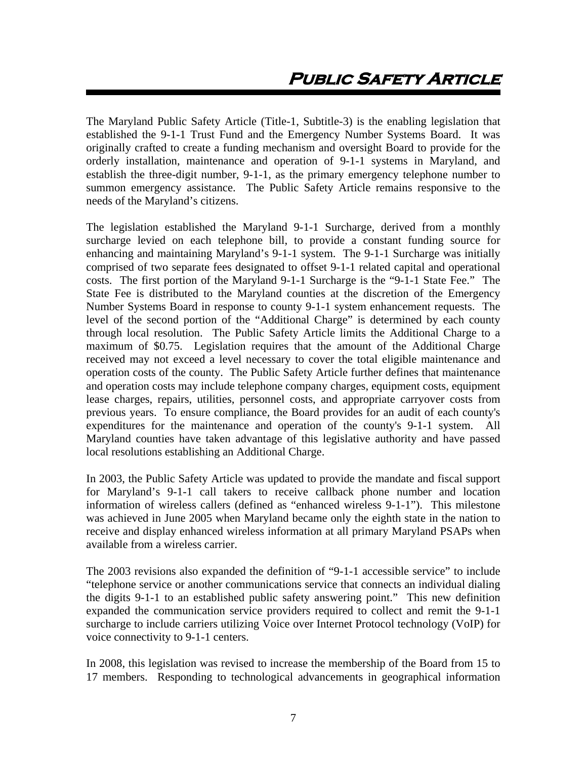# Public Safety Article

The Maryland Public Safety Article (Title-1, Subtitle-3) is the enabling legislation that established the 9-1-1 Trust Fund and the Emergency Number Systems Board. It was originally crafted to create a funding mechanism and oversight Board to provide for the orderly installation, maintenance and operation of 9-1-1 systems in Maryland, and establish the three-digit number, 9-1-1, as the primary emergency telephone number to summon emergency assistance. The Public Safety Article remains responsive to the needs of the Maryland's citizens.

The legislation established the Maryland 9-1-1 Surcharge, derived from a monthly surcharge levied on each telephone bill, to provide a constant funding source for enhancing and maintaining Maryland's 9-1-1 system. The 9-1-1 Surcharge was initially comprised of two separate fees designated to offset 9-1-1 related capital and operational costs. The first portion of the Maryland 9-1-1 Surcharge is the "9-1-1 State Fee." The State Fee is distributed to the Maryland counties at the discretion of the Emergency Number Systems Board in response to county 9-1-1 system enhancement requests. The level of the second portion of the "Additional Charge" is determined by each county through local resolution. The Public Safety Article limits the Additional Charge to a maximum of $0.75. Legislation requires that the amount of the Additional Charge received may not exceed a level necessary to cover the total eligible maintenance and operation costs of the county. The Public Safety Article further defines that maintenance and operation costs may include telephone company charges, equipment costs, equipment lease charges, repairs, utilities, personnel costs, and appropriate carryover costs from previous years. To ensure compliance, the Board provides for an audit of each county's expenditures for the maintenance and operation of the county's 9-1-1 system. All Maryland counties have taken advantage of this legislative authority and have passed local resolutions establishing an Additional Charge.

In 2003, the Public Safety Article was updated to provide the mandate and fiscal support for Maryland's 9-1-1 call takers to receive callback phone number and location information of wireless callers (defined as "enhanced wireless 9-1-1"). This milestone was achieved in June 2005 when Maryland became only the eighth state in the nation to receive and display enhanced wireless information at all primary Maryland PSAPs when available from a wireless carrier.

The 2003 revisions also expanded the definition of "9-1-1 accessible service" to include "telephone service or another communications service that connects an individual dialing the digits 9-1-1 to an established public safety answering point." This new definition expanded the communication service providers required to collect and remit the 9-1-1 surcharge to include carriers utilizing Voice over Internet Protocol technology (VoIP) for voice connectivity to 9-1-1 centers.

In 2008, this legislation was revised to increase the membership of the Board from 15 to 17 members. Responding to technological advancements in geographical information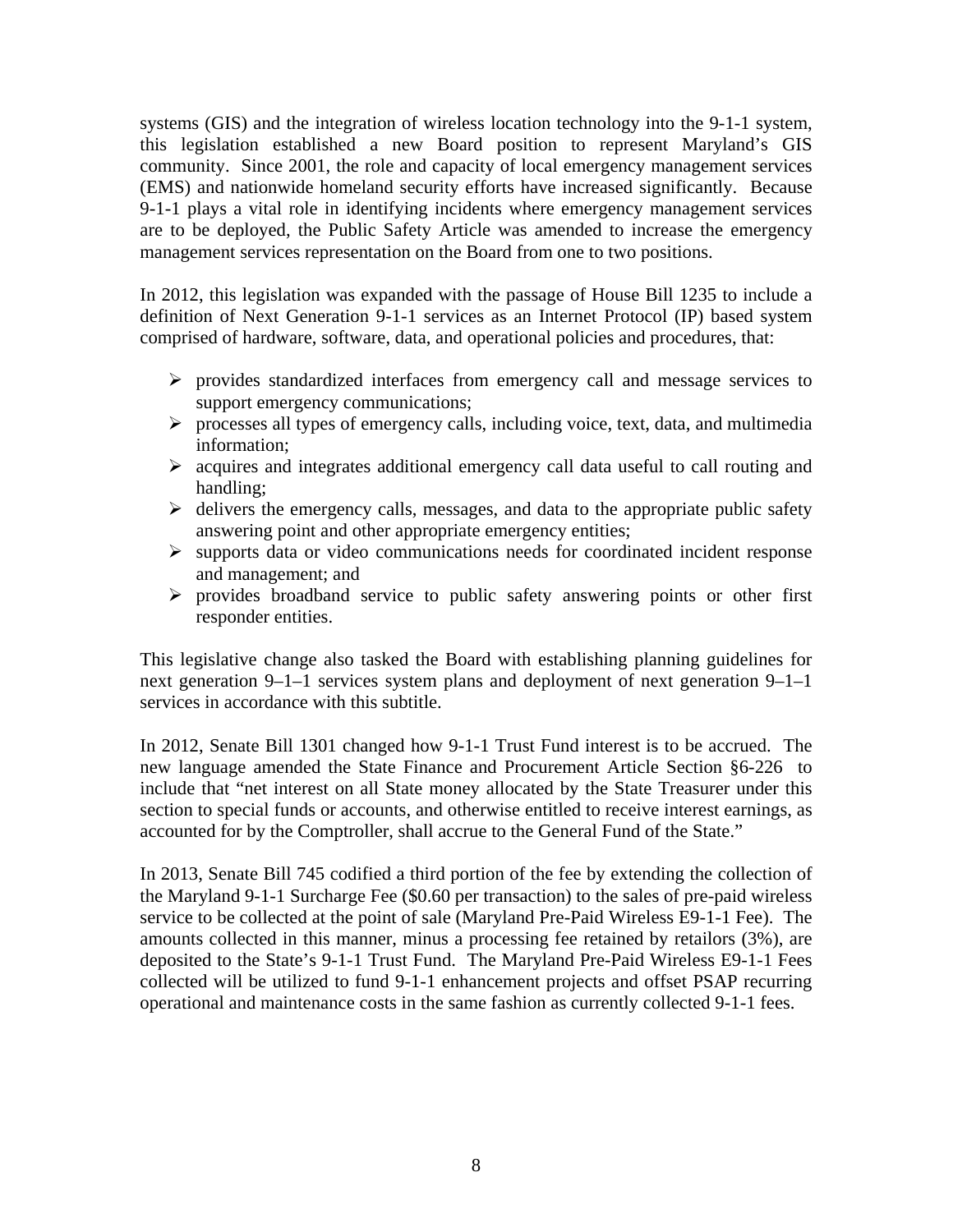systems (GIS) and the integration of wireless location technology into the 9-1-1 system, this legislation established a new Board position to represent Maryland's GIS community. Since 2001, the role and capacity of local emergency management services (EMS) and nationwide homeland security efforts have increased significantly. Because 9-1-1 plays a vital role in identifying incidents where emergency management services are to be deployed, the Public Safety Article was amended to increase the emergency management services representation on the Board from one to two positions.

In 2012, this legislation was expanded with the passage of House Bill 1235 to include a definition of Next Generation 9-1-1 services as an Internet Protocol (IP) based system comprised of hardware, software, data, and operational policies and procedures, that:

- provides standardized interfaces from emergency call and message services to support emergency communications;
- processes all types of emergency calls, including voice, text, data, and multimedia information;
- acquires and integrates additional emergency call data useful to call routing and handling;
- delivers the emergency calls, messages, and data to the appropriate public safety answering point and other appropriate emergency entities;
- supports data or video communications needs for coordinated incident response and management; and
- provides broadband service to public safety answering points or other first responder entities.

This legislative change also tasked the Board with establishing planning guidelines for next generation 9–1–1 services system plans and deployment of next generation 9–1–1 services in accordance with this subtitle.

In 2012, Senate Bill 1301 changed how 9-1-1 Trust Fund interest is to be accrued. The new language amended the State Finance and Procurement Article Section §6-226 to include that "net interest on all State money allocated by the State Treasurer under this section to special funds or accounts, and otherwise entitled to receive interest earnings, as accounted for by the Comptroller, shall accrue to the General Fund of the State."

In 2013, Senate Bill 745 codified a third portion of the fee by extending the collection of the Maryland 9-1-1 Surcharge Fee ($0.60 per transaction) to the sales of pre-paid wireless service to be collected at the point of sale (Maryland Pre-Paid Wireless E9-1-1 Fee). The amounts collected in this manner, minus a processing fee retained by retailors (3%), are deposited to the State's 9-1-1 Trust Fund. The Maryland Pre-Paid Wireless E9-1-1 Fees collected will be utilized to fund 9-1-1 enhancement projects and offset PSAP recurring operational and maintenance costs in the same fashion as currently collected 9-1-1 fees.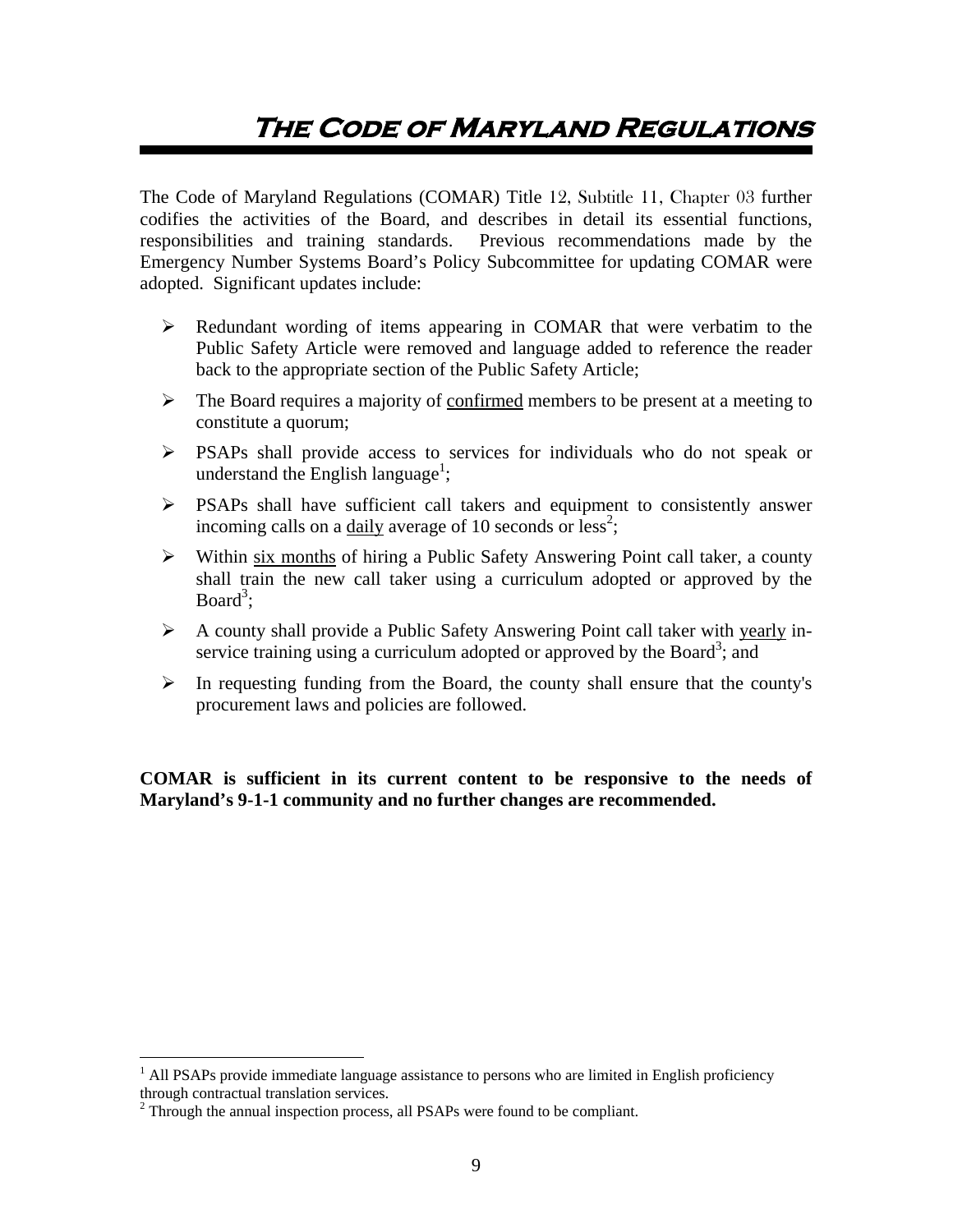# The Code of Maryland Regulations

The Code of Maryland Regulations (COMAR) Title 12, Subtitle 11, Chapter 03 further codifies the activities of the Board, and describes in detail its essential functions, responsibilities and training standards. Previous recommendations made by the Emergency Number Systems Board's Policy Subcommittee for updating COMAR were adopted. Significant updates include:

- Redundant wording of items appearing in COMAR that were verbatim to the Public Safety Article were removed and language added to reference the reader back to the appropriate section of the Public Safety Article;
- The Board requires a majority of <u>confirmed</u> members to be present at a meeting to constitute a quorum;
- PSAPs shall provide access to services for individuals who do not speak or understand the English language[1];
- PSAPs shall have sufficient call takers and equipment to consistently answer incoming calls on a <u>daily</u> average of 10 seconds or less[2];
- Within <u>six months</u> of hiring a Public Safety Answering Point call taker, a county shall train the new call taker using a curriculum adopted or approved by the Board[3];
- A county shall provide a Public Safety Answering Point call taker with <u>yearly</u> in-service training using a curriculum adopted or approved by the Board[3]; and
- In requesting funding from the Board, the county shall ensure that the county's procurement laws and policies are followed.

**COMAR is sufficient in its current content to be responsive to the needs of Maryland's 9-1-1 community and no further changes are recommended.**

---

[1] All PSAPs provide immediate language assistance to persons who are limited in English proficiency through contractual translation services.

[2] Through the annual inspection process, all PSAPs were found to be compliant.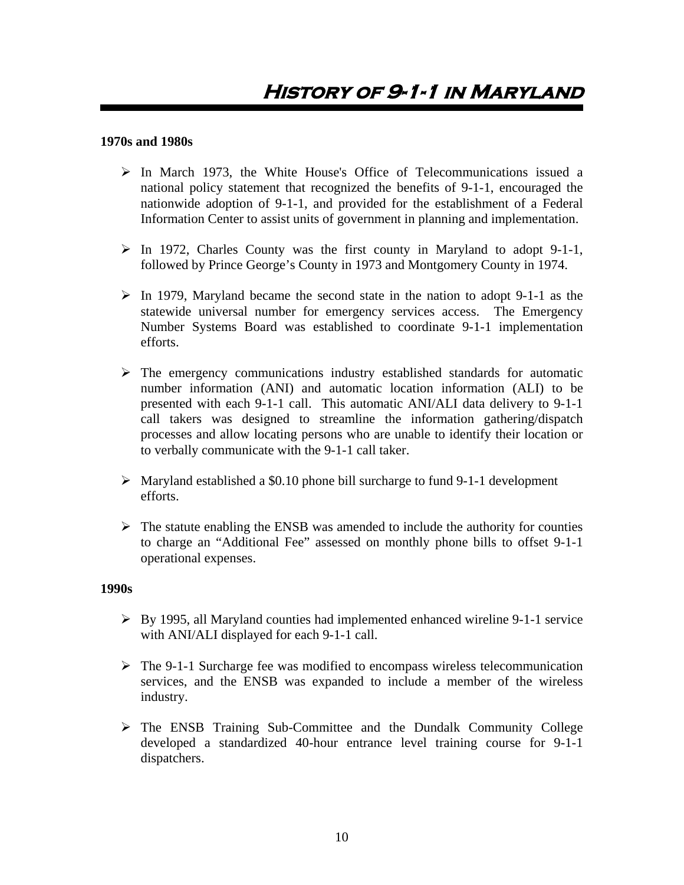# History of 9-1-1 in Maryland

**1970s and 1980s**

- In March 1973, the White House's Office of Telecommunications issued a national policy statement that recognized the benefits of 9-1-1, encouraged the nationwide adoption of 9-1-1, and provided for the establishment of a Federal Information Center to assist units of government in planning and implementation.
- In 1972, Charles County was the first county in Maryland to adopt 9-1-1, followed by Prince George's County in 1973 and Montgomery County in 1974.
- In 1979, Maryland became the second state in the nation to adopt 9-1-1 as the statewide universal number for emergency services access. The Emergency Number Systems Board was established to coordinate 9-1-1 implementation efforts.
- The emergency communications industry established standards for automatic number information (ANI) and automatic location information (ALI) to be presented with each 9-1-1 call. This automatic ANI/ALI data delivery to 9-1-1 call takers was designed to streamline the information gathering/dispatch processes and allow locating persons who are unable to identify their location or to verbally communicate with the 9-1-1 call taker.
- Maryland established a $0.10 phone bill surcharge to fund 9-1-1 development efforts.
- The statute enabling the ENSB was amended to include the authority for counties to charge an "Additional Fee" assessed on monthly phone bills to offset 9-1-1 operational expenses.

**1990s**

- By 1995, all Maryland counties had implemented enhanced wireline 9-1-1 service with ANI/ALI displayed for each 9-1-1 call.
- The 9-1-1 Surcharge fee was modified to encompass wireless telecommunication services, and the ENSB was expanded to include a member of the wireless industry.
- The ENSB Training Sub-Committee and the Dundalk Community College developed a standardized 40-hour entrance level training course for 9-1-1 dispatchers.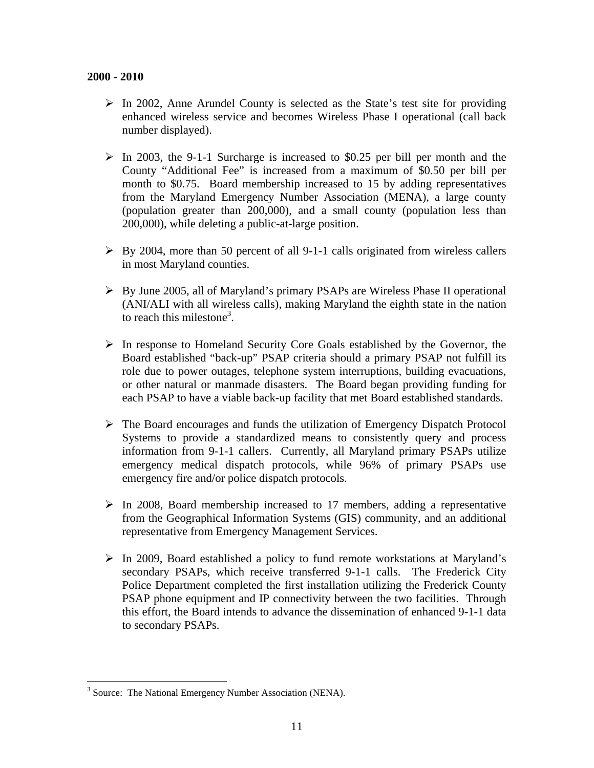**2000 - 2010**

- In 2002, Anne Arundel County is selected as the State's test site for providing enhanced wireless service and becomes Wireless Phase I operational (call back number displayed).

- In 2003, the 9-1-1 Surcharge is increased to $0.25 per bill per month and the County "Additional Fee" is increased from a maximum of $0.50 per bill per month to $0.75. Board membership increased to 15 by adding representatives from the Maryland Emergency Number Association (MENA), a large county (population greater than 200,000), and a small county (population less than 200,000), while deleting a public-at-large position.

- By 2004, more than 50 percent of all 9-1-1 calls originated from wireless callers in most Maryland counties.

- By June 2005, all of Maryland's primary PSAPs are Wireless Phase II operational (ANI/ALI with all wireless calls), making Maryland the eighth state in the nation to reach this milestone[3].

- In response to Homeland Security Core Goals established by the Governor, the Board established "back-up" PSAP criteria should a primary PSAP not fulfill its role due to power outages, telephone system interruptions, building evacuations, or other natural or manmade disasters. The Board began providing funding for each PSAP to have a viable back-up facility that met Board established standards.

- The Board encourages and funds the utilization of Emergency Dispatch Protocol Systems to provide a standardized means to consistently query and process information from 9-1-1 callers. Currently, all Maryland primary PSAPs utilize emergency medical dispatch protocols, while 96% of primary PSAPs use emergency fire and/or police dispatch protocols.

- In 2008, Board membership increased to 17 members, adding a representative from the Geographical Information Systems (GIS) community, and an additional representative from Emergency Management Services.

- In 2009, Board established a policy to fund remote workstations at Maryland's secondary PSAPs, which receive transferred 9-1-1 calls. The Frederick City Police Department completed the first installation utilizing the Frederick County PSAP phone equipment and IP connectivity between the two facilities. Through this effort, the Board intends to advance the dissemination of enhanced 9-1-1 data to secondary PSAPs.

---

[3] Source: The National Emergency Number Association (NENA).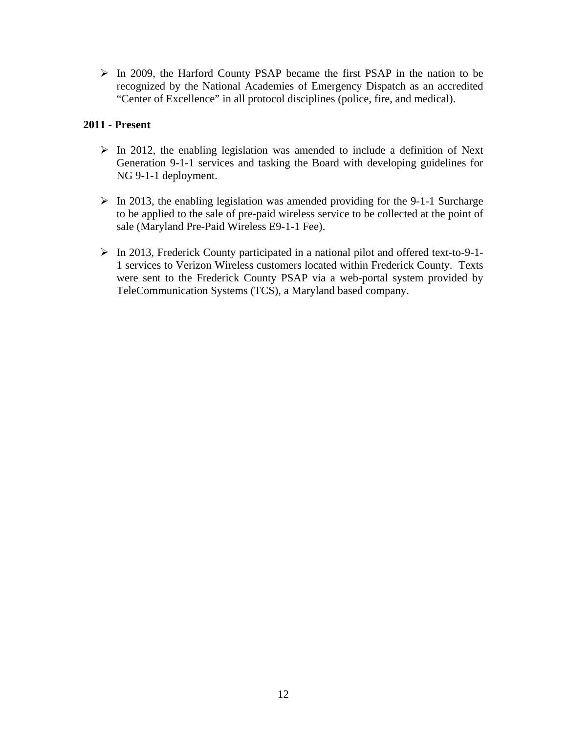- In 2009, the Harford County PSAP became the first PSAP in the nation to be recognized by the National Academies of Emergency Dispatch as an accredited "Center of Excellence" in all protocol disciplines (police, fire, and medical).

**2011 - Present**

- In 2012, the enabling legislation was amended to include a definition of Next Generation 9-1-1 services and tasking the Board with developing guidelines for NG 9-1-1 deployment.

- In 2013, the enabling legislation was amended providing for the 9-1-1 Surcharge to be applied to the sale of pre-paid wireless service to be collected at the point of sale (Maryland Pre-Paid Wireless E9-1-1 Fee).

- In 2013, Frederick County participated in a national pilot and offered text-to-9-1-1 services to Verizon Wireless customers located within Frederick County. Texts were sent to the Frederick County PSAP via a web-portal system provided by TeleCommunication Systems (TCS), a Maryland based company.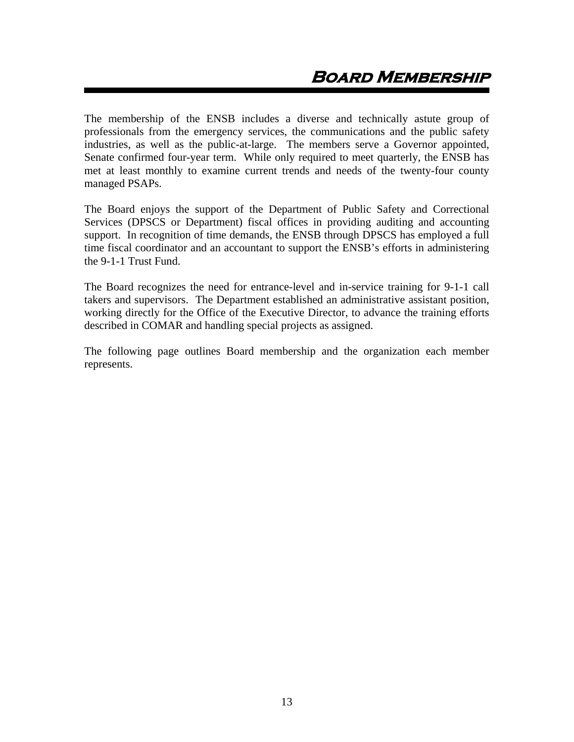# Board Membership

The membership of the ENSB includes a diverse and technically astute group of professionals from the emergency services, the communications and the public safety industries, as well as the public-at-large. The members serve a Governor appointed, Senate confirmed four-year term. While only required to meet quarterly, the ENSB has met at least monthly to examine current trends and needs of the twenty-four county managed PSAPs.

The Board enjoys the support of the Department of Public Safety and Correctional Services (DPSCS or Department) fiscal offices in providing auditing and accounting support. In recognition of time demands, the ENSB through DPSCS has employed a full time fiscal coordinator and an accountant to support the ENSB's efforts in administering the 9-1-1 Trust Fund.

The Board recognizes the need for entrance-level and in-service training for 9-1-1 call takers and supervisors. The Department established an administrative assistant position, working directly for the Office of the Executive Director, to advance the training efforts described in COMAR and handling special projects as assigned.

The following page outlines Board membership and the organization each member represents.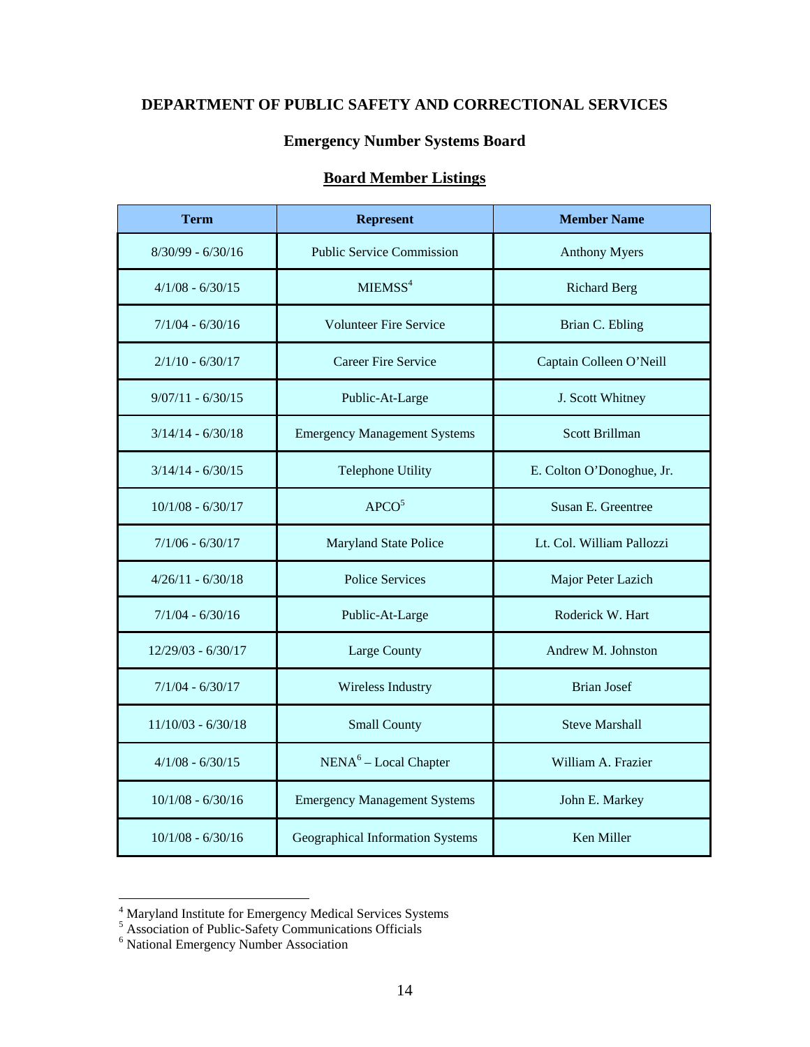# DEPARTMENT OF PUBLIC SAFETY AND CORRECTIONAL SERVICES

## Emergency Number Systems Board

### Board Member Listings

| Term | Represent | Member Name |
|---|---|---|
| 8/30/99 - 6/30/16 | Public Service Commission | Anthony Myers |
| 4/1/08 - 6/30/15 | MIEMSS[4] | Richard Berg |
| 7/1/04 - 6/30/16 | Volunteer Fire Service | Brian C. Ebling |
| 2/1/10 - 6/30/17 | Career Fire Service | Captain Colleen O'Neill |
| 9/07/11 - 6/30/15 | Public-At-Large | J. Scott Whitney |
| 3/14/14 - 6/30/18 | Emergency Management Systems | Scott Brillman |
| 3/14/14 - 6/30/15 | Telephone Utility | E. Colton O'Donoghue, Jr. |
| 10/1/08 - 6/30/17 | APCO[5] | Susan E. Greentree |
| 7/1/06 - 6/30/17 | Maryland State Police | Lt. Col. William Pallozzi |
| 4/26/11 - 6/30/18 | Police Services | Major Peter Lazich |
| 7/1/04 - 6/30/16 | Public-At-Large | Roderick W. Hart |
| 12/29/03 - 6/30/17 | Large County | Andrew M. Johnston |
| 7/1/04 - 6/30/17 | Wireless Industry | Brian Josef |
| 11/10/03 - 6/30/18 | Small County | Steve Marshall |
| 4/1/08 - 6/30/15 | NENA[6] – Local Chapter | William A. Frazier |
| 10/1/08 - 6/30/16 | Emergency Management Systems | John E. Markey |
| 10/1/08 - 6/30/16 | Geographical Information Systems | Ken Miller |

[4] Maryland Institute for Emergency Medical Services Systems
[5] Association of Public-Safety Communications Officials
[6] National Emergency Number Association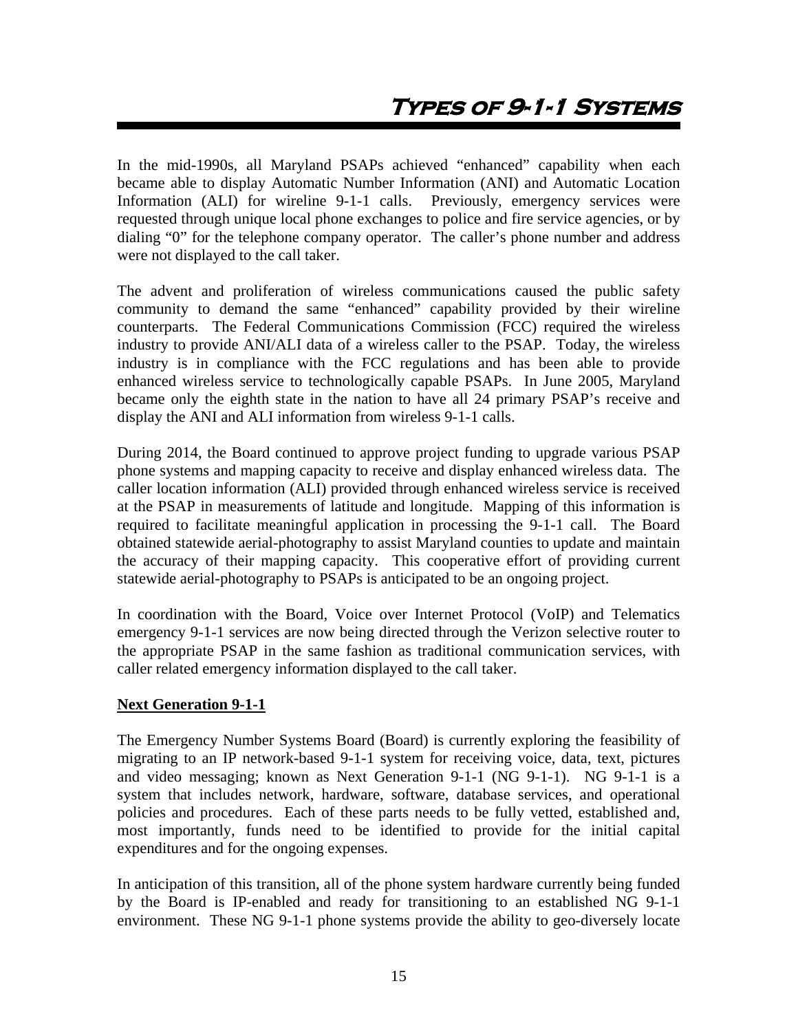# Types of 9-1-1 Systems

In the mid-1990s, all Maryland PSAPs achieved "enhanced" capability when each became able to display Automatic Number Information (ANI) and Automatic Location Information (ALI) for wireline 9-1-1 calls. Previously, emergency services were requested through unique local phone exchanges to police and fire service agencies, or by dialing "0" for the telephone company operator. The caller's phone number and address were not displayed to the call taker.

The advent and proliferation of wireless communications caused the public safety community to demand the same "enhanced" capability provided by their wireline counterparts. The Federal Communications Commission (FCC) required the wireless industry to provide ANI/ALI data of a wireless caller to the PSAP. Today, the wireless industry is in compliance with the FCC regulations and has been able to provide enhanced wireless service to technologically capable PSAPs. In June 2005, Maryland became only the eighth state in the nation to have all 24 primary PSAP's receive and display the ANI and ALI information from wireless 9-1-1 calls.

During 2014, the Board continued to approve project funding to upgrade various PSAP phone systems and mapping capacity to receive and display enhanced wireless data. The caller location information (ALI) provided through enhanced wireless service is received at the PSAP in measurements of latitude and longitude. Mapping of this information is required to facilitate meaningful application in processing the 9-1-1 call. The Board obtained statewide aerial-photography to assist Maryland counties to update and maintain the accuracy of their mapping capacity. This cooperative effort of providing current statewide aerial-photography to PSAPs is anticipated to be an ongoing project.

In coordination with the Board, Voice over Internet Protocol (VoIP) and Telematics emergency 9-1-1 services are now being directed through the Verizon selective router to the appropriate PSAP in the same fashion as traditional communication services, with caller related emergency information displayed to the call taker.

**Next Generation 9-1-1**

The Emergency Number Systems Board (Board) is currently exploring the feasibility of migrating to an IP network-based 9-1-1 system for receiving voice, data, text, pictures and video messaging; known as Next Generation 9-1-1 (NG 9-1-1). NG 9-1-1 is a system that includes network, hardware, software, database services, and operational policies and procedures. Each of these parts needs to be fully vetted, established and, most importantly, funds need to be identified to provide for the initial capital expenditures and for the ongoing expenses.

In anticipation of this transition, all of the phone system hardware currently being funded by the Board is IP-enabled and ready for transitioning to an established NG 9-1-1 environment. These NG 9-1-1 phone systems provide the ability to geo-diversely locate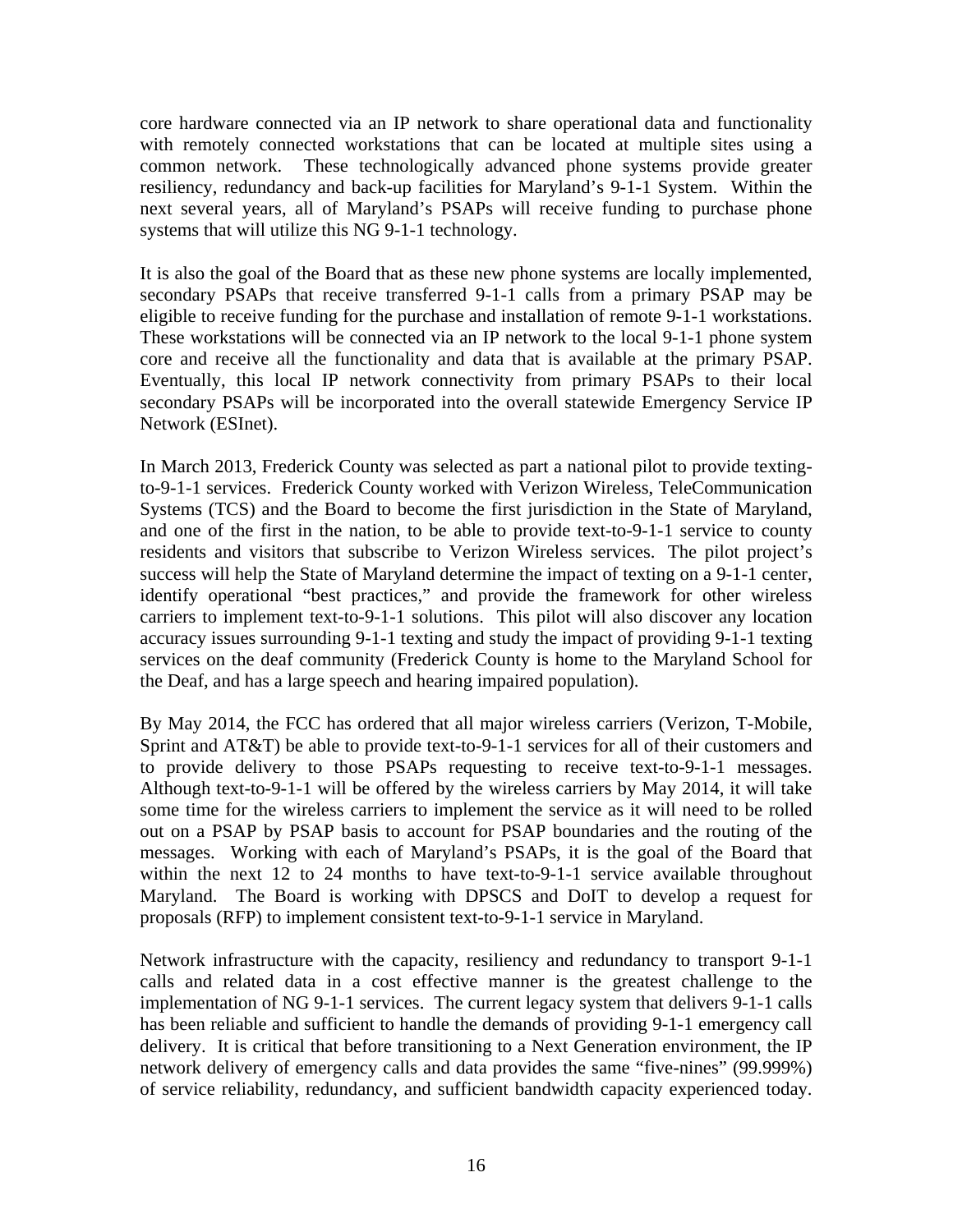core hardware connected via an IP network to share operational data and functionality with remotely connected workstations that can be located at multiple sites using a common network. These technologically advanced phone systems provide greater resiliency, redundancy and back-up facilities for Maryland's 9-1-1 System. Within the next several years, all of Maryland's PSAPs will receive funding to purchase phone systems that will utilize this NG 9-1-1 technology.

It is also the goal of the Board that as these new phone systems are locally implemented, secondary PSAPs that receive transferred 9-1-1 calls from a primary PSAP may be eligible to receive funding for the purchase and installation of remote 9-1-1 workstations. These workstations will be connected via an IP network to the local 9-1-1 phone system core and receive all the functionality and data that is available at the primary PSAP. Eventually, this local IP network connectivity from primary PSAPs to their local secondary PSAPs will be incorporated into the overall statewide Emergency Service IP Network (ESInet).

In March 2013, Frederick County was selected as part a national pilot to provide texting-to-9-1-1 services. Frederick County worked with Verizon Wireless, TeleCommunication Systems (TCS) and the Board to become the first jurisdiction in the State of Maryland, and one of the first in the nation, to be able to provide text-to-9-1-1 service to county residents and visitors that subscribe to Verizon Wireless services. The pilot project's success will help the State of Maryland determine the impact of texting on a 9-1-1 center, identify operational "best practices," and provide the framework for other wireless carriers to implement text-to-9-1-1 solutions. This pilot will also discover any location accuracy issues surrounding 9-1-1 texting and study the impact of providing 9-1-1 texting services on the deaf community (Frederick County is home to the Maryland School for the Deaf, and has a large speech and hearing impaired population).

By May 2014, the FCC has ordered that all major wireless carriers (Verizon, T-Mobile, Sprint and AT&T) be able to provide text-to-9-1-1 services for all of their customers and to provide delivery to those PSAPs requesting to receive text-to-9-1-1 messages. Although text-to-9-1-1 will be offered by the wireless carriers by May 2014, it will take some time for the wireless carriers to implement the service as it will need to be rolled out on a PSAP by PSAP basis to account for PSAP boundaries and the routing of the messages. Working with each of Maryland's PSAPs, it is the goal of the Board that within the next 12 to 24 months to have text-to-9-1-1 service available throughout Maryland. The Board is working with DPSCS and DoIT to develop a request for proposals (RFP) to implement consistent text-to-9-1-1 service in Maryland.

Network infrastructure with the capacity, resiliency and redundancy to transport 9-1-1 calls and related data in a cost effective manner is the greatest challenge to the implementation of NG 9-1-1 services. The current legacy system that delivers 9-1-1 calls has been reliable and sufficient to handle the demands of providing 9-1-1 emergency call delivery. It is critical that before transitioning to a Next Generation environment, the IP network delivery of emergency calls and data provides the same "five-nines" (99.999%) of service reliability, redundancy, and sufficient bandwidth capacity experienced today.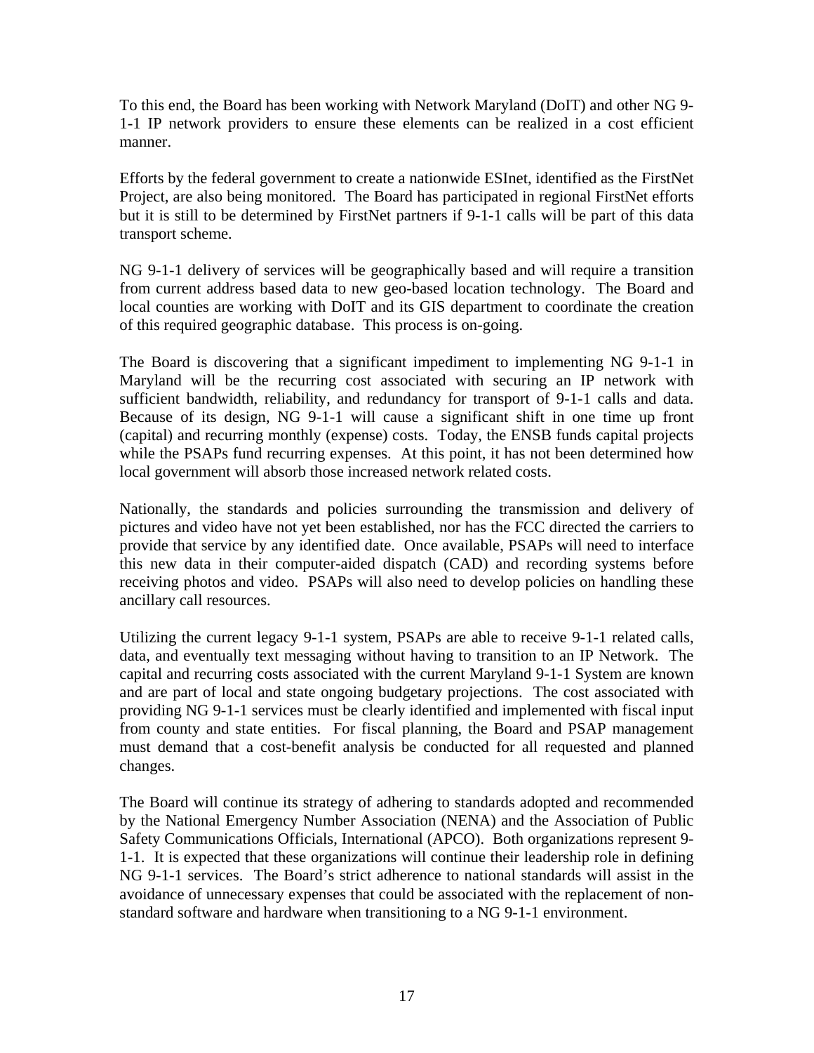To this end, the Board has been working with Network Maryland (DoIT) and other NG 9-1-1 IP network providers to ensure these elements can be realized in a cost efficient manner.

Efforts by the federal government to create a nationwide ESInet, identified as the FirstNet Project, are also being monitored. The Board has participated in regional FirstNet efforts but it is still to be determined by FirstNet partners if 9-1-1 calls will be part of this data transport scheme.

NG 9-1-1 delivery of services will be geographically based and will require a transition from current address based data to new geo-based location technology. The Board and local counties are working with DoIT and its GIS department to coordinate the creation of this required geographic database. This process is on-going.

The Board is discovering that a significant impediment to implementing NG 9-1-1 in Maryland will be the recurring cost associated with securing an IP network with sufficient bandwidth, reliability, and redundancy for transport of 9-1-1 calls and data. Because of its design, NG 9-1-1 will cause a significant shift in one time up front (capital) and recurring monthly (expense) costs. Today, the ENSB funds capital projects while the PSAPs fund recurring expenses. At this point, it has not been determined how local government will absorb those increased network related costs.

Nationally, the standards and policies surrounding the transmission and delivery of pictures and video have not yet been established, nor has the FCC directed the carriers to provide that service by any identified date. Once available, PSAPs will need to interface this new data in their computer-aided dispatch (CAD) and recording systems before receiving photos and video. PSAPs will also need to develop policies on handling these ancillary call resources.

Utilizing the current legacy 9-1-1 system, PSAPs are able to receive 9-1-1 related calls, data, and eventually text messaging without having to transition to an IP Network. The capital and recurring costs associated with the current Maryland 9-1-1 System are known and are part of local and state ongoing budgetary projections. The cost associated with providing NG 9-1-1 services must be clearly identified and implemented with fiscal input from county and state entities. For fiscal planning, the Board and PSAP management must demand that a cost-benefit analysis be conducted for all requested and planned changes.

The Board will continue its strategy of adhering to standards adopted and recommended by the National Emergency Number Association (NENA) and the Association of Public Safety Communications Officials, International (APCO). Both organizations represent 9-1-1. It is expected that these organizations will continue their leadership role in defining NG 9-1-1 services. The Board's strict adherence to national standards will assist in the avoidance of unnecessary expenses that could be associated with the replacement of non-standard software and hardware when transitioning to a NG 9-1-1 environment.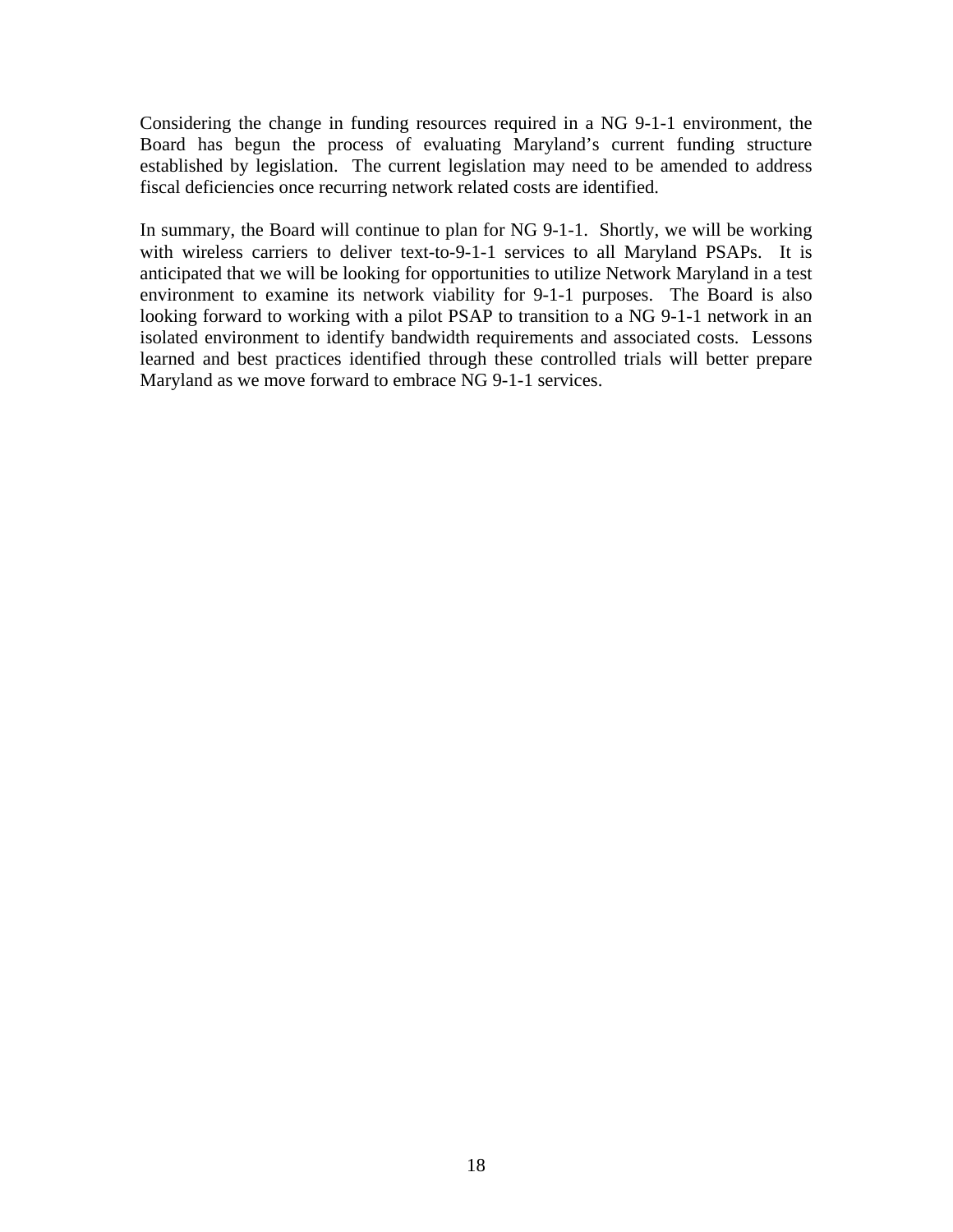Considering the change in funding resources required in a NG 9-1-1 environment, the Board has begun the process of evaluating Maryland's current funding structure established by legislation. The current legislation may need to be amended to address fiscal deficiencies once recurring network related costs are identified.

In summary, the Board will continue to plan for NG 9-1-1. Shortly, we will be working with wireless carriers to deliver text-to-9-1-1 services to all Maryland PSAPs. It is anticipated that we will be looking for opportunities to utilize Network Maryland in a test environment to examine its network viability for 9-1-1 purposes. The Board is also looking forward to working with a pilot PSAP to transition to a NG 9-1-1 network in an isolated environment to identify bandwidth requirements and associated costs. Lessons learned and best practices identified through these controlled trials will better prepare Maryland as we move forward to embrace NG 9-1-1 services.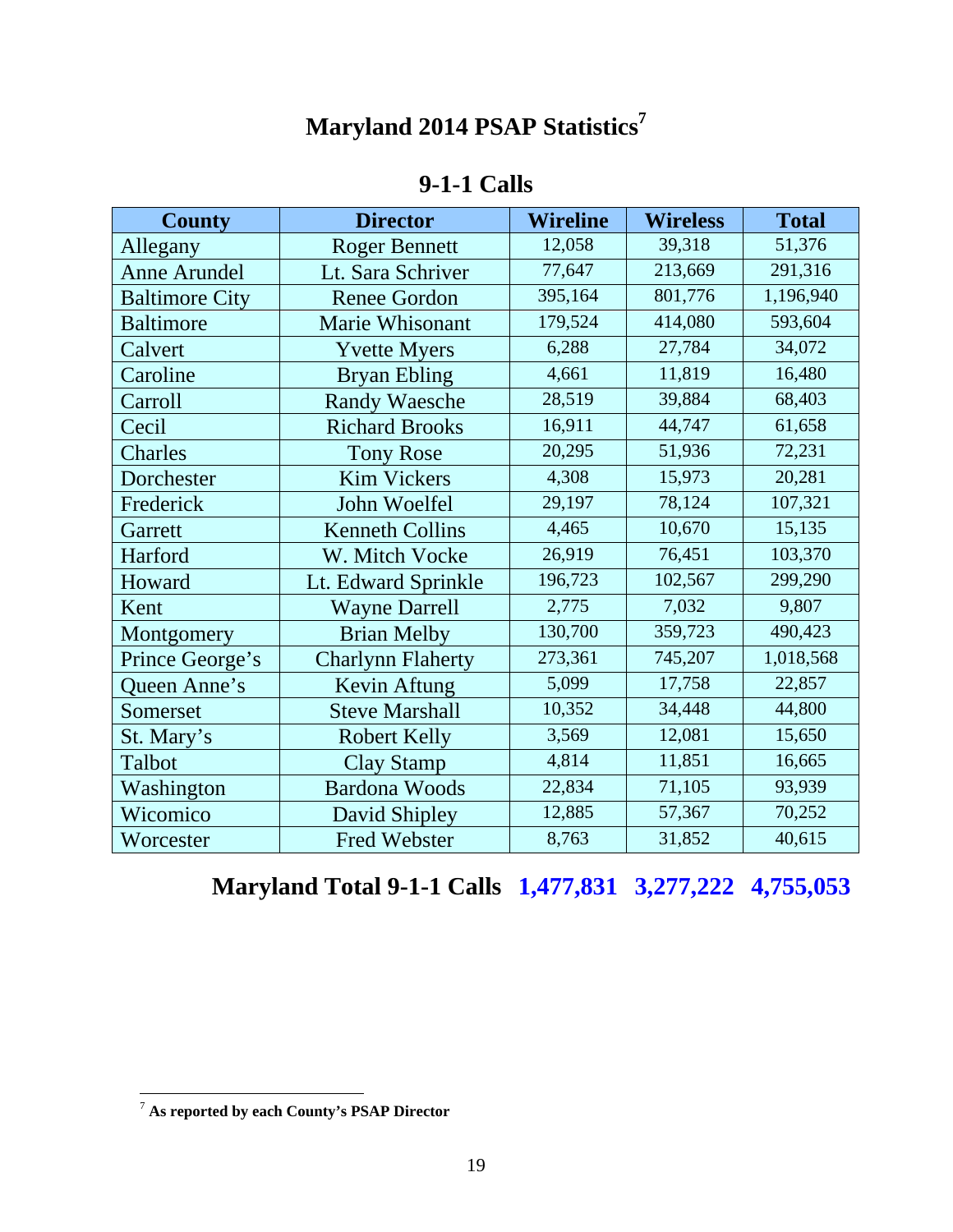# Maryland 2014 PSAP Statistics[7]

## 9-1-1 Calls

| County | Director | Wireline | Wireless | Total |
|---|---|---|---|---|
| Allegany | Roger Bennett | 12,058 | 39,318 | 51,376 |
| Anne Arundel | Lt. Sara Schriver | 77,647 | 213,669 | 291,316 |
| Baltimore City | Renee Gordon | 395,164 | 801,776 | 1,196,940 |
| Baltimore | Marie Whisonant | 179,524 | 414,080 | 593,604 |
| Calvert | Yvette Myers | 6,288 | 27,784 | 34,072 |
| Caroline | Bryan Ebling | 4,661 | 11,819 | 16,480 |
| Carroll | Randy Waesche | 28,519 | 39,884 | 68,403 |
| Cecil | Richard Brooks | 16,911 | 44,747 | 61,658 |
| Charles | Tony Rose | 20,295 | 51,936 | 72,231 |
| Dorchester | Kim Vickers | 4,308 | 15,973 | 20,281 |
| Frederick | John Woelfel | 29,197 | 78,124 | 107,321 |
| Garrett | Kenneth Collins | 4,465 | 10,670 | 15,135 |
| Harford | W. Mitch Vocke | 26,919 | 76,451 | 103,370 |
| Howard | Lt. Edward Sprinkle | 196,723 | 102,567 | 299,290 |
| Kent | Wayne Darrell | 2,775 | 7,032 | 9,807 |
| Montgomery | Brian Melby | 130,700 | 359,723 | 490,423 |
| Prince George's | Charlynn Flaherty | 273,361 | 745,207 | 1,018,568 |
| Queen Anne's | Kevin Aftung | 5,099 | 17,758 | 22,857 |
| Somerset | Steve Marshall | 10,352 | 34,448 | 44,800 |
| St. Mary's | Robert Kelly | 3,569 | 12,081 | 15,650 |
| Talbot | Clay Stamp | 4,814 | 11,851 | 16,665 |
| Washington | Bardona Woods | 22,834 | 71,105 | 93,939 |
| Wicomico | David Shipley | 12,885 | 57,367 | 70,252 |
| Worcester | Fred Webster | 8,763 | 31,852 | 40,615 |
| **Maryland Total 9-1-1 Calls** | | **1,477,831** | **3,277,222** | **4,755,053** |

[7] **As reported by each County's PSAP Director**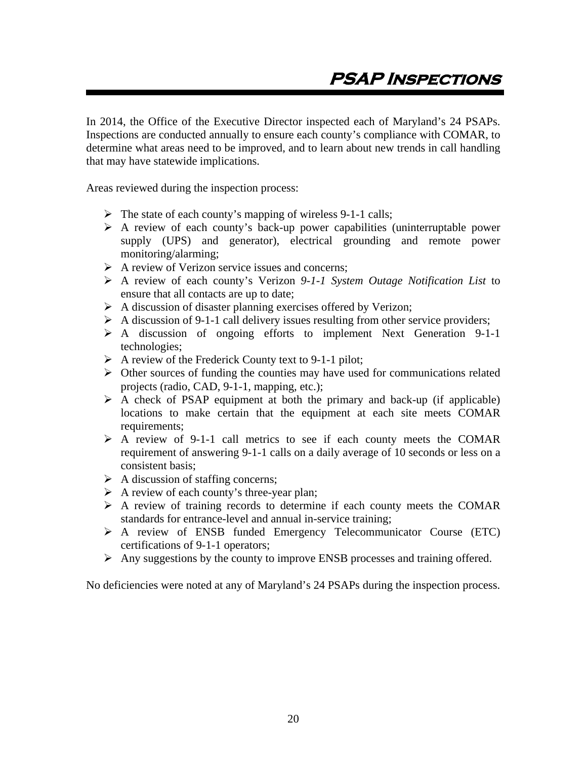# PSAP Inspections

In 2014, the Office of the Executive Director inspected each of Maryland's 24 PSAPs. Inspections are conducted annually to ensure each county's compliance with COMAR, to determine what areas need to be improved, and to learn about new trends in call handling that may have statewide implications.

Areas reviewed during the inspection process:

- The state of each county's mapping of wireless 9-1-1 calls;
- A review of each county's back-up power capabilities (uninterruptable power supply (UPS) and generator), electrical grounding and remote power monitoring/alarming;
- A review of Verizon service issues and concerns;
- A review of each county's Verizon *9-1-1 System Outage Notification List* to ensure that all contacts are up to date;
- A discussion of disaster planning exercises offered by Verizon;
- A discussion of 9-1-1 call delivery issues resulting from other service providers;
- A discussion of ongoing efforts to implement Next Generation 9-1-1 technologies;
- A review of the Frederick County text to 9-1-1 pilot;
- Other sources of funding the counties may have used for communications related projects (radio, CAD, 9-1-1, mapping, etc.);
- A check of PSAP equipment at both the primary and back-up (if applicable) locations to make certain that the equipment at each site meets COMAR requirements;
- A review of 9-1-1 call metrics to see if each county meets the COMAR requirement of answering 9-1-1 calls on a daily average of 10 seconds or less on a consistent basis;
- A discussion of staffing concerns;
- A review of each county's three-year plan;
- A review of training records to determine if each county meets the COMAR standards for entrance-level and annual in-service training;
- A review of ENSB funded Emergency Telecommunicator Course (ETC) certifications of 9-1-1 operators;
- Any suggestions by the county to improve ENSB processes and training offered.

No deficiencies were noted at any of Maryland's 24 PSAPs during the inspection process.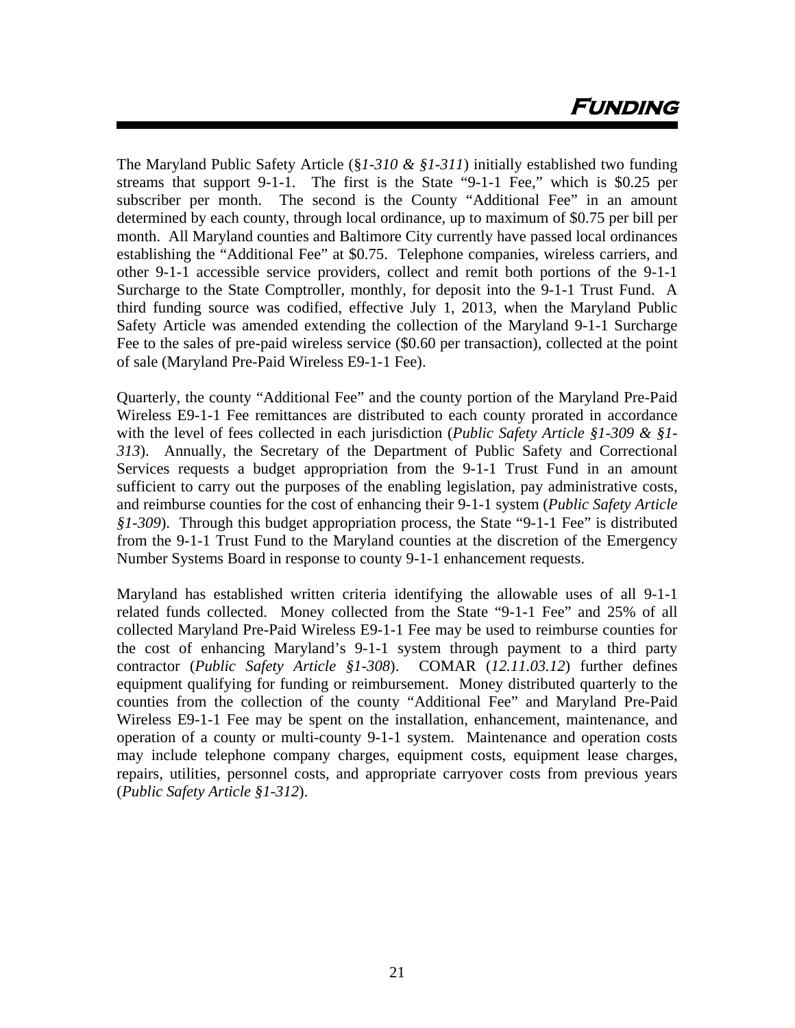# *Funding*

The Maryland Public Safety Article (§*1-310 & §1-311*) initially established two funding streams that support 9-1-1. The first is the State "9-1-1 Fee," which is $0.25 per subscriber per month. The second is the County "Additional Fee" in an amount determined by each county, through local ordinance, up to maximum of $0.75 per bill per month. All Maryland counties and Baltimore City currently have passed local ordinances establishing the "Additional Fee" at $0.75. Telephone companies, wireless carriers, and other 9-1-1 accessible service providers, collect and remit both portions of the 9-1-1 Surcharge to the State Comptroller, monthly, for deposit into the 9-1-1 Trust Fund. A third funding source was codified, effective July 1, 2013, when the Maryland Public Safety Article was amended extending the collection of the Maryland 9-1-1 Surcharge Fee to the sales of pre-paid wireless service ($0.60 per transaction), collected at the point of sale (Maryland Pre-Paid Wireless E9-1-1 Fee).

Quarterly, the county "Additional Fee" and the county portion of the Maryland Pre-Paid Wireless E9-1-1 Fee remittances are distributed to each county prorated in accordance with the level of fees collected in each jurisdiction (*Public Safety Article §1-309 & §1-313*). Annually, the Secretary of the Department of Public Safety and Correctional Services requests a budget appropriation from the 9-1-1 Trust Fund in an amount sufficient to carry out the purposes of the enabling legislation, pay administrative costs, and reimburse counties for the cost of enhancing their 9-1-1 system (*Public Safety Article §1-309*). Through this budget appropriation process, the State "9-1-1 Fee" is distributed from the 9-1-1 Trust Fund to the Maryland counties at the discretion of the Emergency Number Systems Board in response to county 9-1-1 enhancement requests.

Maryland has established written criteria identifying the allowable uses of all 9-1-1 related funds collected. Money collected from the State "9-1-1 Fee" and 25% of all collected Maryland Pre-Paid Wireless E9-1-1 Fee may be used to reimburse counties for the cost of enhancing Maryland's 9-1-1 system through payment to a third party contractor (*Public Safety Article §1-308*). COMAR (*12.11.03.12*) further defines equipment qualifying for funding or reimbursement. Money distributed quarterly to the counties from the collection of the county "Additional Fee" and Maryland Pre-Paid Wireless E9-1-1 Fee may be spent on the installation, enhancement, maintenance, and operation of a county or multi-county 9-1-1 system. Maintenance and operation costs may include telephone company charges, equipment costs, equipment lease charges, repairs, utilities, personnel costs, and appropriate carryover costs from previous years (*Public Safety Article §1-312*).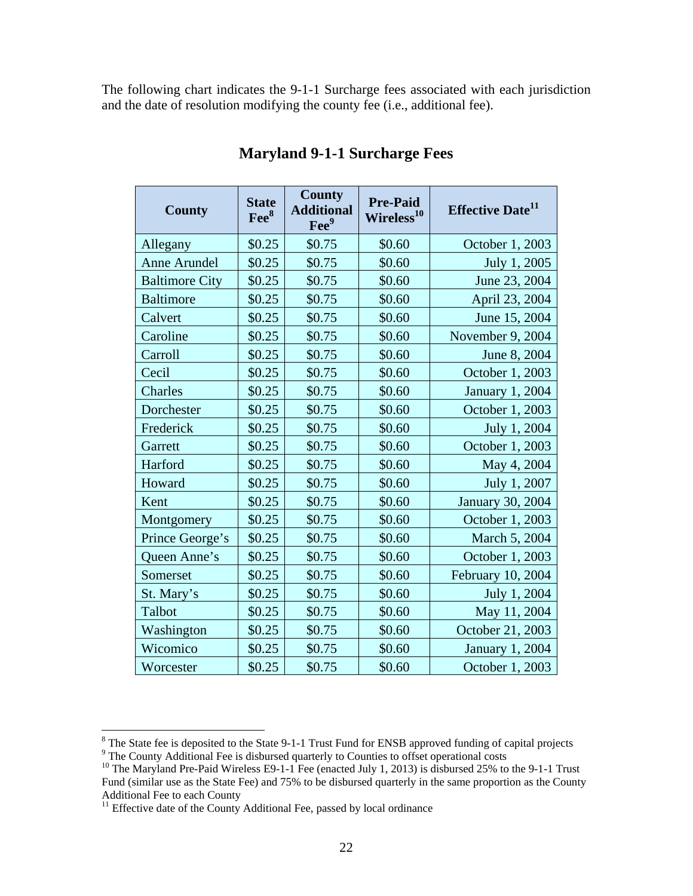The following chart indicates the 9-1-1 Surcharge fees associated with each jurisdiction and the date of resolution modifying the county fee (i.e., additional fee).

## Maryland 9-1-1 Surcharge Fees

| County | State Fee[8] | County Additional Fee[9] | Pre-Paid Wireless[10] | Effective Date[11] |
|---|---|---|---|---|
| Allegany | $0.25 | $0.75 | $0.60 | October 1, 2003 |
| Anne Arundel | $0.25 | $0.75 | $0.60 | July 1, 2005 |
| Baltimore City | $0.25 | $0.75 | $0.60 | June 23, 2004 |
| Baltimore | $0.25 | $0.75 | $0.60 | April 23, 2004 |
| Calvert | $0.25 | $0.75 | $0.60 | June 15, 2004 |
| Caroline | $0.25 | $0.75 | $0.60 | November 9, 2004 |
| Carroll | $0.25 | $0.75 | $0.60 | June 8, 2004 |
| Cecil | $0.25 | $0.75 | $0.60 | October 1, 2003 |
| Charles | $0.25 | $0.75 | $0.60 | January 1, 2004 |
| Dorchester | $0.25 | $0.75 | $0.60 | October 1, 2003 |
| Frederick | $0.25 | $0.75 | $0.60 | July 1, 2004 |
| Garrett | $0.25 | $0.75 | $0.60 | October 1, 2003 |
| Harford | $0.25 | $0.75 | $0.60 | May 4, 2004 |
| Howard | $0.25 | $0.75 | $0.60 | July 1, 2007 |
| Kent | $0.25 | $0.75 | $0.60 | January 30, 2004 |
| Montgomery | $0.25 | $0.75 | $0.60 | October 1, 2003 |
| Prince George's | $0.25 | $0.75 | $0.60 | March 5, 2004 |
| Queen Anne's | $0.25 | $0.75 | $0.60 | October 1, 2003 |
| Somerset | $0.25 | $0.75 | $0.60 | February 10, 2004 |
| St. Mary's | $0.25 | $0.75 | $0.60 | July 1, 2004 |
| Talbot | $0.25 | $0.75 | $0.60 | May 11, 2004 |
| Washington | $0.25 | $0.75 | $0.60 | October 21, 2003 |
| Wicomico | $0.25 | $0.75 | $0.60 | January 1, 2004 |
| Worcester | $0.25 | $0.75 | $0.60 | October 1, 2003 |

[8] The State fee is deposited to the State 9-1-1 Trust Fund for ENSB approved funding of capital projects

[9] The County Additional Fee is disbursed quarterly to Counties to offset operational costs

[10] The Maryland Pre-Paid Wireless E9-1-1 Fee (enacted July 1, 2013) is disbursed 25% to the 9-1-1 Trust Fund (similar use as the State Fee) and 75% to be disbursed quarterly in the same proportion as the County Additional Fee to each County

[11] Effective date of the County Additional Fee, passed by local ordinance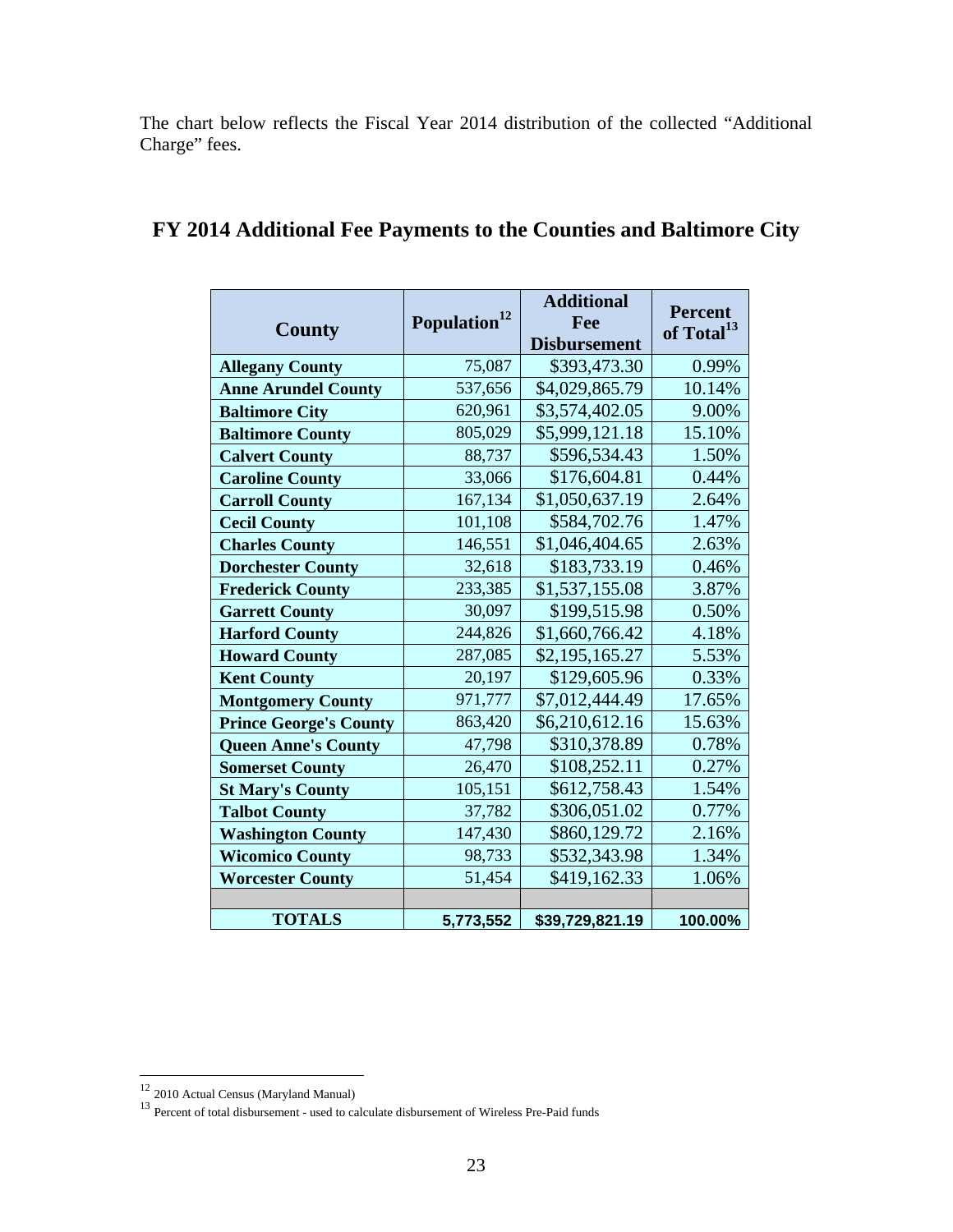The chart below reflects the Fiscal Year 2014 distribution of the collected "Additional Charge" fees.

## FY 2014 Additional Fee Payments to the Counties and Baltimore City

| County | Population[12] | Additional Fee Disbursement | Percent of Total[13] |
|---|---|---|---|
| Allegany County | 75,087 | $393,473.30 | 0.99% |
| Anne Arundel County | 537,656 | $4,029,865.79 | 10.14% |
| Baltimore City | 620,961 | $3,574,402.05 | 9.00% |
| Baltimore County | 805,029 | $5,999,121.18 | 15.10% |
| Calvert County | 88,737 | $596,534.43 | 1.50% |
| Caroline County | 33,066 | $176,604.81 | 0.44% |
| Carroll County | 167,134 | $1,050,637.19 | 2.64% |
| Cecil County | 101,108 | $584,702.76 | 1.47% |
| Charles County | 146,551 | $1,046,404.65 | 2.63% |
| Dorchester County | 32,618 | $183,733.19 | 0.46% |
| Frederick County | 233,385 | $1,537,155.08 | 3.87% |
| Garrett County | 30,097 | $199,515.98 | 0.50% |
| Harford County | 244,826 | $1,660,766.42 | 4.18% |
| Howard County | 287,085 | $2,195,165.27 | 5.53% |
| Kent County | 20,197 | $129,605.96 | 0.33% |
| Montgomery County | 971,777 | $7,012,444.49 | 17.65% |
| Prince George's County | 863,420 | $6,210,612.16 | 15.63% |
| Queen Anne's County | 47,798 | $310,378.89 | 0.78% |
| Somerset County | 26,470 | $108,252.11 | 0.27% |
| St Mary's County | 105,151 | $612,758.43 | 1.54% |
| Talbot County | 37,782 | $306,051.02 | 0.77% |
| Washington County | 147,430 | $860,129.72 | 2.16% |
| Wicomico County | 98,733 | $532,343.98 | 1.34% |
| Worcester County | 51,454 | $419,162.33 | 1.06% |
| | | | |
| **TOTALS** | **5,773,552** | **$39,729,821.19** | **100.00%** |

[12] 2010 Actual Census (Maryland Manual)

[13] Percent of total disbursement - used to calculate disbursement of Wireless Pre-Paid funds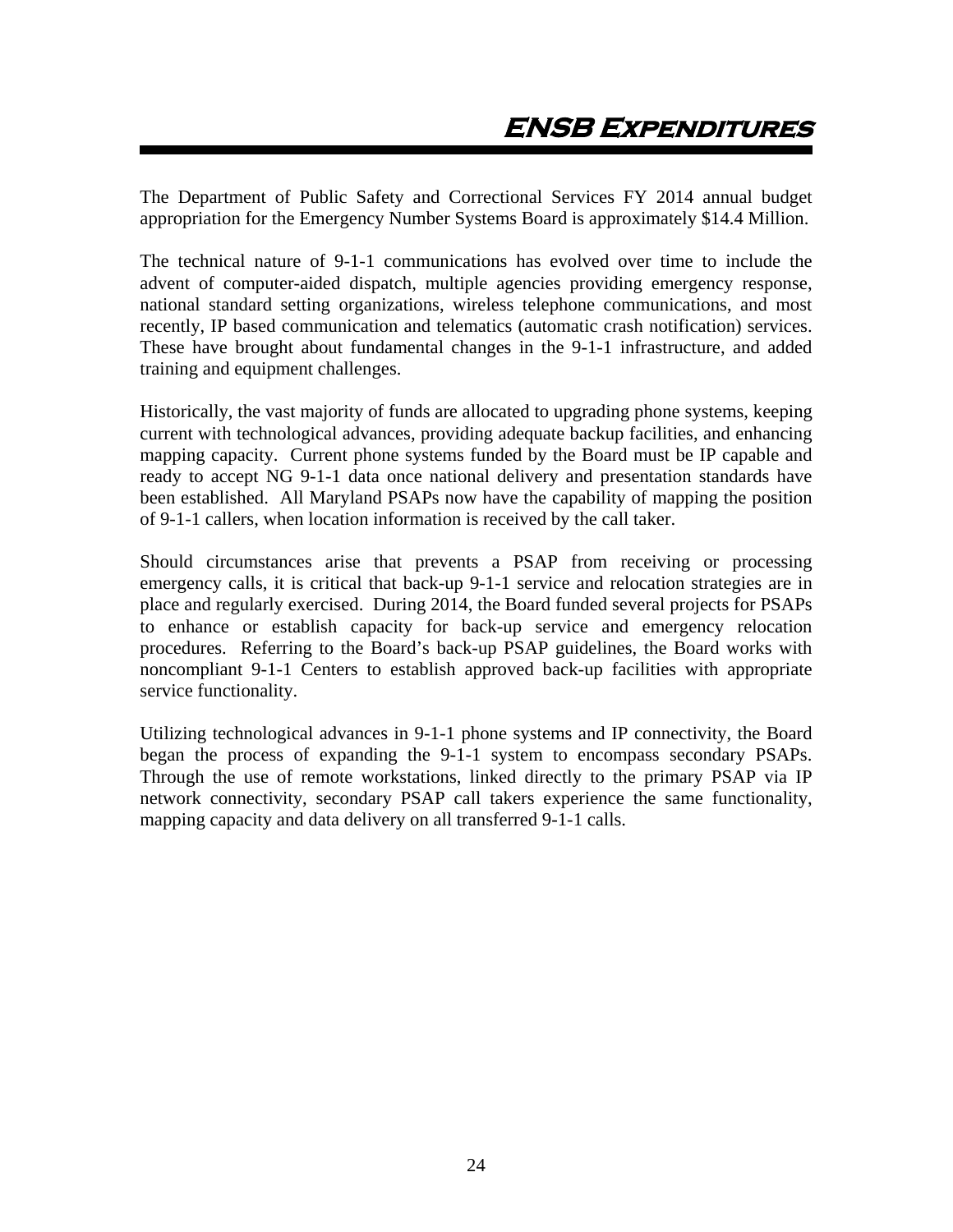# ENSB Expenditures

The Department of Public Safety and Correctional Services FY 2014 annual budget appropriation for the Emergency Number Systems Board is approximately $14.4 Million.

The technical nature of 9-1-1 communications has evolved over time to include the advent of computer-aided dispatch, multiple agencies providing emergency response, national standard setting organizations, wireless telephone communications, and most recently, IP based communication and telematics (automatic crash notification) services. These have brought about fundamental changes in the 9-1-1 infrastructure, and added training and equipment challenges.

Historically, the vast majority of funds are allocated to upgrading phone systems, keeping current with technological advances, providing adequate backup facilities, and enhancing mapping capacity. Current phone systems funded by the Board must be IP capable and ready to accept NG 9-1-1 data once national delivery and presentation standards have been established. All Maryland PSAPs now have the capability of mapping the position of 9-1-1 callers, when location information is received by the call taker.

Should circumstances arise that prevents a PSAP from receiving or processing emergency calls, it is critical that back-up 9-1-1 service and relocation strategies are in place and regularly exercised. During 2014, the Board funded several projects for PSAPs to enhance or establish capacity for back-up service and emergency relocation procedures. Referring to the Board's back-up PSAP guidelines, the Board works with noncompliant 9-1-1 Centers to establish approved back-up facilities with appropriate service functionality.

Utilizing technological advances in 9-1-1 phone systems and IP connectivity, the Board began the process of expanding the 9-1-1 system to encompass secondary PSAPs. Through the use of remote workstations, linked directly to the primary PSAP via IP network connectivity, secondary PSAP call takers experience the same functionality, mapping capacity and data delivery on all transferred 9-1-1 calls.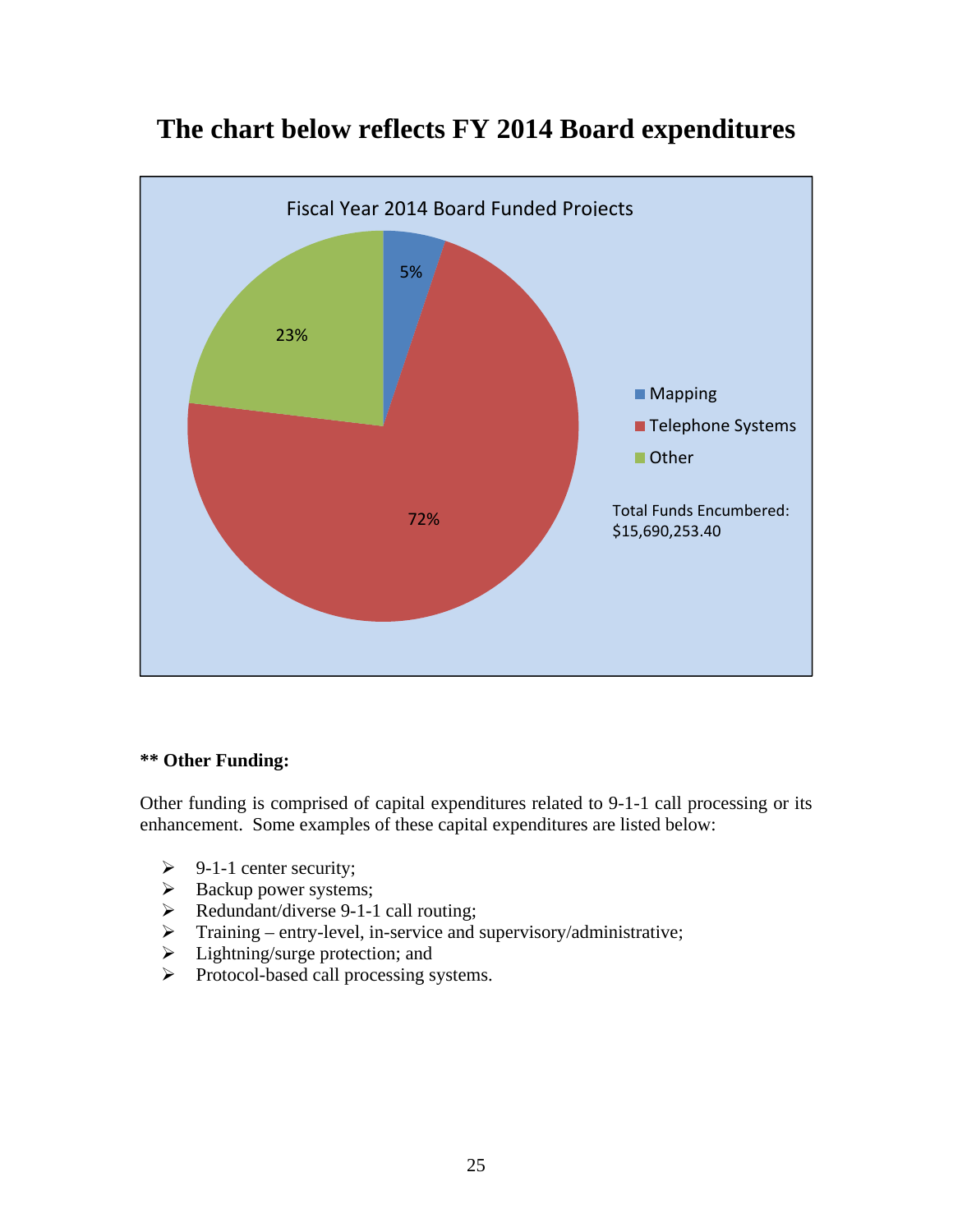# The chart below reflects FY 2014 Board expenditures

Fiscal Year 2014 Board Funded Projects

| Category | Percentage |
|---|---|
| Mapping | 5% |
| Telephone Systems | 72% |
| Other | 23% |

Total Funds Encumbered: $15,690,253.40

**\*\* Other Funding:**

Other funding is comprised of capital expenditures related to 9-1-1 call processing or its enhancement. Some examples of these capital expenditures are listed below:

- 9-1-1 center security;
- Backup power systems;
- Redundant/diverse 9-1-1 call routing;
- Training – entry-level, in-service and supervisory/administrative;
- Lightning/surge protection; and
- Protocol-based call processing systems.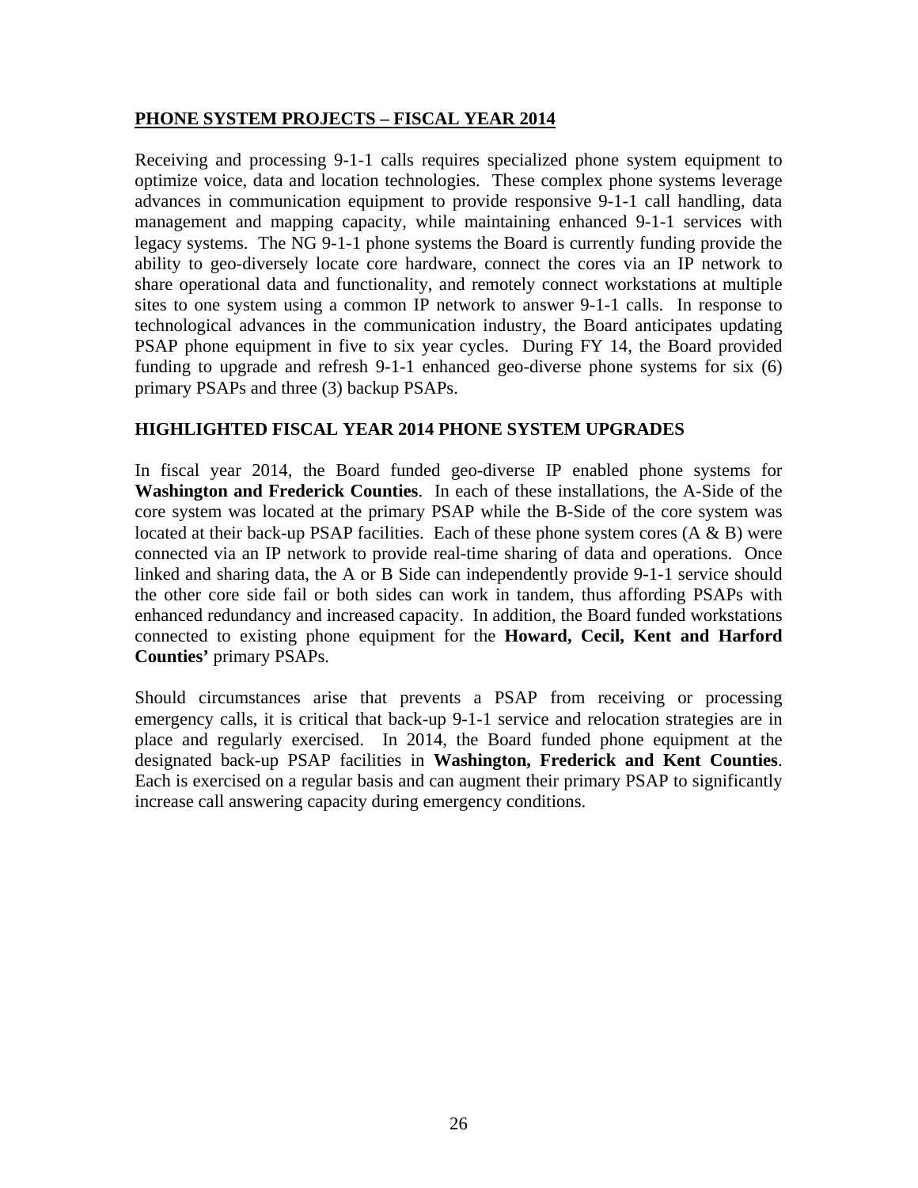## PHONE SYSTEM PROJECTS – FISCAL YEAR 2014

Receiving and processing 9-1-1 calls requires specialized phone system equipment to optimize voice, data and location technologies. These complex phone systems leverage advances in communication equipment to provide responsive 9-1-1 call handling, data management and mapping capacity, while maintaining enhanced 9-1-1 services with legacy systems. The NG 9-1-1 phone systems the Board is currently funding provide the ability to geo-diversely locate core hardware, connect the cores via an IP network to share operational data and functionality, and remotely connect workstations at multiple sites to one system using a common IP network to answer 9-1-1 calls. In response to technological advances in the communication industry, the Board anticipates updating PSAP phone equipment in five to six year cycles. During FY 14, the Board provided funding to upgrade and refresh 9-1-1 enhanced geo-diverse phone systems for six (6) primary PSAPs and three (3) backup PSAPs.

### HIGHLIGHTED FISCAL YEAR 2014 PHONE SYSTEM UPGRADES

In fiscal year 2014, the Board funded geo-diverse IP enabled phone systems for **Washington and Frederick Counties**. In each of these installations, the A-Side of the core system was located at the primary PSAP while the B-Side of the core system was located at their back-up PSAP facilities. Each of these phone system cores (A & B) were connected via an IP network to provide real-time sharing of data and operations. Once linked and sharing data, the A or B Side can independently provide 9-1-1 service should the other core side fail or both sides can work in tandem, thus affording PSAPs with enhanced redundancy and increased capacity. In addition, the Board funded workstations connected to existing phone equipment for the **Howard, Cecil, Kent and Harford Counties'** primary PSAPs.

Should circumstances arise that prevents a PSAP from receiving or processing emergency calls, it is critical that back-up 9-1-1 service and relocation strategies are in place and regularly exercised. In 2014, the Board funded phone equipment at the designated back-up PSAP facilities in **Washington, Frederick and Kent Counties**. Each is exercised on a regular basis and can augment their primary PSAP to significantly increase call answering capacity during emergency conditions.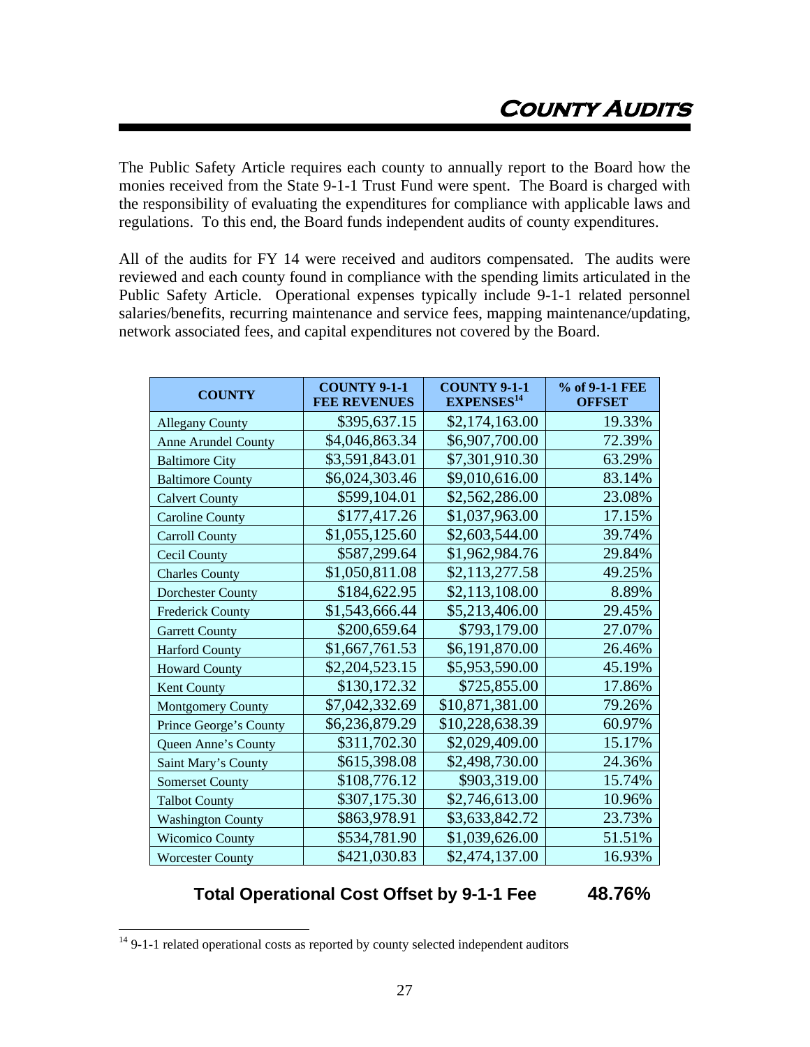# COUNTY AUDITS

The Public Safety Article requires each county to annually report to the Board how the monies received from the State 9-1-1 Trust Fund were spent. The Board is charged with the responsibility of evaluating the expenditures for compliance with applicable laws and regulations. To this end, the Board funds independent audits of county expenditures.

All of the audits for FY 14 were received and auditors compensated. The audits were reviewed and each county found in compliance with the spending limits articulated in the Public Safety Article. Operational expenses typically include 9-1-1 related personnel salaries/benefits, recurring maintenance and service fees, mapping maintenance/updating, network associated fees, and capital expenditures not covered by the Board.

| COUNTY | COUNTY 9-1-1 FEE REVENUES | COUNTY 9-1-1 EXPENSES[14] | % of 9-1-1 FEE OFFSET |
|---|---|---|---|
| Allegany County | $395,637.15 | $2,174,163.00 | 19.33% |
| Anne Arundel County | $4,046,863.34 | $6,907,700.00 | 72.39% |
| Baltimore City | $3,591,843.01 | $7,301,910.30 | 63.29% |
| Baltimore County | $6,024,303.46 | $9,010,616.00 | 83.14% |
| Calvert County | $599,104.01 | $2,562,286.00 | 23.08% |
| Caroline County | $177,417.26 | $1,037,963.00 | 17.15% |
| Carroll County | $1,055,125.60 | $2,603,544.00 | 39.74% |
| Cecil County | $587,299.64 | $1,962,984.76 | 29.84% |
| Charles County | $1,050,811.08 | $2,113,277.58 | 49.25% |
| Dorchester County | $184,622.95 | $2,113,108.00 | 8.89% |
| Frederick County | $1,543,666.44 | $5,213,406.00 | 29.45% |
| Garrett County | $200,659.64 | $793,179.00 | 27.07% |
| Harford County | $1,667,761.53 | $6,191,870.00 | 26.46% |
| Howard County | $2,204,523.15 | $5,953,590.00 | 45.19% |
| Kent County | $130,172.32 | $725,855.00 | 17.86% |
| Montgomery County | $7,042,332.69 | $10,871,381.00 | 79.26% |
| Prince George's County | $6,236,879.29 | $10,228,638.39 | 60.97% |
| Queen Anne's County | $311,702.30 | $2,029,409.00 | 15.17% |
| Saint Mary's County | $615,398.08 | $2,498,730.00 | 24.36% |
| Somerset County | $108,776.12 | $903,319.00 | 15.74% |
| Talbot County | $307,175.30 | $2,746,613.00 | 10.96% |
| Washington County | $863,978.91 | $3,633,842.72 | 23.73% |
| Wicomico County | $534,781.90 | $1,039,626.00 | 51.51% |
| Worcester County | $421,030.83 | $2,474,137.00 | 16.93% |

**Total Operational Cost Offset by 9-1-1 Fee 48.76%**

[14] 9-1-1 related operational costs as reported by county selected independent auditors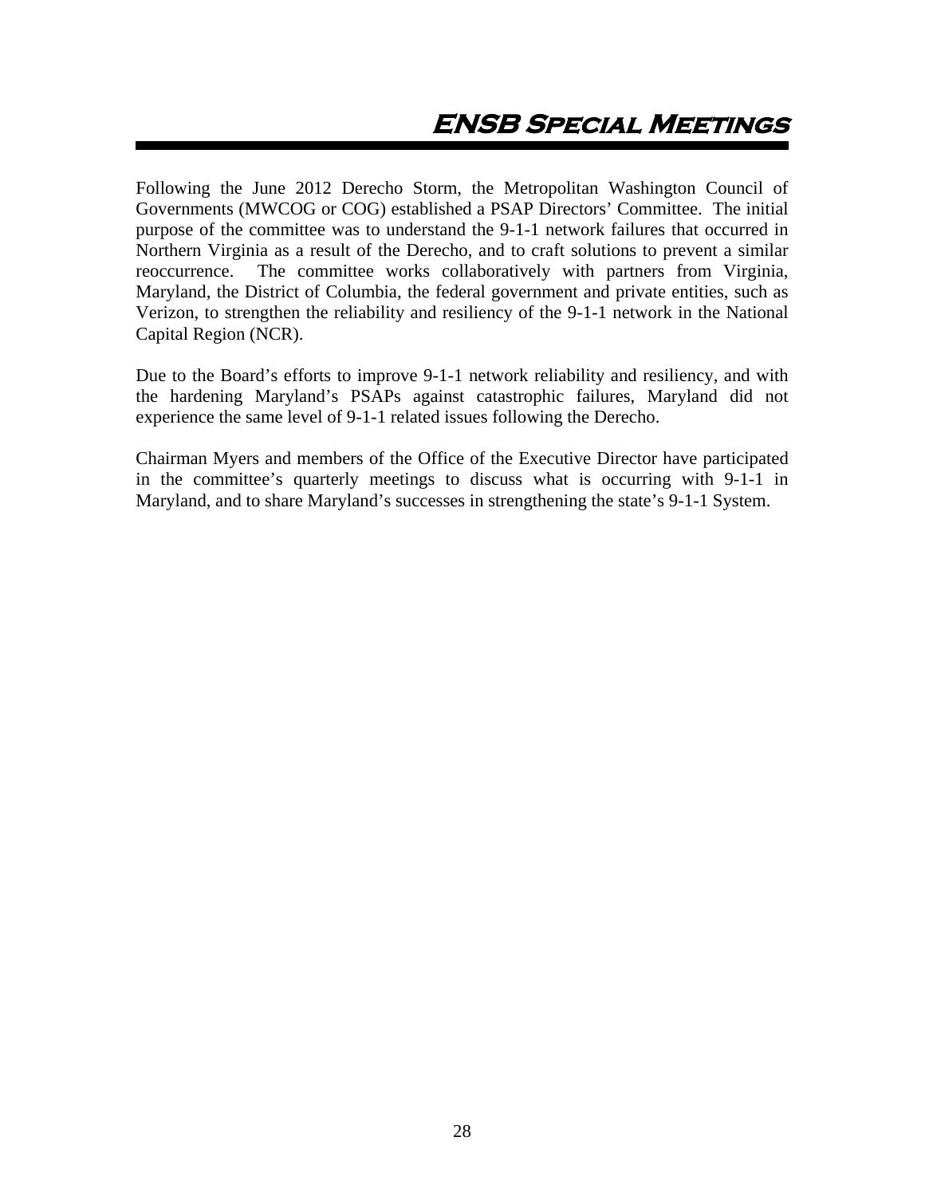# ENSB Special Meetings

Following the June 2012 Derecho Storm, the Metropolitan Washington Council of Governments (MWCOG or COG) established a PSAP Directors' Committee. The initial purpose of the committee was to understand the 9-1-1 network failures that occurred in Northern Virginia as a result of the Derecho, and to craft solutions to prevent a similar reoccurrence. The committee works collaboratively with partners from Virginia, Maryland, the District of Columbia, the federal government and private entities, such as Verizon, to strengthen the reliability and resiliency of the 9-1-1 network in the National Capital Region (NCR).

Due to the Board's efforts to improve 9-1-1 network reliability and resiliency, and with the hardening Maryland's PSAPs against catastrophic failures, Maryland did not experience the same level of 9-1-1 related issues following the Derecho.

Chairman Myers and members of the Office of the Executive Director have participated in the committee's quarterly meetings to discuss what is occurring with 9-1-1 in Maryland, and to share Maryland's successes in strengthening the state's 9-1-1 System.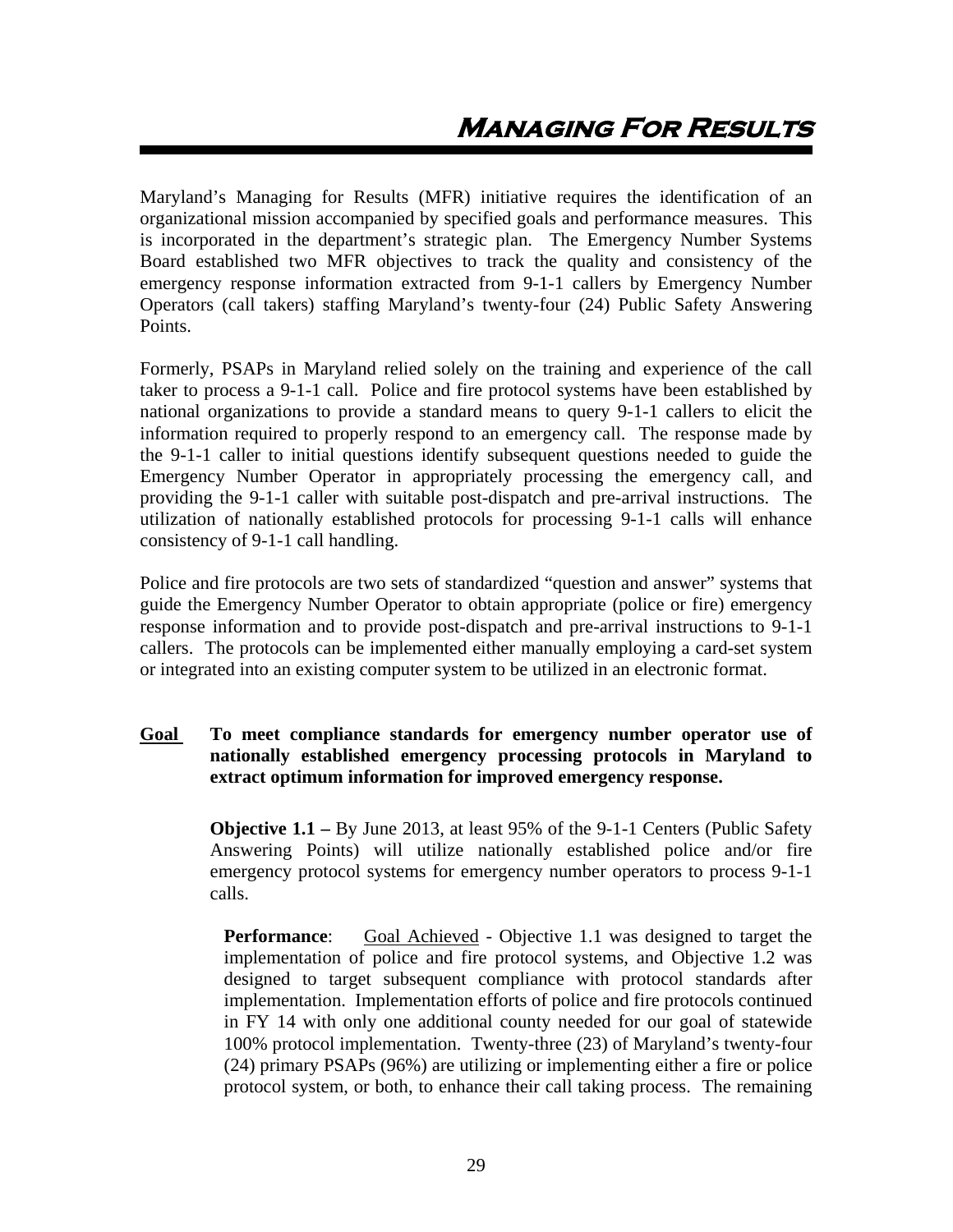# Managing For Results

Maryland's Managing for Results (MFR) initiative requires the identification of an organizational mission accompanied by specified goals and performance measures. This is incorporated in the department's strategic plan. The Emergency Number Systems Board established two MFR objectives to track the quality and consistency of the emergency response information extracted from 9-1-1 callers by Emergency Number Operators (call takers) staffing Maryland's twenty-four (24) Public Safety Answering Points.

Formerly, PSAPs in Maryland relied solely on the training and experience of the call taker to process a 9-1-1 call. Police and fire protocol systems have been established by national organizations to provide a standard means to query 9-1-1 callers to elicit the information required to properly respond to an emergency call. The response made by the 9-1-1 caller to initial questions identify subsequent questions needed to guide the Emergency Number Operator in appropriately processing the emergency call, and providing the 9-1-1 caller with suitable post-dispatch and pre-arrival instructions. The utilization of nationally established protocols for processing 9-1-1 calls will enhance consistency of 9-1-1 call handling.

Police and fire protocols are two sets of standardized "question and answer" systems that guide the Emergency Number Operator to obtain appropriate (police or fire) emergency response information and to provide post-dispatch and pre-arrival instructions to 9-1-1 callers. The protocols can be implemented either manually employing a card-set system or integrated into an existing computer system to be utilized in an electronic format.

**Goal** **To meet compliance standards for emergency number operator use of nationally established emergency processing protocols in Maryland to extract optimum information for improved emergency response.**

**Objective 1.1 –** By June 2013, at least 95% of the 9-1-1 Centers (Public Safety Answering Points) will utilize nationally established police and/or fire emergency protocol systems for emergency number operators to process 9-1-1 calls.

**Performance**: Goal Achieved - Objective 1.1 was designed to target the implementation of police and fire protocol systems, and Objective 1.2 was designed to target subsequent compliance with protocol standards after implementation. Implementation efforts of police and fire protocols continued in FY 14 with only one additional county needed for our goal of statewide 100% protocol implementation. Twenty-three (23) of Maryland's twenty-four (24) primary PSAPs (96%) are utilizing or implementing either a fire or police protocol system, or both, to enhance their call taking process. The remaining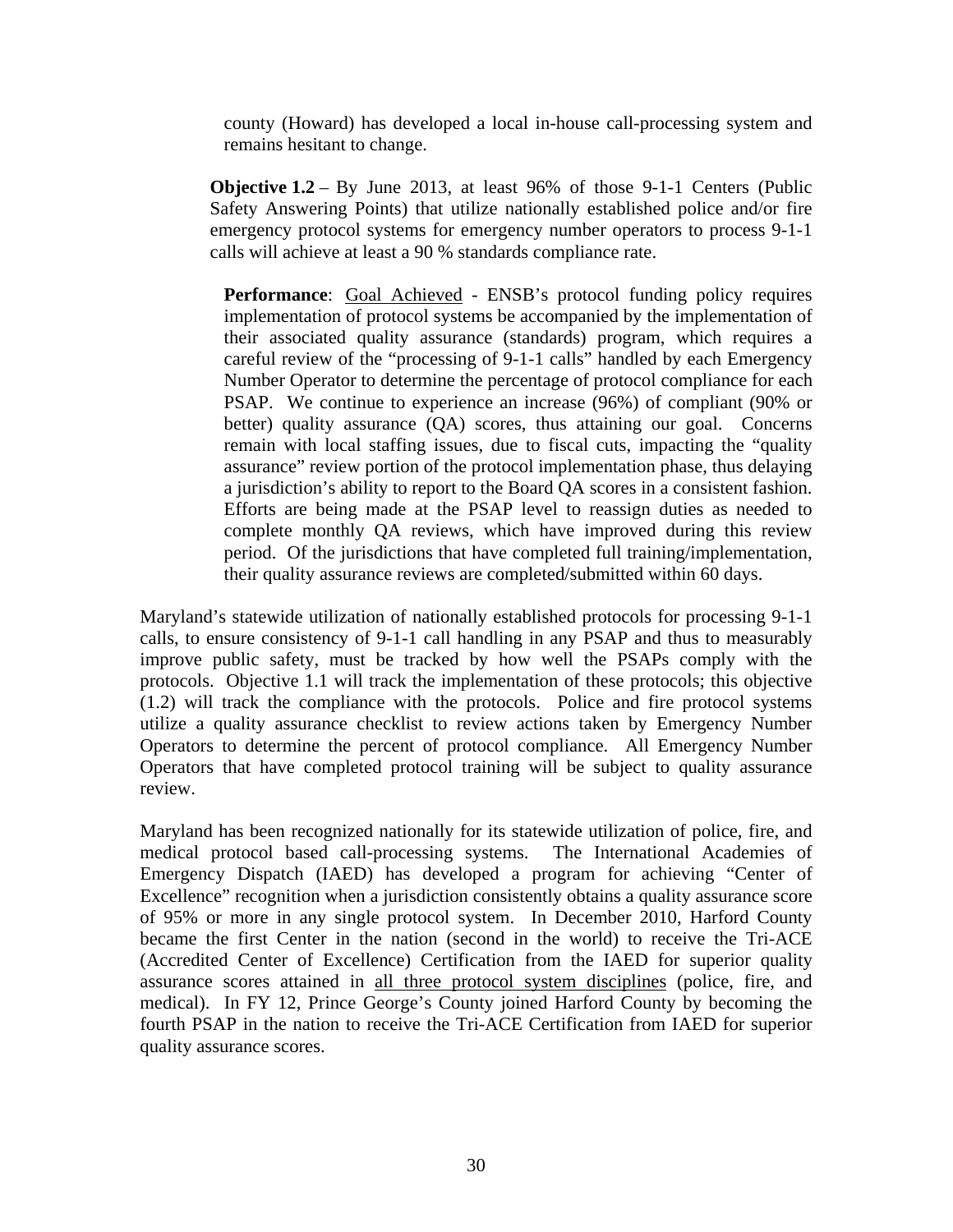county (Howard) has developed a local in-house call-processing system and remains hesitant to change.

**Objective 1.2** – By June 2013, at least 96% of those 9-1-1 Centers (Public Safety Answering Points) that utilize nationally established police and/or fire emergency protocol systems for emergency number operators to process 9-1-1 calls will achieve at least a 90 % standards compliance rate.

**Performance**: <u>Goal Achieved</u> - ENSB's protocol funding policy requires implementation of protocol systems be accompanied by the implementation of their associated quality assurance (standards) program, which requires a careful review of the "processing of 9-1-1 calls" handled by each Emergency Number Operator to determine the percentage of protocol compliance for each PSAP. We continue to experience an increase (96%) of compliant (90% or better) quality assurance (QA) scores, thus attaining our goal. Concerns remain with local staffing issues, due to fiscal cuts, impacting the "quality assurance" review portion of the protocol implementation phase, thus delaying a jurisdiction's ability to report to the Board QA scores in a consistent fashion. Efforts are being made at the PSAP level to reassign duties as needed to complete monthly QA reviews, which have improved during this review period. Of the jurisdictions that have completed full training/implementation, their quality assurance reviews are completed/submitted within 60 days.

Maryland's statewide utilization of nationally established protocols for processing 9-1-1 calls, to ensure consistency of 9-1-1 call handling in any PSAP and thus to measurably improve public safety, must be tracked by how well the PSAPs comply with the protocols. Objective 1.1 will track the implementation of these protocols; this objective (1.2) will track the compliance with the protocols. Police and fire protocol systems utilize a quality assurance checklist to review actions taken by Emergency Number Operators to determine the percent of protocol compliance. All Emergency Number Operators that have completed protocol training will be subject to quality assurance review.

Maryland has been recognized nationally for its statewide utilization of police, fire, and medical protocol based call-processing systems. The International Academies of Emergency Dispatch (IAED) has developed a program for achieving "Center of Excellence" recognition when a jurisdiction consistently obtains a quality assurance score of 95% or more in any single protocol system. In December 2010, Harford County became the first Center in the nation (second in the world) to receive the Tri-ACE (Accredited Center of Excellence) Certification from the IAED for superior quality assurance scores attained in <u>all three protocol system disciplines</u> (police, fire, and medical). In FY 12, Prince George's County joined Harford County by becoming the fourth PSAP in the nation to receive the Tri-ACE Certification from IAED for superior quality assurance scores.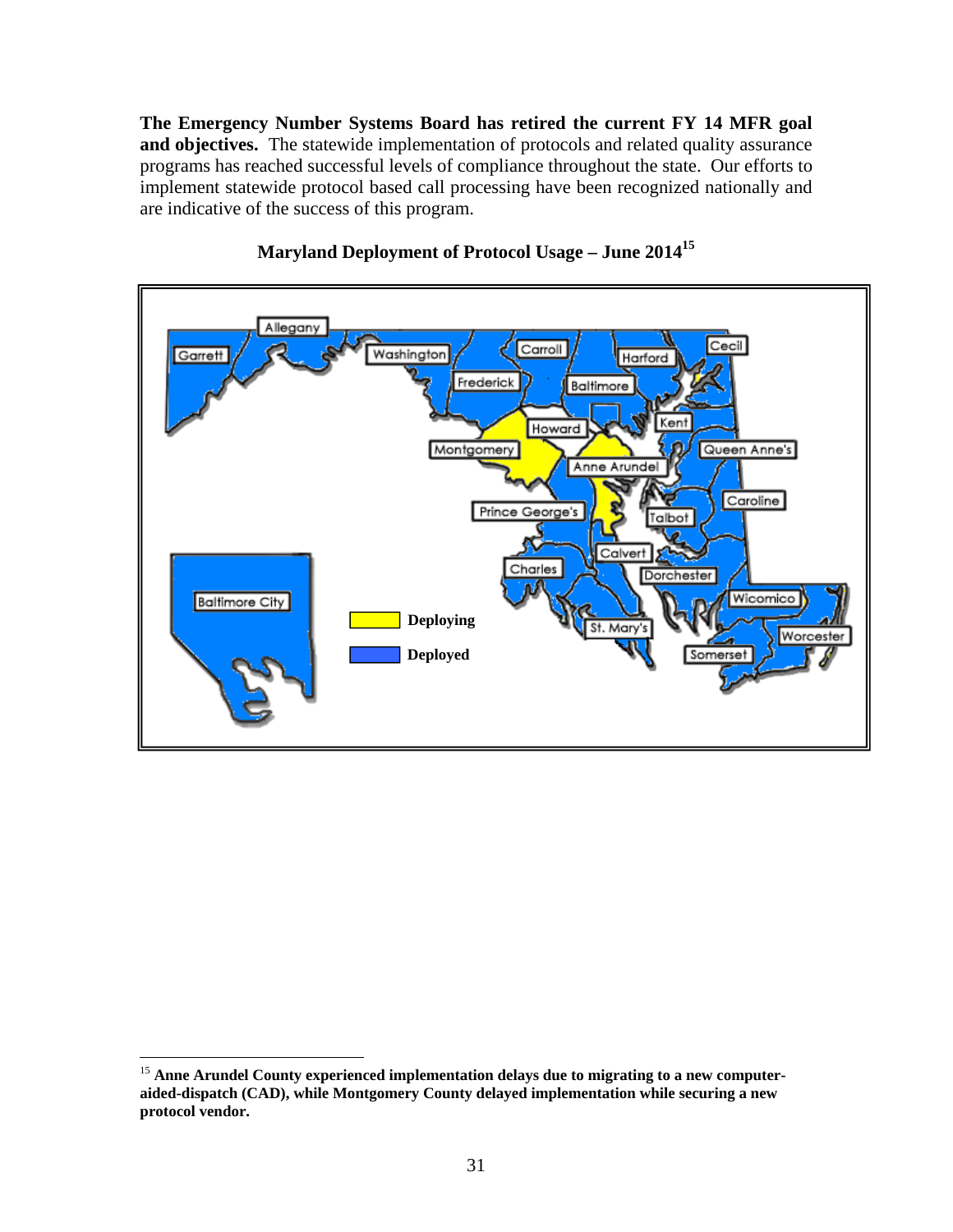**The Emergency Number Systems Board has retired the current FY 14 MFR goal and objectives.** The statewide implementation of protocols and related quality assurance programs has reached successful levels of compliance throughout the state. Our efforts to implement statewide protocol based call processing have been recognized nationally and are indicative of the success of this program.

**Maryland Deployment of Protocol Usage – June 2014**[15]

Deploying

Deployed

[15] **Anne Arundel County experienced implementation delays due to migrating to a new computer-aided-dispatch (CAD), while Montgomery County delayed implementation while securing a new protocol vendor.**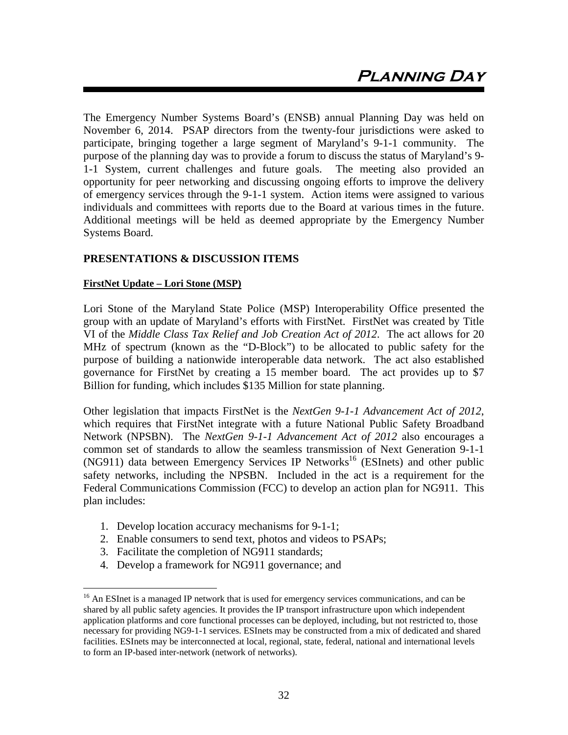# Planning Day

The Emergency Number Systems Board's (ENSB) annual Planning Day was held on November 6, 2014. PSAP directors from the twenty-four jurisdictions were asked to participate, bringing together a large segment of Maryland's 9-1-1 community. The purpose of the planning day was to provide a forum to discuss the status of Maryland's 9-1-1 System, current challenges and future goals. The meeting also provided an opportunity for peer networking and discussing ongoing efforts to improve the delivery of emergency services through the 9-1-1 system. Action items were assigned to various individuals and committees with reports due to the Board at various times in the future. Additional meetings will be held as deemed appropriate by the Emergency Number Systems Board.

## PRESENTATIONS & DISCUSSION ITEMS

### FirstNet Update – Lori Stone (MSP)

Lori Stone of the Maryland State Police (MSP) Interoperability Office presented the group with an update of Maryland's efforts with FirstNet. FirstNet was created by Title VI of the *Middle Class Tax Relief and Job Creation Act of 2012*. The act allows for 20 MHz of spectrum (known as the "D-Block") to be allocated to public safety for the purpose of building a nationwide interoperable data network. The act also established governance for FirstNet by creating a 15 member board. The act provides up to $7 Billion for funding, which includes $135 Million for state planning.

Other legislation that impacts FirstNet is the *NextGen 9-1-1 Advancement Act of 2012*, which requires that FirstNet integrate with a future National Public Safety Broadband Network (NPSBN). The *NextGen 9-1-1 Advancement Act of 2012* also encourages a common set of standards to allow the seamless transmission of Next Generation 9-1-1 (NG911) data between Emergency Services IP Networks[16] (ESInets) and other public safety networks, including the NPSBN. Included in the act is a requirement for the Federal Communications Commission (FCC) to develop an action plan for NG911. This plan includes:

1. Develop location accuracy mechanisms for 9-1-1;
2. Enable consumers to send text, photos and videos to PSAPs;
3. Facilitate the completion of NG911 standards;
4. Develop a framework for NG911 governance; and

[16] An ESInet is a managed IP network that is used for emergency services communications, and can be shared by all public safety agencies. It provides the IP transport infrastructure upon which independent application platforms and core functional processes can be deployed, including, but not restricted to, those necessary for providing NG9-1-1 services. ESInets may be constructed from a mix of dedicated and shared facilities. ESInets may be interconnected at local, regional, state, federal, national and international levels to form an IP-based inter-network (network of networks).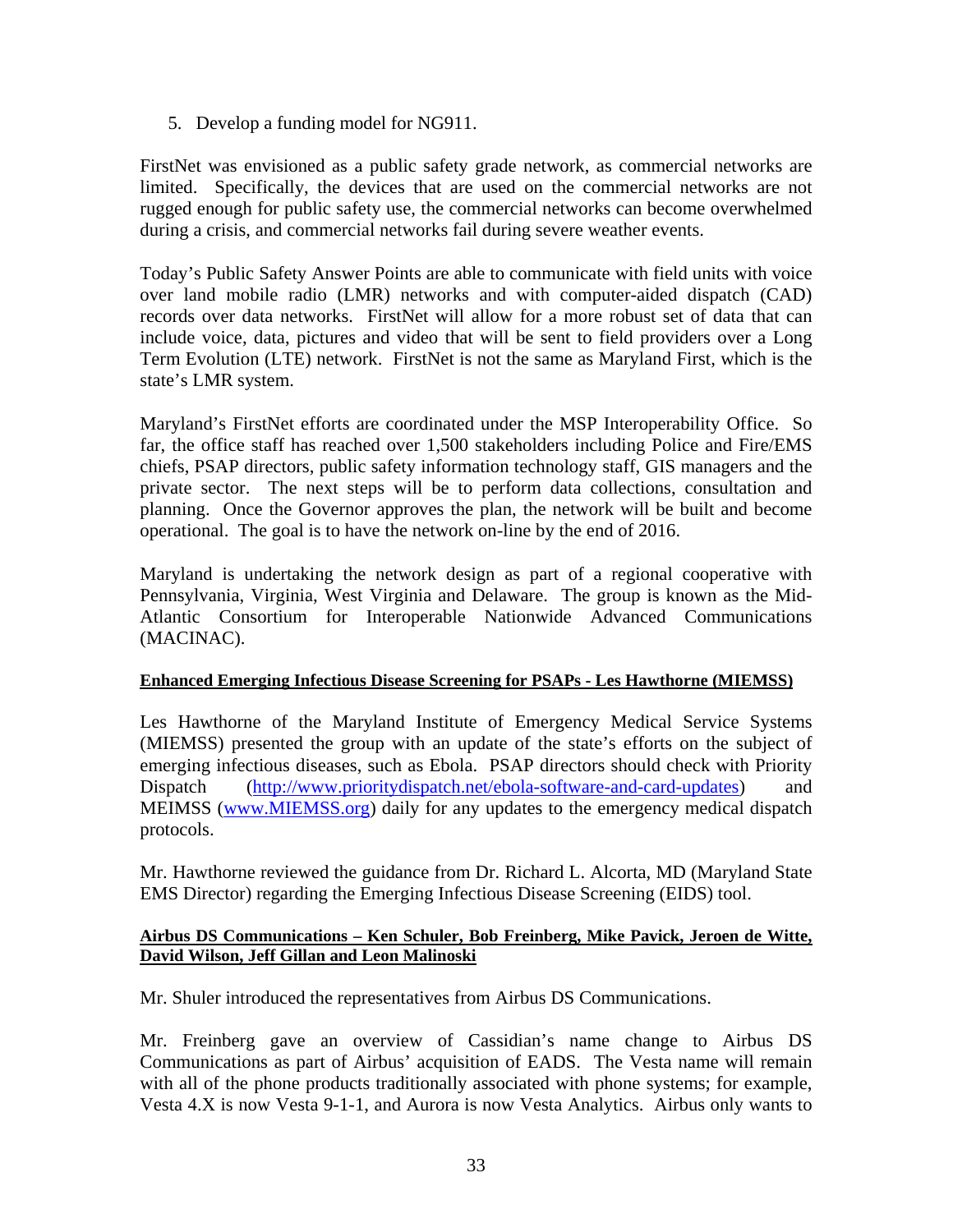5. Develop a funding model for NG911.

FirstNet was envisioned as a public safety grade network, as commercial networks are limited. Specifically, the devices that are used on the commercial networks are not rugged enough for public safety use, the commercial networks can become overwhelmed during a crisis, and commercial networks fail during severe weather events.

Today's Public Safety Answer Points are able to communicate with field units with voice over land mobile radio (LMR) networks and with computer-aided dispatch (CAD) records over data networks. FirstNet will allow for a more robust set of data that can include voice, data, pictures and video that will be sent to field providers over a Long Term Evolution (LTE) network. FirstNet is not the same as Maryland First, which is the state's LMR system.

Maryland's FirstNet efforts are coordinated under the MSP Interoperability Office. So far, the office staff has reached over 1,500 stakeholders including Police and Fire/EMS chiefs, PSAP directors, public safety information technology staff, GIS managers and the private sector. The next steps will be to perform data collections, consultation and planning. Once the Governor approves the plan, the network will be built and become operational. The goal is to have the network on-line by the end of 2016.

Maryland is undertaking the network design as part of a regional cooperative with Pennsylvania, Virginia, West Virginia and Delaware. The group is known as the Mid-Atlantic Consortium for Interoperable Nationwide Advanced Communications (MACINAC).

**Enhanced Emerging Infectious Disease Screening for PSAPs - Les Hawthorne (MIEMSS)**

Les Hawthorne of the Maryland Institute of Emergency Medical Service Systems (MIEMSS) presented the group with an update of the state's efforts on the subject of emerging infectious diseases, such as Ebola. PSAP directors should check with Priority Dispatch (http://www.prioritydispatch.net/ebola-software-and-card-updates) and MEIMSS (www.MIEMSS.org) daily for any updates to the emergency medical dispatch protocols.

Mr. Hawthorne reviewed the guidance from Dr. Richard L. Alcorta, MD (Maryland State EMS Director) regarding the Emerging Infectious Disease Screening (EIDS) tool.

**Airbus DS Communications – Ken Schuler, Bob Freinberg, Mike Pavick, Jeroen de Witte, David Wilson, Jeff Gillan and Leon Malinoski**

Mr. Shuler introduced the representatives from Airbus DS Communications.

Mr. Freinberg gave an overview of Cassidian's name change to Airbus DS Communications as part of Airbus' acquisition of EADS. The Vesta name will remain with all of the phone products traditionally associated with phone systems; for example, Vesta 4.X is now Vesta 9-1-1, and Aurora is now Vesta Analytics. Airbus only wants to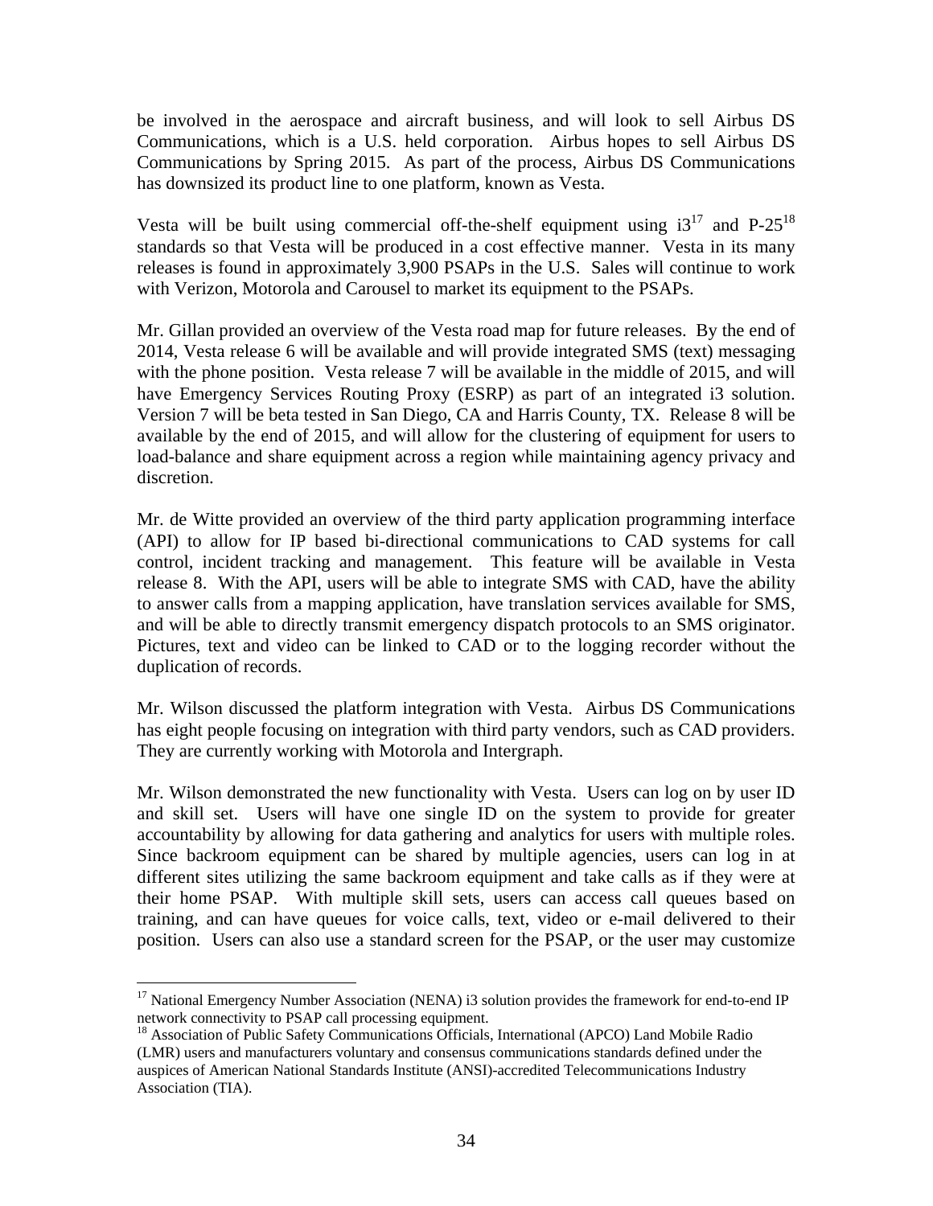be involved in the aerospace and aircraft business, and will look to sell Airbus DS Communications, which is a U.S. held corporation. Airbus hopes to sell Airbus DS Communications by Spring 2015. As part of the process, Airbus DS Communications has downsized its product line to one platform, known as Vesta.

Vesta will be built using commercial off-the-shelf equipment using i3[17] and P-25[18] standards so that Vesta will be produced in a cost effective manner. Vesta in its many releases is found in approximately 3,900 PSAPs in the U.S. Sales will continue to work with Verizon, Motorola and Carousel to market its equipment to the PSAPs.

Mr. Gillan provided an overview of the Vesta road map for future releases. By the end of 2014, Vesta release 6 will be available and will provide integrated SMS (text) messaging with the phone position. Vesta release 7 will be available in the middle of 2015, and will have Emergency Services Routing Proxy (ESRP) as part of an integrated i3 solution. Version 7 will be beta tested in San Diego, CA and Harris County, TX. Release 8 will be available by the end of 2015, and will allow for the clustering of equipment for users to load-balance and share equipment across a region while maintaining agency privacy and discretion.

Mr. de Witte provided an overview of the third party application programming interface (API) to allow for IP based bi-directional communications to CAD systems for call control, incident tracking and management. This feature will be available in Vesta release 8. With the API, users will be able to integrate SMS with CAD, have the ability to answer calls from a mapping application, have translation services available for SMS, and will be able to directly transmit emergency dispatch protocols to an SMS originator. Pictures, text and video can be linked to CAD or to the logging recorder without the duplication of records.

Mr. Wilson discussed the platform integration with Vesta. Airbus DS Communications has eight people focusing on integration with third party vendors, such as CAD providers. They are currently working with Motorola and Intergraph.

Mr. Wilson demonstrated the new functionality with Vesta. Users can log on by user ID and skill set. Users will have one single ID on the system to provide for greater accountability by allowing for data gathering and analytics for users with multiple roles. Since backroom equipment can be shared by multiple agencies, users can log in at different sites utilizing the same backroom equipment and take calls as if they were at their home PSAP. With multiple skill sets, users can access call queues based on training, and can have queues for voice calls, text, video or e-mail delivered to their position. Users can also use a standard screen for the PSAP, or the user may customize

---

[17] National Emergency Number Association (NENA) i3 solution provides the framework for end-to-end IP network connectivity to PSAP call processing equipment.

[18] Association of Public Safety Communications Officials, International (APCO) Land Mobile Radio (LMR) users and manufacturers voluntary and consensus communications standards defined under the auspices of American National Standards Institute (ANSI)-accredited Telecommunications Industry Association (TIA).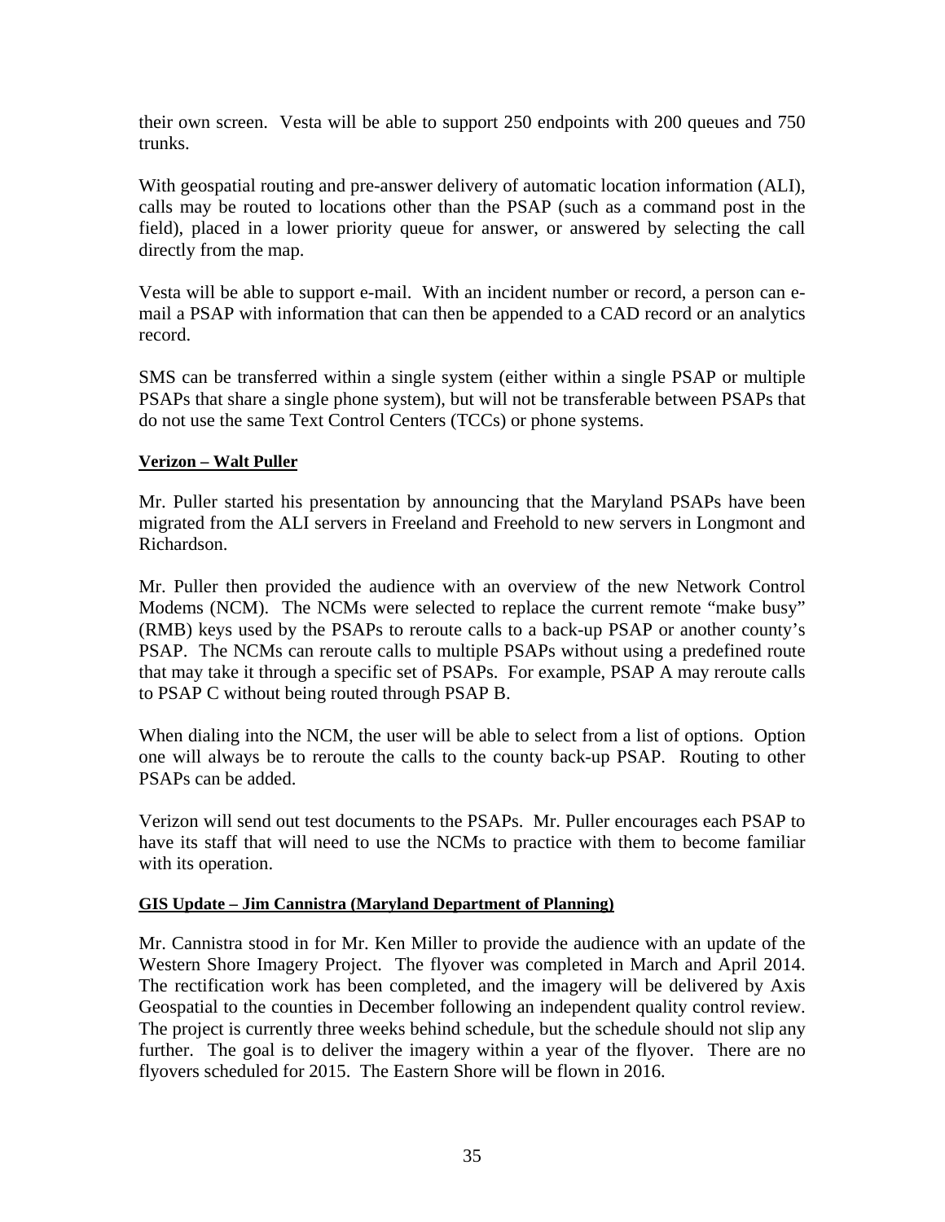their own screen. Vesta will be able to support 250 endpoints with 200 queues and 750 trunks.

With geospatial routing and pre-answer delivery of automatic location information (ALI), calls may be routed to locations other than the PSAP (such as a command post in the field), placed in a lower priority queue for answer, or answered by selecting the call directly from the map.

Vesta will be able to support e-mail. With an incident number or record, a person can e-mail a PSAP with information that can then be appended to a CAD record or an analytics record.

SMS can be transferred within a single system (either within a single PSAP or multiple PSAPs that share a single phone system), but will not be transferable between PSAPs that do not use the same Text Control Centers (TCCs) or phone systems.

**Verizon – Walt Puller**

Mr. Puller started his presentation by announcing that the Maryland PSAPs have been migrated from the ALI servers in Freeland and Freehold to new servers in Longmont and Richardson.

Mr. Puller then provided the audience with an overview of the new Network Control Modems (NCM). The NCMs were selected to replace the current remote "make busy" (RMB) keys used by the PSAPs to reroute calls to a back-up PSAP or another county's PSAP. The NCMs can reroute calls to multiple PSAPs without using a predefined route that may take it through a specific set of PSAPs. For example, PSAP A may reroute calls to PSAP C without being routed through PSAP B.

When dialing into the NCM, the user will be able to select from a list of options. Option one will always be to reroute the calls to the county back-up PSAP. Routing to other PSAPs can be added.

Verizon will send out test documents to the PSAPs. Mr. Puller encourages each PSAP to have its staff that will need to use the NCMs to practice with them to become familiar with its operation.

**GIS Update – Jim Cannistra (Maryland Department of Planning)**

Mr. Cannistra stood in for Mr. Ken Miller to provide the audience with an update of the Western Shore Imagery Project. The flyover was completed in March and April 2014. The rectification work has been completed, and the imagery will be delivered by Axis Geospatial to the counties in December following an independent quality control review. The project is currently three weeks behind schedule, but the schedule should not slip any further. The goal is to deliver the imagery within a year of the flyover. There are no flyovers scheduled for 2015. The Eastern Shore will be flown in 2016.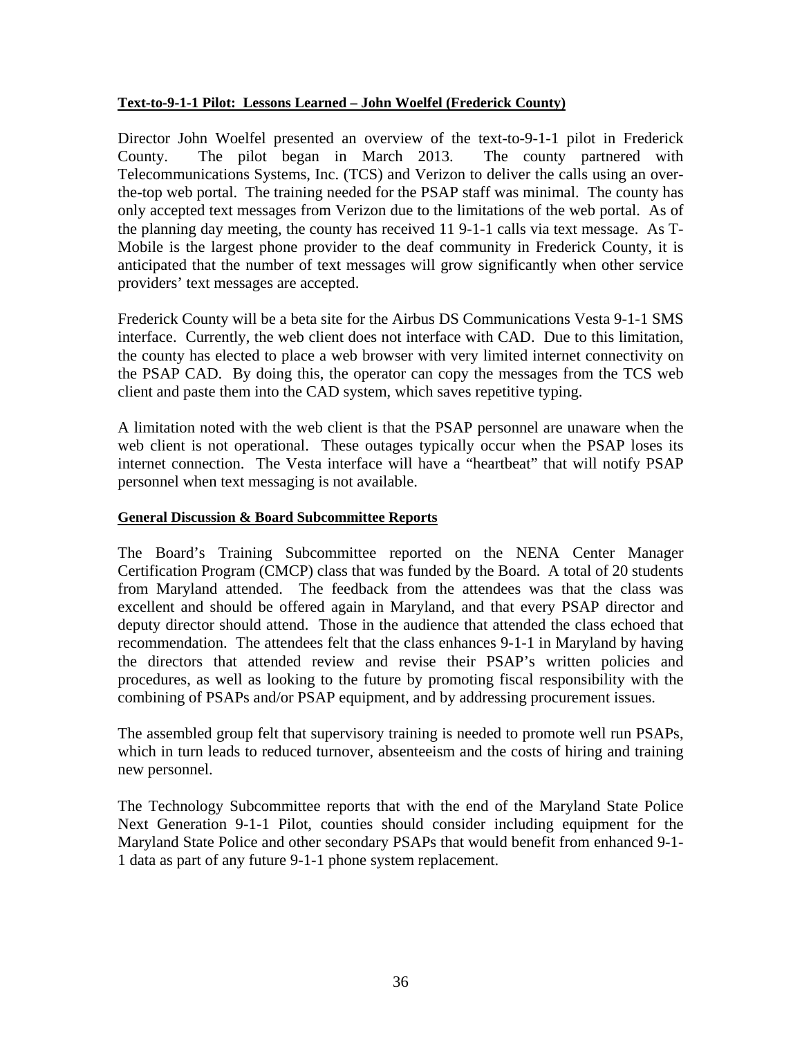**Text-to-9-1-1 Pilot: Lessons Learned – John Woelfel (Frederick County)**

Director John Woelfel presented an overview of the text-to-9-1-1 pilot in Frederick County. The pilot began in March 2013. The county partnered with Telecommunications Systems, Inc. (TCS) and Verizon to deliver the calls using an over-the-top web portal. The training needed for the PSAP staff was minimal. The county has only accepted text messages from Verizon due to the limitations of the web portal. As of the planning day meeting, the county has received 11 9-1-1 calls via text message. As T-Mobile is the largest phone provider to the deaf community in Frederick County, it is anticipated that the number of text messages will grow significantly when other service providers' text messages are accepted.

Frederick County will be a beta site for the Airbus DS Communications Vesta 9-1-1 SMS interface. Currently, the web client does not interface with CAD. Due to this limitation, the county has elected to place a web browser with very limited internet connectivity on the PSAP CAD. By doing this, the operator can copy the messages from the TCS web client and paste them into the CAD system, which saves repetitive typing.

A limitation noted with the web client is that the PSAP personnel are unaware when the web client is not operational. These outages typically occur when the PSAP loses its internet connection. The Vesta interface will have a "heartbeat" that will notify PSAP personnel when text messaging is not available.

**General Discussion & Board Subcommittee Reports**

The Board's Training Subcommittee reported on the NENA Center Manager Certification Program (CMCP) class that was funded by the Board. A total of 20 students from Maryland attended. The feedback from the attendees was that the class was excellent and should be offered again in Maryland, and that every PSAP director and deputy director should attend. Those in the audience that attended the class echoed that recommendation. The attendees felt that the class enhances 9-1-1 in Maryland by having the directors that attended review and revise their PSAP's written policies and procedures, as well as looking to the future by promoting fiscal responsibility with the combining of PSAPs and/or PSAP equipment, and by addressing procurement issues.

The assembled group felt that supervisory training is needed to promote well run PSAPs, which in turn leads to reduced turnover, absenteeism and the costs of hiring and training new personnel.

The Technology Subcommittee reports that with the end of the Maryland State Police Next Generation 9-1-1 Pilot, counties should consider including equipment for the Maryland State Police and other secondary PSAPs that would benefit from enhanced 9-1-1 data as part of any future 9-1-1 phone system replacement.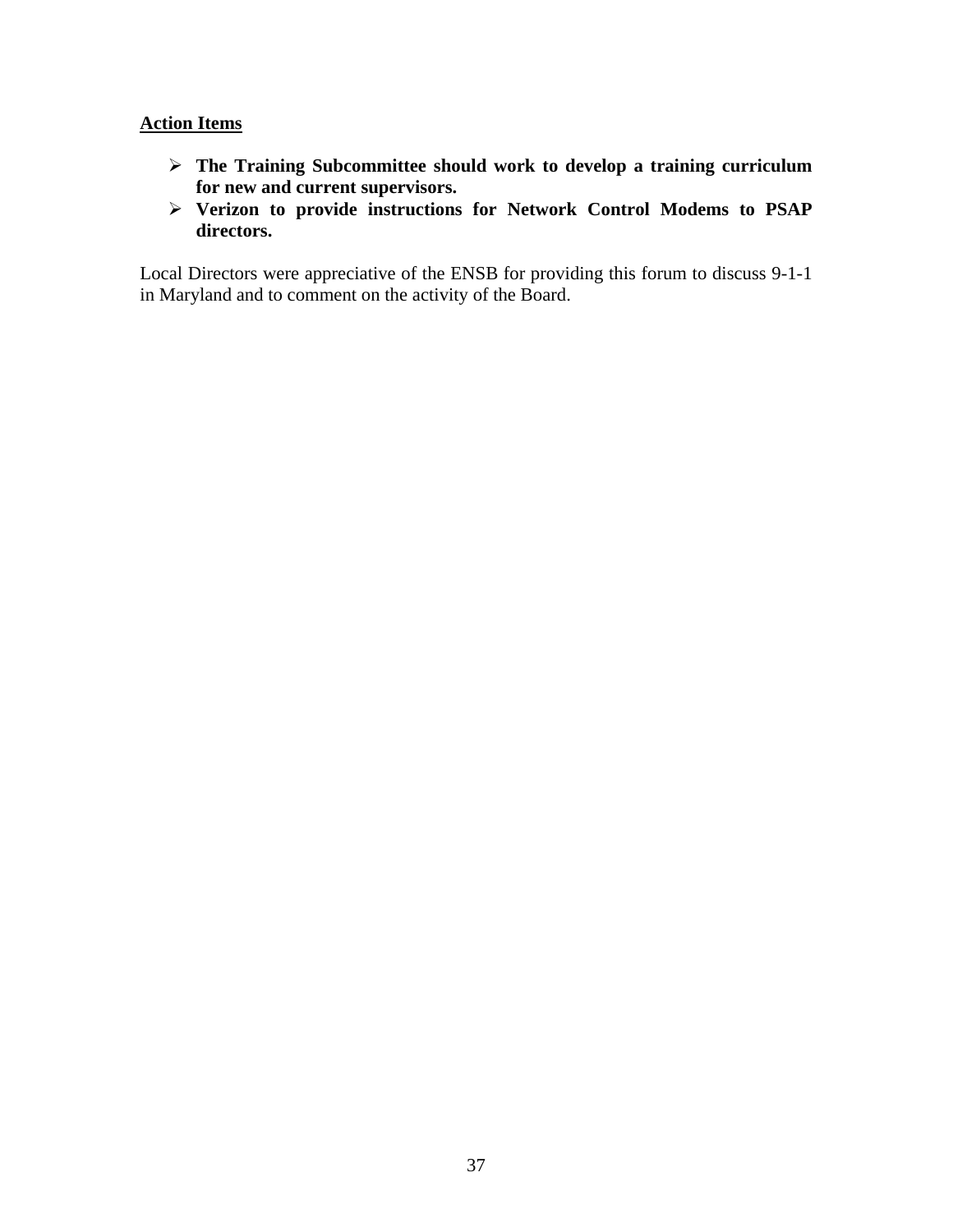**Action Items**

- **The Training Subcommittee should work to develop a training curriculum for new and current supervisors.**
- **Verizon to provide instructions for Network Control Modems to PSAP directors.**

Local Directors were appreciative of the ENSB for providing this forum to discuss 9-1-1 in Maryland and to comment on the activity of the Board.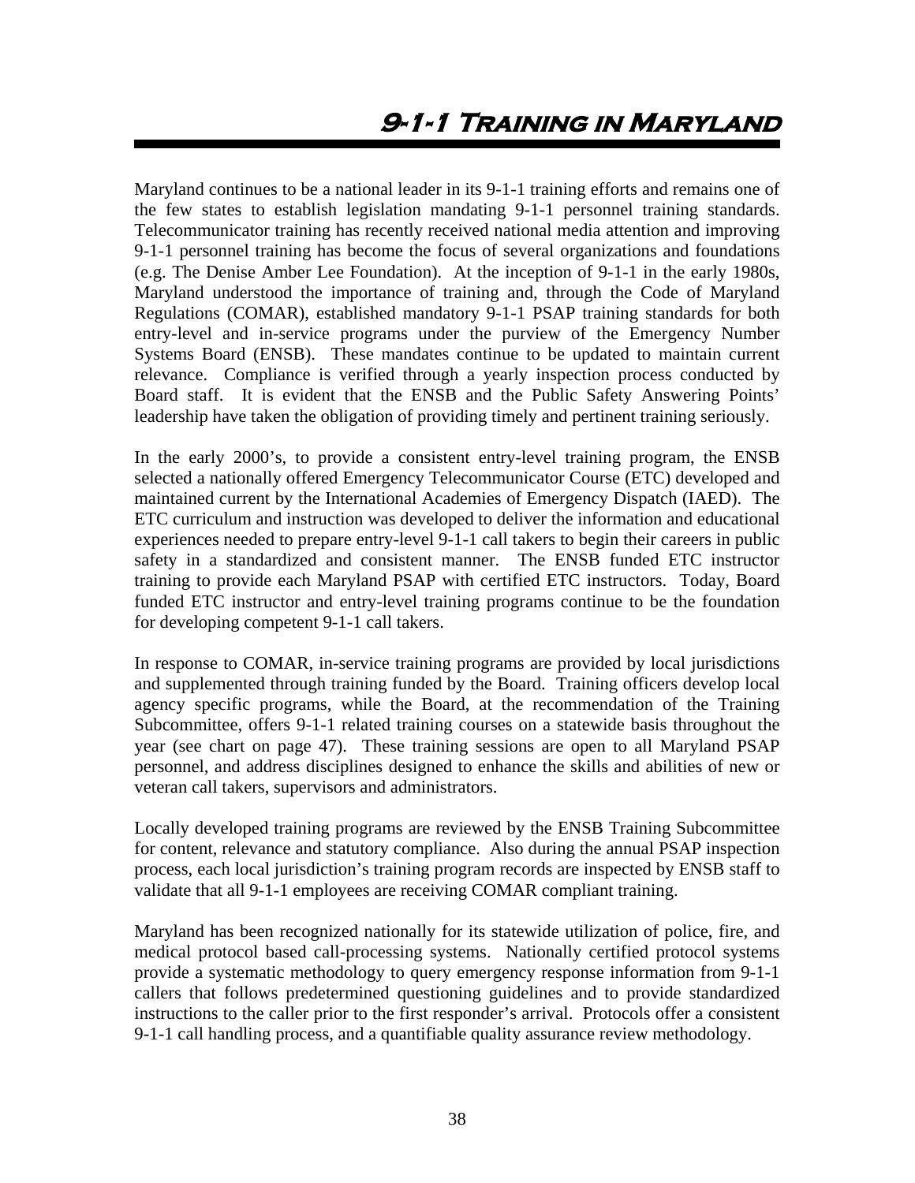# 9-1-1 Training in Maryland

Maryland continues to be a national leader in its 9-1-1 training efforts and remains one of the few states to establish legislation mandating 9-1-1 personnel training standards. Telecommunicator training has recently received national media attention and improving 9-1-1 personnel training has become the focus of several organizations and foundations (e.g. The Denise Amber Lee Foundation). At the inception of 9-1-1 in the early 1980s, Maryland understood the importance of training and, through the Code of Maryland Regulations (COMAR), established mandatory 9-1-1 PSAP training standards for both entry-level and in-service programs under the purview of the Emergency Number Systems Board (ENSB). These mandates continue to be updated to maintain current relevance. Compliance is verified through a yearly inspection process conducted by Board staff. It is evident that the ENSB and the Public Safety Answering Points' leadership have taken the obligation of providing timely and pertinent training seriously.

In the early 2000's, to provide a consistent entry-level training program, the ENSB selected a nationally offered Emergency Telecommunicator Course (ETC) developed and maintained current by the International Academies of Emergency Dispatch (IAED). The ETC curriculum and instruction was developed to deliver the information and educational experiences needed to prepare entry-level 9-1-1 call takers to begin their careers in public safety in a standardized and consistent manner. The ENSB funded ETC instructor training to provide each Maryland PSAP with certified ETC instructors. Today, Board funded ETC instructor and entry-level training programs continue to be the foundation for developing competent 9-1-1 call takers.

In response to COMAR, in-service training programs are provided by local jurisdictions and supplemented through training funded by the Board. Training officers develop local agency specific programs, while the Board, at the recommendation of the Training Subcommittee, offers 9-1-1 related training courses on a statewide basis throughout the year (see chart on page 47). These training sessions are open to all Maryland PSAP personnel, and address disciplines designed to enhance the skills and abilities of new or veteran call takers, supervisors and administrators.

Locally developed training programs are reviewed by the ENSB Training Subcommittee for content, relevance and statutory compliance. Also during the annual PSAP inspection process, each local jurisdiction's training program records are inspected by ENSB staff to validate that all 9-1-1 employees are receiving COMAR compliant training.

Maryland has been recognized nationally for its statewide utilization of police, fire, and medical protocol based call-processing systems. Nationally certified protocol systems provide a systematic methodology to query emergency response information from 9-1-1 callers that follows predetermined questioning guidelines and to provide standardized instructions to the caller prior to the first responder's arrival. Protocols offer a consistent 9-1-1 call handling process, and a quantifiable quality assurance review methodology.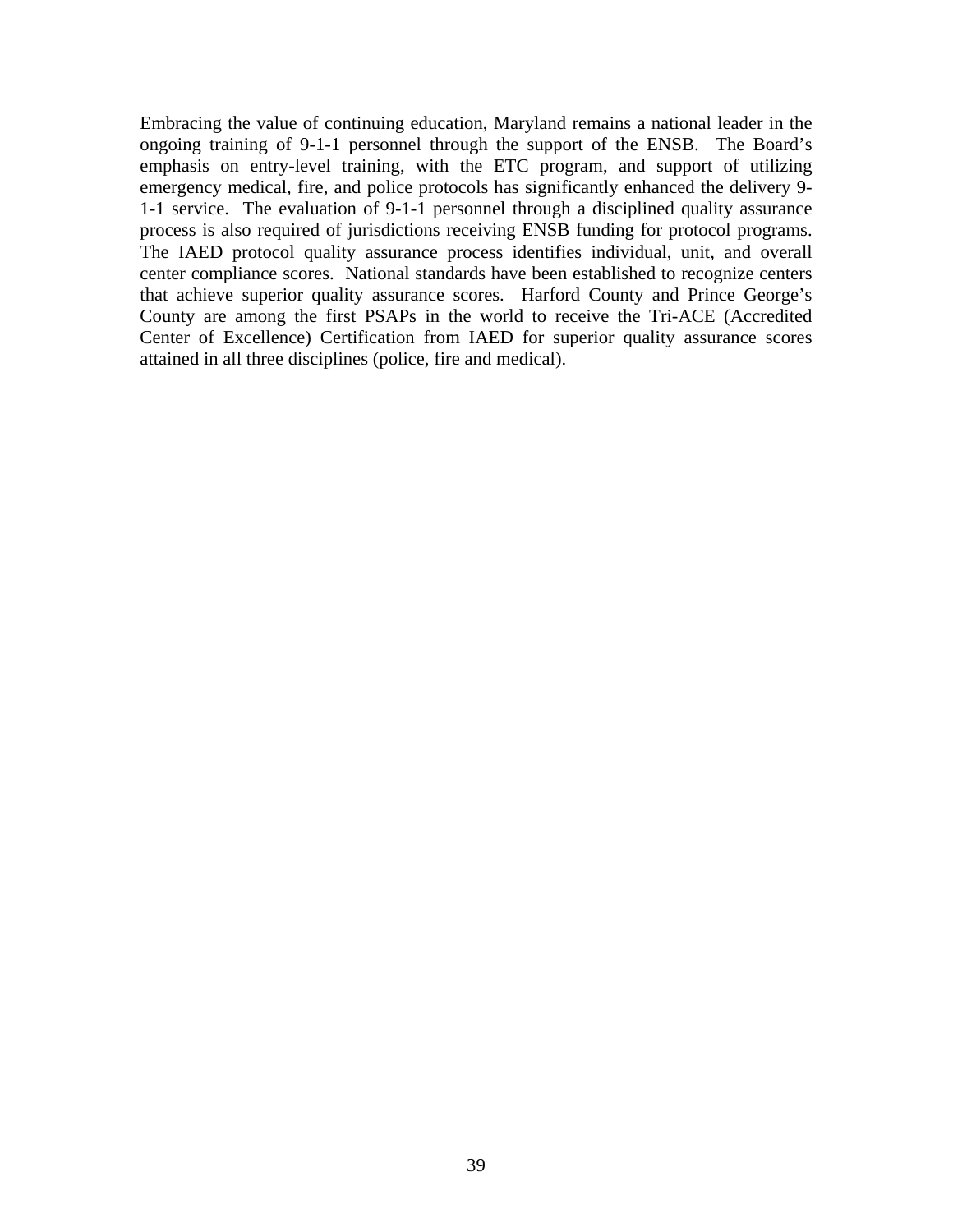Embracing the value of continuing education, Maryland remains a national leader in the ongoing training of 9-1-1 personnel through the support of the ENSB. The Board's emphasis on entry-level training, with the ETC program, and support of utilizing emergency medical, fire, and police protocols has significantly enhanced the delivery 9-1-1 service. The evaluation of 9-1-1 personnel through a disciplined quality assurance process is also required of jurisdictions receiving ENSB funding for protocol programs. The IAED protocol quality assurance process identifies individual, unit, and overall center compliance scores. National standards have been established to recognize centers that achieve superior quality assurance scores. Harford County and Prince George's County are among the first PSAPs in the world to receive the Tri-ACE (Accredited Center of Excellence) Certification from IAED for superior quality assurance scores attained in all three disciplines (police, fire and medical).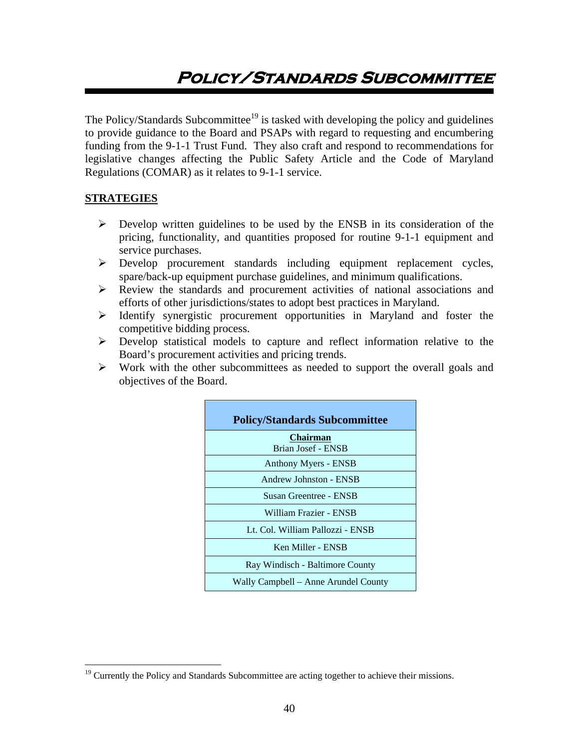# Policy/Standards Subcommittee

The Policy/Standards Subcommittee[19] is tasked with developing the policy and guidelines to provide guidance to the Board and PSAPs with regard to requesting and encumbering funding from the 9-1-1 Trust Fund. They also craft and respond to recommendations for legislative changes affecting the Public Safety Article and the Code of Maryland Regulations (COMAR) as it relates to 9-1-1 service.

**STRATEGIES**

- Develop written guidelines to be used by the ENSB in its consideration of the pricing, functionality, and quantities proposed for routine 9-1-1 equipment and service purchases.
- Develop procurement standards including equipment replacement cycles, spare/back-up equipment purchase guidelines, and minimum qualifications.
- Review the standards and procurement activities of national associations and efforts of other jurisdictions/states to adopt best practices in Maryland.
- Identify synergistic procurement opportunities in Maryland and foster the competitive bidding process.
- Develop statistical models to capture and reflect information relative to the Board's procurement activities and pricing trends.
- Work with the other subcommittees as needed to support the overall goals and objectives of the Board.

| Policy/Standards Subcommittee |
|---|
| **Chairman** Brian Josef - ENSB |
| Anthony Myers - ENSB |
| Andrew Johnston - ENSB |
| Susan Greentree - ENSB |
| William Frazier - ENSB |
| Lt. Col. William Pallozzi - ENSB |
| Ken Miller - ENSB |
| Ray Windisch - Baltimore County |
| Wally Campbell – Anne Arundel County |

[19] Currently the Policy and Standards Subcommittee are acting together to achieve their missions.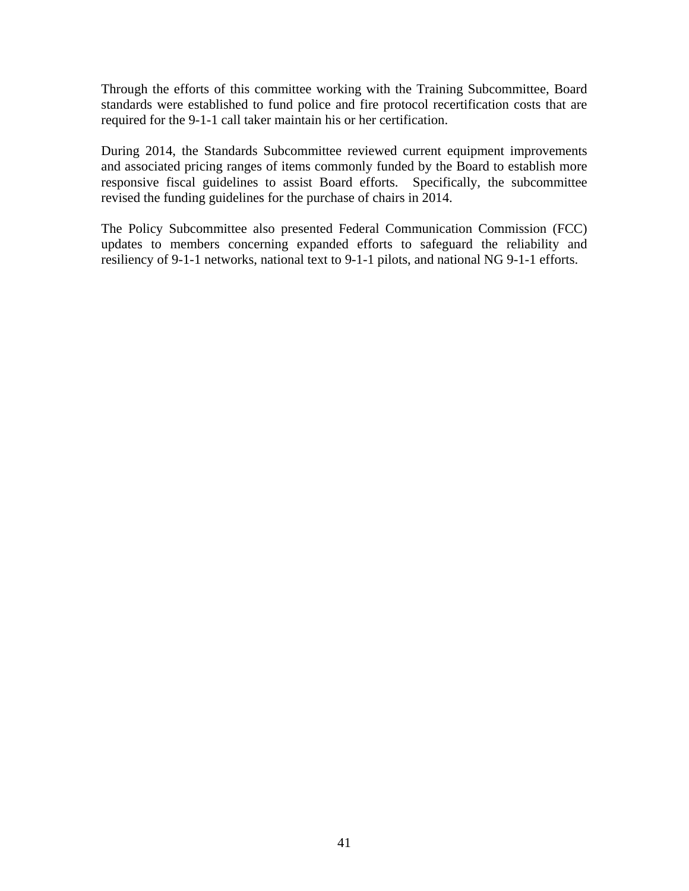Through the efforts of this committee working with the Training Subcommittee, Board standards were established to fund police and fire protocol recertification costs that are required for the 9-1-1 call taker maintain his or her certification.

During 2014, the Standards Subcommittee reviewed current equipment improvements and associated pricing ranges of items commonly funded by the Board to establish more responsive fiscal guidelines to assist Board efforts. Specifically, the subcommittee revised the funding guidelines for the purchase of chairs in 2014.

The Policy Subcommittee also presented Federal Communication Commission (FCC) updates to members concerning expanded efforts to safeguard the reliability and resiliency of 9-1-1 networks, national text to 9-1-1 pilots, and national NG 9-1-1 efforts.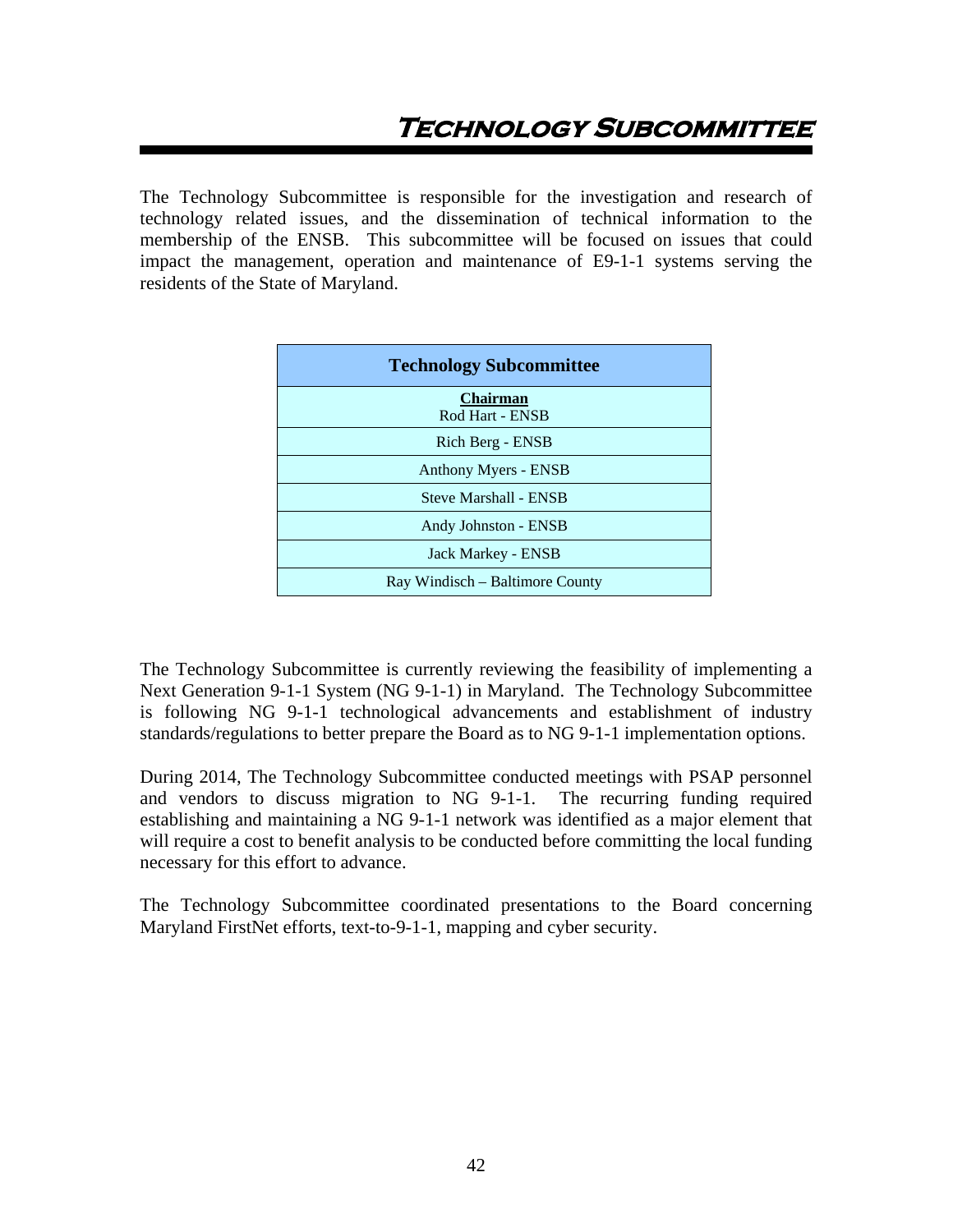# Technology Subcommittee

The Technology Subcommittee is responsible for the investigation and research of technology related issues, and the dissemination of technical information to the membership of the ENSB. This subcommittee will be focused on issues that could impact the management, operation and maintenance of E9-1-1 systems serving the residents of the State of Maryland.

| Technology Subcommittee |
|---|
| **Chairman**<br>Rod Hart - ENSB |
| Rich Berg - ENSB |
| Anthony Myers - ENSB |
| Steve Marshall - ENSB |
| Andy Johnston - ENSB |
| Jack Markey - ENSB |
| Ray Windisch – Baltimore County |

The Technology Subcommittee is currently reviewing the feasibility of implementing a Next Generation 9-1-1 System (NG 9-1-1) in Maryland. The Technology Subcommittee is following NG 9-1-1 technological advancements and establishment of industry standards/regulations to better prepare the Board as to NG 9-1-1 implementation options.

During 2014, The Technology Subcommittee conducted meetings with PSAP personnel and vendors to discuss migration to NG 9-1-1. The recurring funding required establishing and maintaining a NG 9-1-1 network was identified as a major element that will require a cost to benefit analysis to be conducted before committing the local funding necessary for this effort to advance.

The Technology Subcommittee coordinated presentations to the Board concerning Maryland FirstNet efforts, text-to-9-1-1, mapping and cyber security.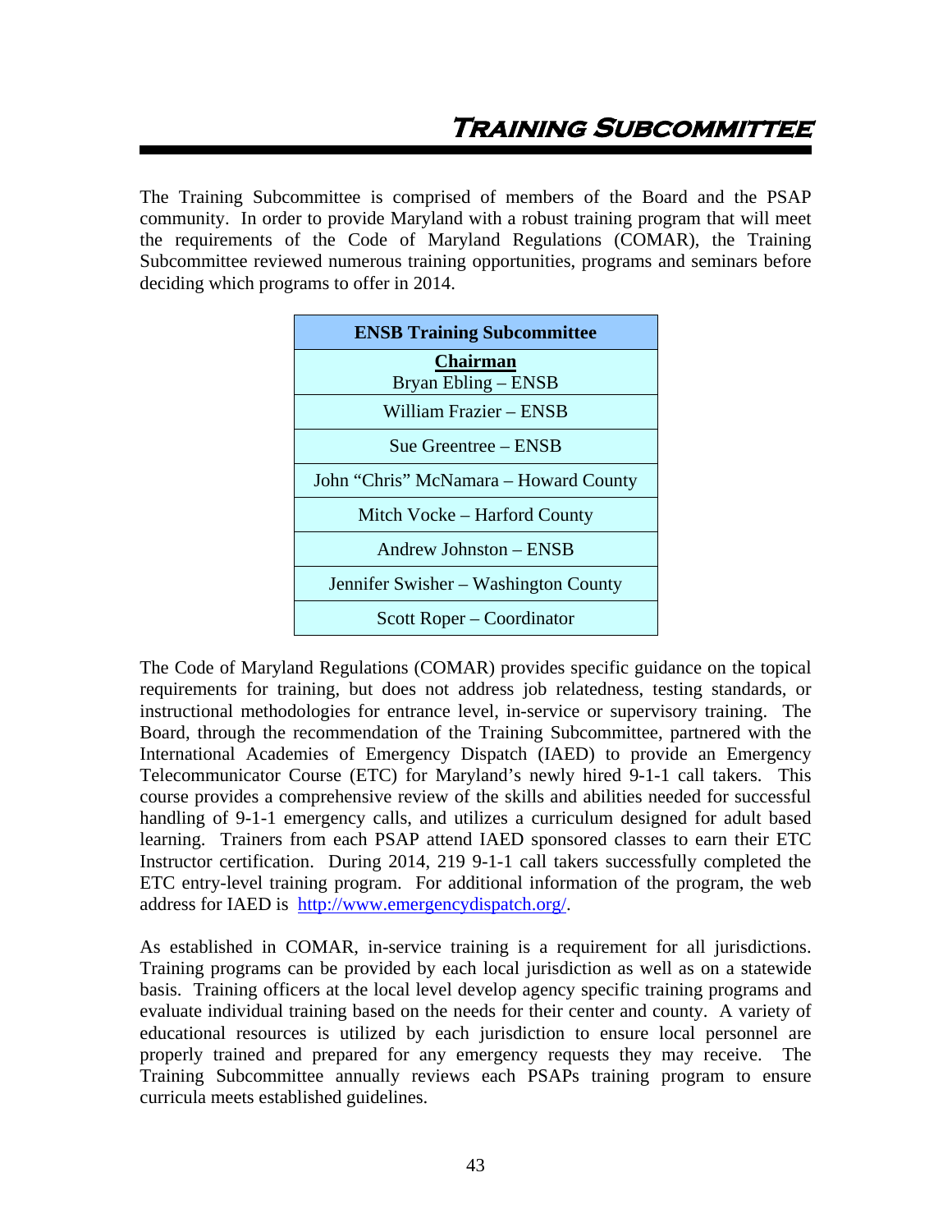# Training Subcommittee

The Training Subcommittee is comprised of members of the Board and the PSAP community. In order to provide Maryland with a robust training program that will meet the requirements of the Code of Maryland Regulations (COMAR), the Training Subcommittee reviewed numerous training opportunities, programs and seminars before deciding which programs to offer in 2014.

| ENSB Training Subcommittee |
|---|
| **Chairman**<br>Bryan Ebling – ENSB |
| William Frazier – ENSB |
| Sue Greentree – ENSB |
| John "Chris" McNamara – Howard County |
| Mitch Vocke – Harford County |
| Andrew Johnston – ENSB |
| Jennifer Swisher – Washington County |
| Scott Roper – Coordinator |

The Code of Maryland Regulations (COMAR) provides specific guidance on the topical requirements for training, but does not address job relatedness, testing standards, or instructional methodologies for entrance level, in-service or supervisory training. The Board, through the recommendation of the Training Subcommittee, partnered with the International Academies of Emergency Dispatch (IAED) to provide an Emergency Telecommunicator Course (ETC) for Maryland's newly hired 9-1-1 call takers. This course provides a comprehensive review of the skills and abilities needed for successful handling of 9-1-1 emergency calls, and utilizes a curriculum designed for adult based learning. Trainers from each PSAP attend IAED sponsored classes to earn their ETC Instructor certification. During 2014, 219 9-1-1 call takers successfully completed the ETC entry-level training program. For additional information of the program, the web address for IAED is http://www.emergencydispatch.org/.

As established in COMAR, in-service training is a requirement for all jurisdictions. Training programs can be provided by each local jurisdiction as well as on a statewide basis. Training officers at the local level develop agency specific training programs and evaluate individual training based on the needs for their center and county. A variety of educational resources is utilized by each jurisdiction to ensure local personnel are properly trained and prepared for any emergency requests they may receive. The Training Subcommittee annually reviews each PSAPs training program to ensure curricula meets established guidelines.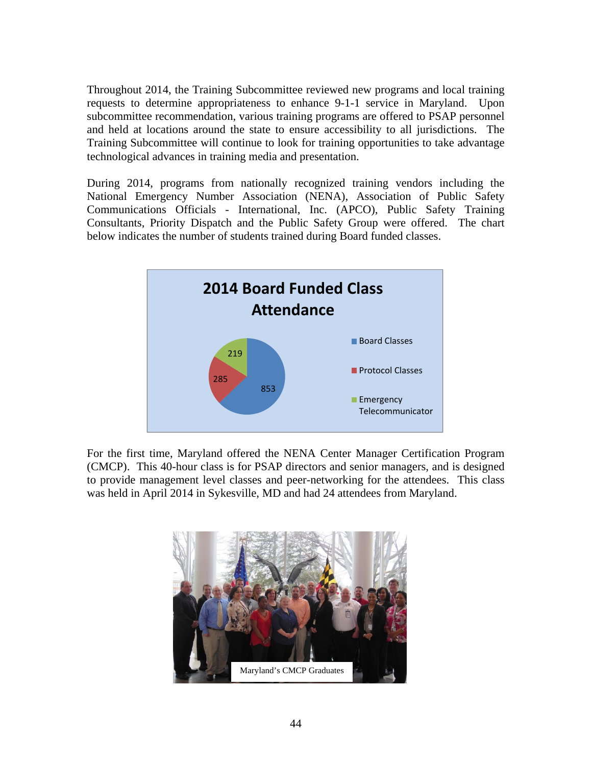Throughout 2014, the Training Subcommittee reviewed new programs and local training requests to determine appropriateness to enhance 9-1-1 service in Maryland. Upon subcommittee recommendation, various training programs are offered to PSAP personnel and held at locations around the state to ensure accessibility to all jurisdictions. The Training Subcommittee will continue to look for training opportunities to take advantage technological advances in training media and presentation.

During 2014, programs from nationally recognized training vendors including the National Emergency Number Association (NENA), Association of Public Safety Communications Officials - International, Inc. (APCO), Public Safety Training Consultants, Priority Dispatch and the Public Safety Group were offered. The chart below indicates the number of students trained during Board funded classes.

**2014 Board Funded Class Attendance**

| Class Type | Attendance |
|---|---|
| Board Classes | 853 |
| Protocol Classes | 285 |
| Emergency Telecommunicator | 219 |

For the first time, Maryland offered the NENA Center Manager Certification Program (CMCP). This 40-hour class is for PSAP directors and senior managers, and is designed to provide management level classes and peer-networking for the attendees. This class was held in April 2014 in Sykesville, MD and had 24 attendees from Maryland.

Maryland's CMCP Graduates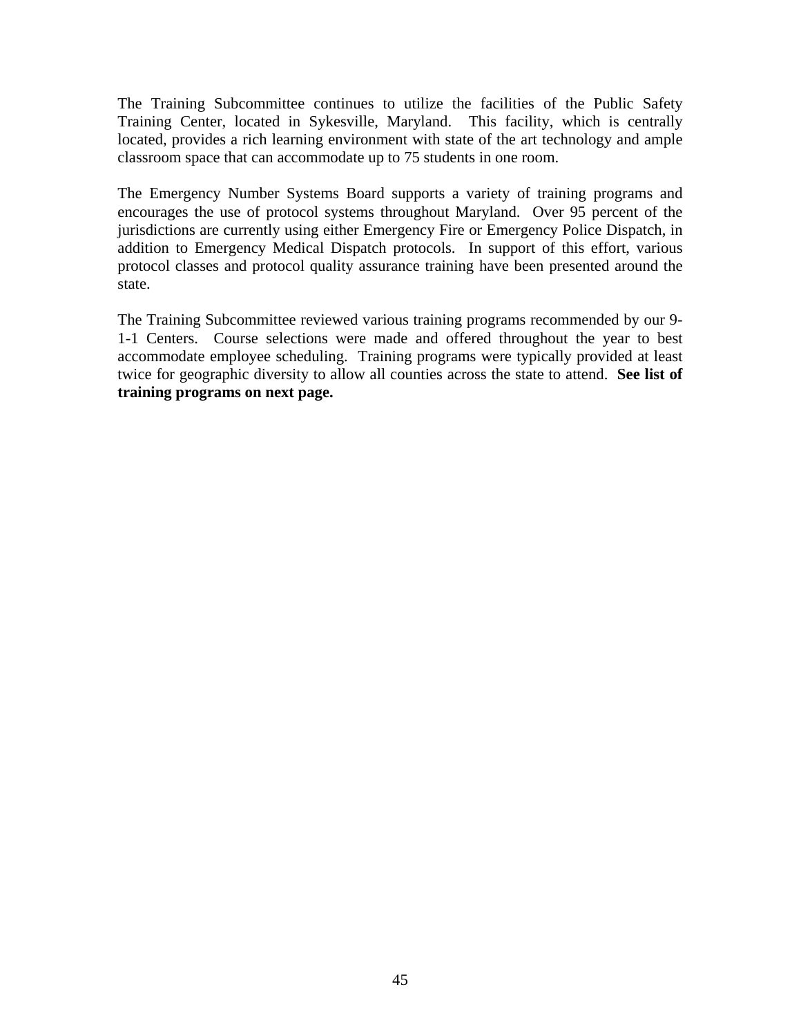The Training Subcommittee continues to utilize the facilities of the Public Safety Training Center, located in Sykesville, Maryland. This facility, which is centrally located, provides a rich learning environment with state of the art technology and ample classroom space that can accommodate up to 75 students in one room.

The Emergency Number Systems Board supports a variety of training programs and encourages the use of protocol systems throughout Maryland. Over 95 percent of the jurisdictions are currently using either Emergency Fire or Emergency Police Dispatch, in addition to Emergency Medical Dispatch protocols. In support of this effort, various protocol classes and protocol quality assurance training have been presented around the state.

The Training Subcommittee reviewed various training programs recommended by our 9-1-1 Centers. Course selections were made and offered throughout the year to best accommodate employee scheduling. Training programs were typically provided at least twice for geographic diversity to allow all counties across the state to attend. **See list of training programs on next page.**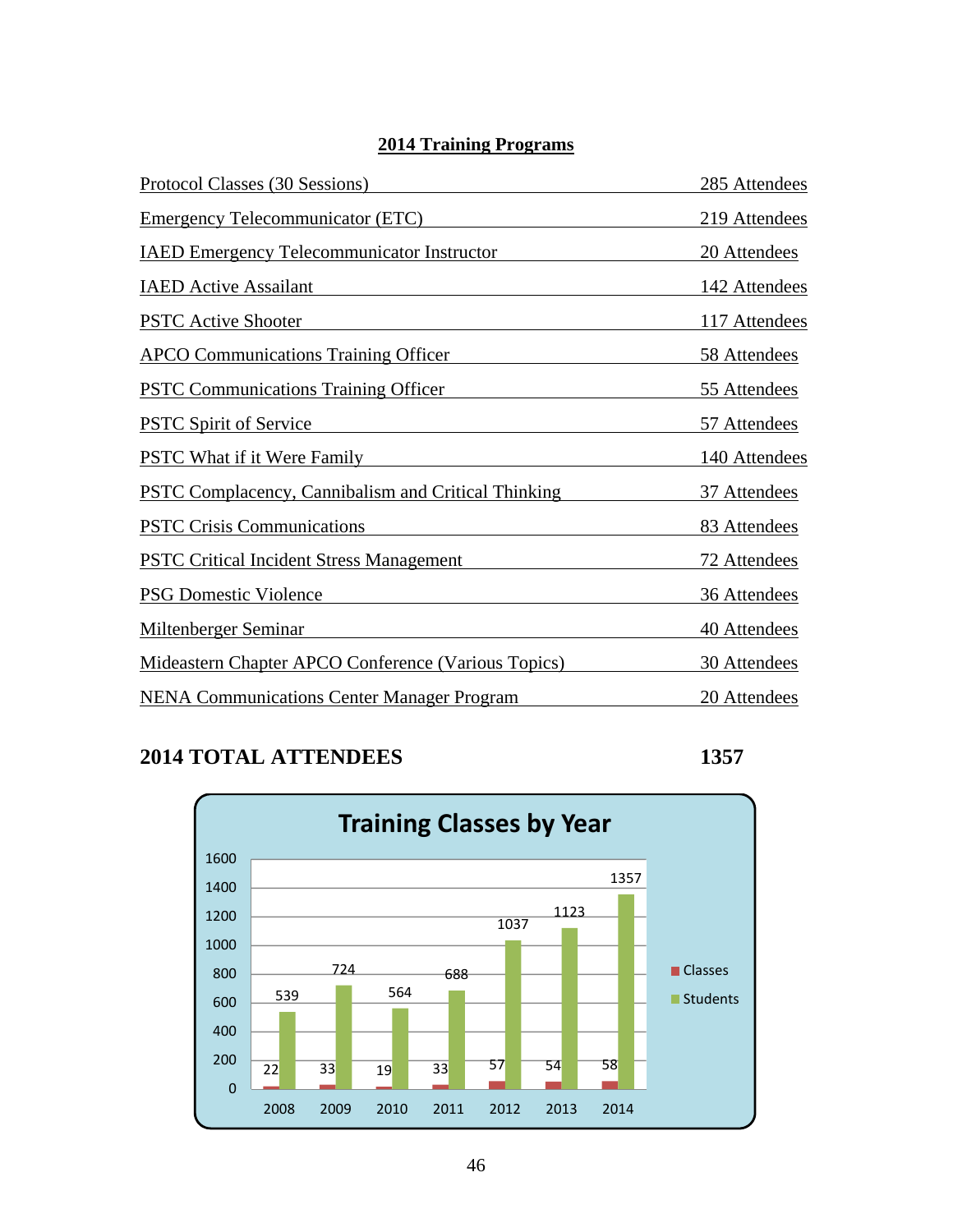## 2014 Training Programs

| Program | Attendees |
|---|---|
| Protocol Classes (30 Sessions) | 285 Attendees |
| Emergency Telecommunicator (ETC) | 219 Attendees |
| IAED Emergency Telecommunicator Instructor | 20 Attendees |
| IAED Active Assailant | 142 Attendees |
| PSTC Active Shooter | 117 Attendees |
| APCO Communications Training Officer | 58 Attendees |
| PSTC Communications Training Officer | 55 Attendees |
| PSTC Spirit of Service | 57 Attendees |
| PSTC What if it Were Family | 140 Attendees |
| PSTC Complacency, Cannibalism and Critical Thinking | 37 Attendees |
| PSTC Crisis Communications | 83 Attendees |
| PSTC Critical Incident Stress Management | 72 Attendees |
| PSG Domestic Violence | 36 Attendees |
| Miltenberger Seminar | 40 Attendees |
| Mideastern Chapter APCO Conference (Various Topics) | 30 Attendees |
| NENA Communications Center Manager Program | 20 Attendees |

**2014 TOTAL ATTENDEES 1357**

**Training Classes by Year**

| Year | Classes | Students |
|---|---|---|
| 2008 | 22 | 539 |
| 2009 | 33 | 724 |
| 2010 | 19 | 564 |
| 2011 | 33 | 688 |
| 2012 | 57 | 1037 |
| 2013 | 54 | 1123 |
| 2014 | 58 | 1357 |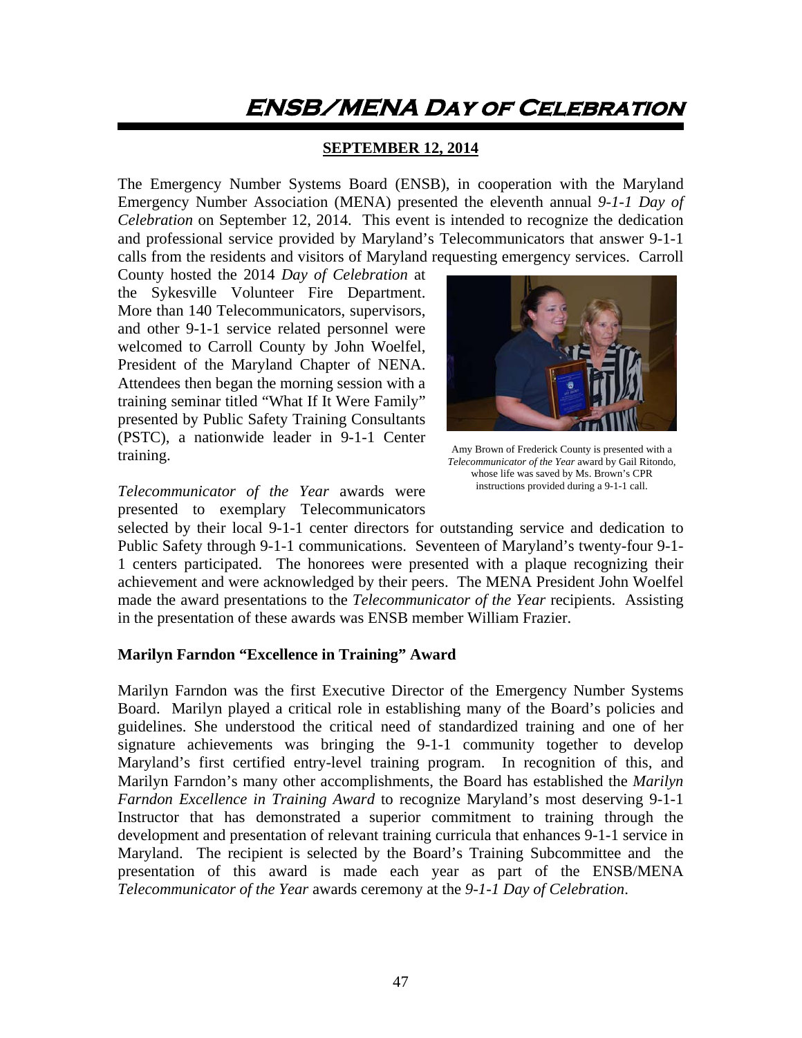# ENSB/MENA Day of Celebration

**SEPTEMBER 12, 2014**

The Emergency Number Systems Board (ENSB), in cooperation with the Maryland Emergency Number Association (MENA) presented the eleventh annual *9-1-1 Day of Celebration* on September 12, 2014. This event is intended to recognize the dedication and professional service provided by Maryland's Telecommunicators that answer 9-1-1 calls from the residents and visitors of Maryland requesting emergency services. Carroll County hosted the 2014 *Day of Celebration* at the Sykesville Volunteer Fire Department. More than 140 Telecommunicators, supervisors, and other 9-1-1 service related personnel were welcomed to Carroll County by John Woelfel, President of the Maryland Chapter of NENA. Attendees then began the morning session with a training seminar titled "What If It Were Family" presented by Public Safety Training Consultants (PSTC), a nationwide leader in 9-1-1 Center training.

Amy Brown of Frederick County is presented with a *Telecommunicator of the Year* award by Gail Ritondo, whose life was saved by Ms. Brown's CPR instructions provided during a 9-1-1 call.

*Telecommunicator of the Year* awards were presented to exemplary Telecommunicators selected by their local 9-1-1 center directors for outstanding service and dedication to Public Safety through 9-1-1 communications. Seventeen of Maryland's twenty-four 9-1-1 centers participated. The honorees were presented with a plaque recognizing their achievement and were acknowledged by their peers. The MENA President John Woelfel made the award presentations to the *Telecommunicator of the Year* recipients. Assisting in the presentation of these awards was ENSB member William Frazier.

**Marilyn Farndon "Excellence in Training" Award**

Marilyn Farndon was the first Executive Director of the Emergency Number Systems Board. Marilyn played a critical role in establishing many of the Board's policies and guidelines. She understood the critical need of standardized training and one of her signature achievements was bringing the 9-1-1 community together to develop Maryland's first certified entry-level training program. In recognition of this, and Marilyn Farndon's many other accomplishments, the Board has established the *Marilyn Farndon Excellence in Training Award* to recognize Maryland's most deserving 9-1-1 Instructor that has demonstrated a superior commitment to training through the development and presentation of relevant training curricula that enhances 9-1-1 service in Maryland. The recipient is selected by the Board's Training Subcommittee and the presentation of this award is made each year as part of the ENSB/MENA *Telecommunicator of the Year* awards ceremony at the *9-1-1 Day of Celebration*.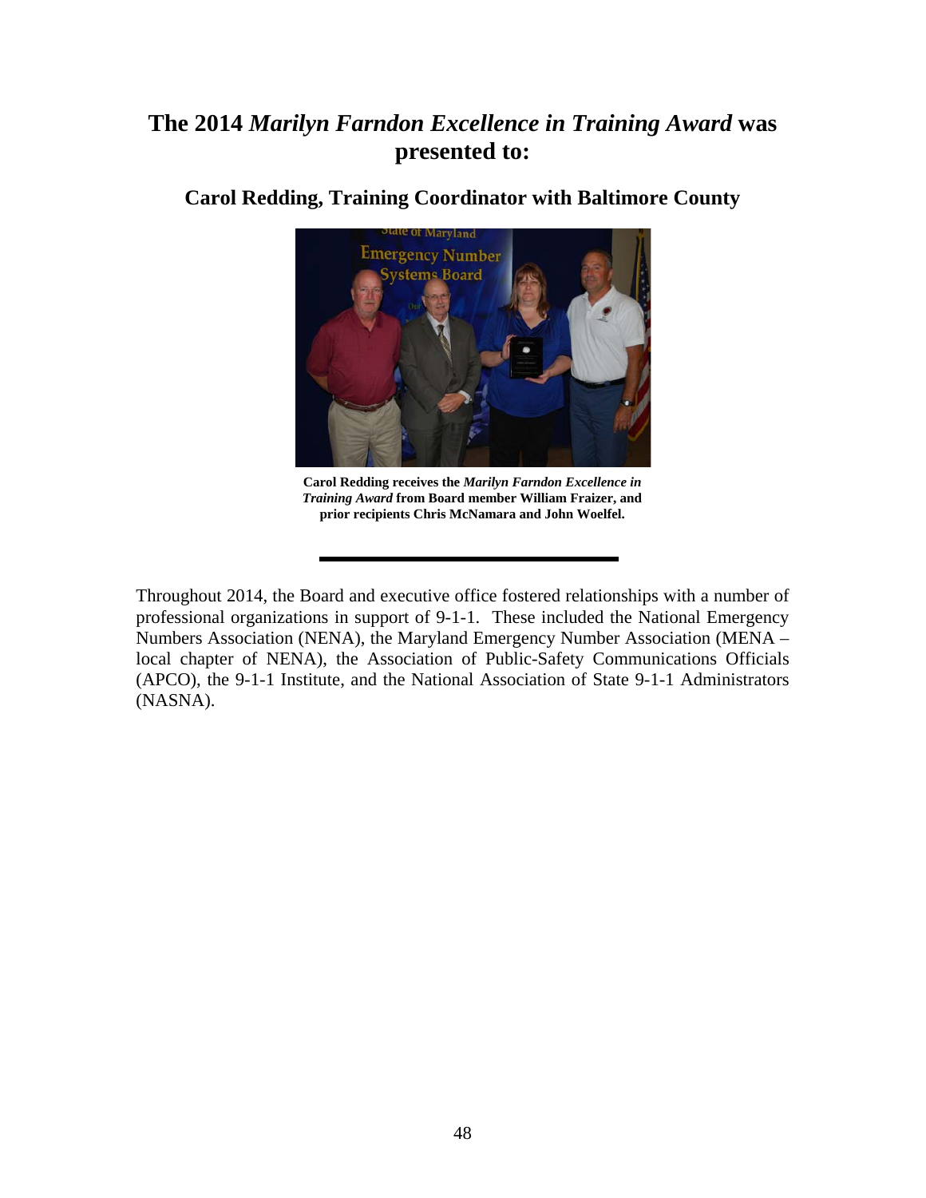## The 2014 *Marilyn Farndon Excellence in Training Award* was presented to:

### Carol Redding, Training Coordinator with Baltimore County

**Carol Redding receives the *Marilyn Farndon Excellence in Training Award* from Board member William Fraizer, and prior recipients Chris McNamara and John Woelfel.**

---

Throughout 2014, the Board and executive office fostered relationships with a number of professional organizations in support of 9-1-1. These included the National Emergency Numbers Association (NENA), the Maryland Emergency Number Association (MENA – local chapter of NENA), the Association of Public-Safety Communications Officials (APCO), the 9-1-1 Institute, and the National Association of State 9-1-1 Administrators (NASNA).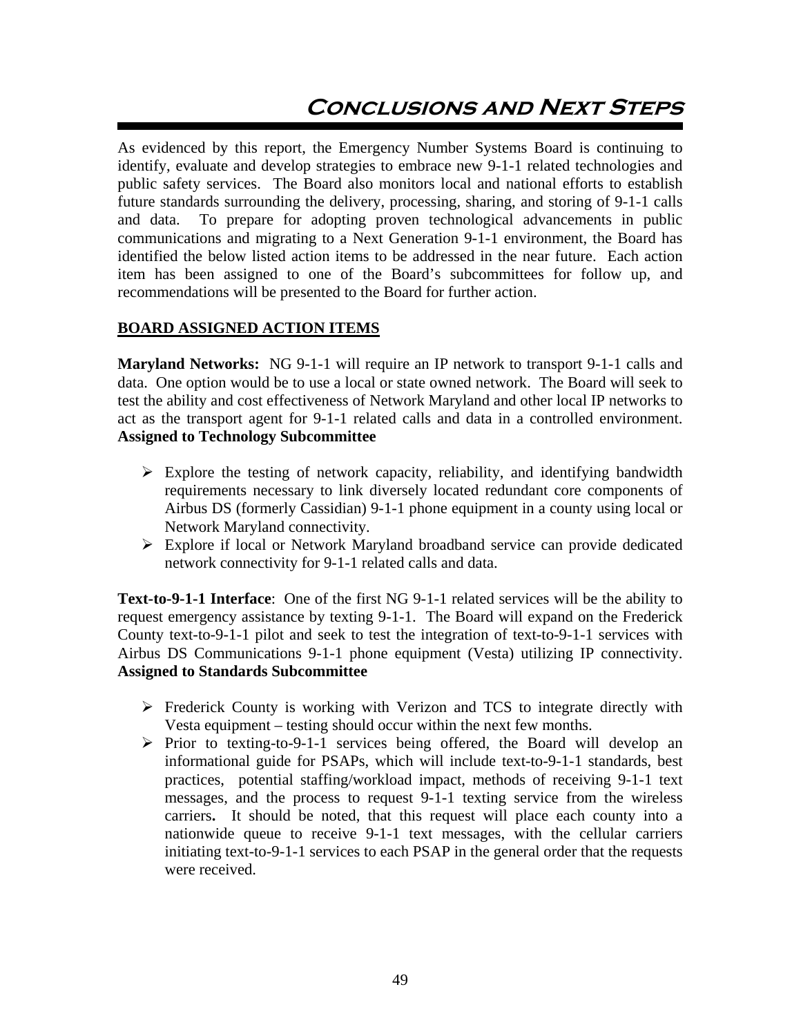# Conclusions and Next Steps

As evidenced by this report, the Emergency Number Systems Board is continuing to identify, evaluate and develop strategies to embrace new 9-1-1 related technologies and public safety services. The Board also monitors local and national efforts to establish future standards surrounding the delivery, processing, sharing, and storing of 9-1-1 calls and data. To prepare for adopting proven technological advancements in public communications and migrating to a Next Generation 9-1-1 environment, the Board has identified the below listed action items to be addressed in the near future. Each action item has been assigned to one of the Board's subcommittees for follow up, and recommendations will be presented to the Board for further action.

## BOARD ASSIGNED ACTION ITEMS

**Maryland Networks:** NG 9-1-1 will require an IP network to transport 9-1-1 calls and data. One option would be to use a local or state owned network. The Board will seek to test the ability and cost effectiveness of Network Maryland and other local IP networks to act as the transport agent for 9-1-1 related calls and data in a controlled environment. **Assigned to Technology Subcommittee**

- Explore the testing of network capacity, reliability, and identifying bandwidth requirements necessary to link diversely located redundant core components of Airbus DS (formerly Cassidian) 9-1-1 phone equipment in a county using local or Network Maryland connectivity.
- Explore if local or Network Maryland broadband service can provide dedicated network connectivity for 9-1-1 related calls and data.

**Text-to-9-1-1 Interface**: One of the first NG 9-1-1 related services will be the ability to request emergency assistance by texting 9-1-1. The Board will expand on the Frederick County text-to-9-1-1 pilot and seek to test the integration of text-to-9-1-1 services with Airbus DS Communications 9-1-1 phone equipment (Vesta) utilizing IP connectivity. **Assigned to Standards Subcommittee**

- Frederick County is working with Verizon and TCS to integrate directly with Vesta equipment – testing should occur within the next few months.
- Prior to texting-to-9-1-1 services being offered, the Board will develop an informational guide for PSAPs, which will include text-to-9-1-1 standards, best practices, potential staffing/workload impact, methods of receiving 9-1-1 text messages, and the process to request 9-1-1 texting service from the wireless carriers**.** It should be noted, that this request will place each county into a nationwide queue to receive 9-1-1 text messages, with the cellular carriers initiating text-to-9-1-1 services to each PSAP in the general order that the requests were received.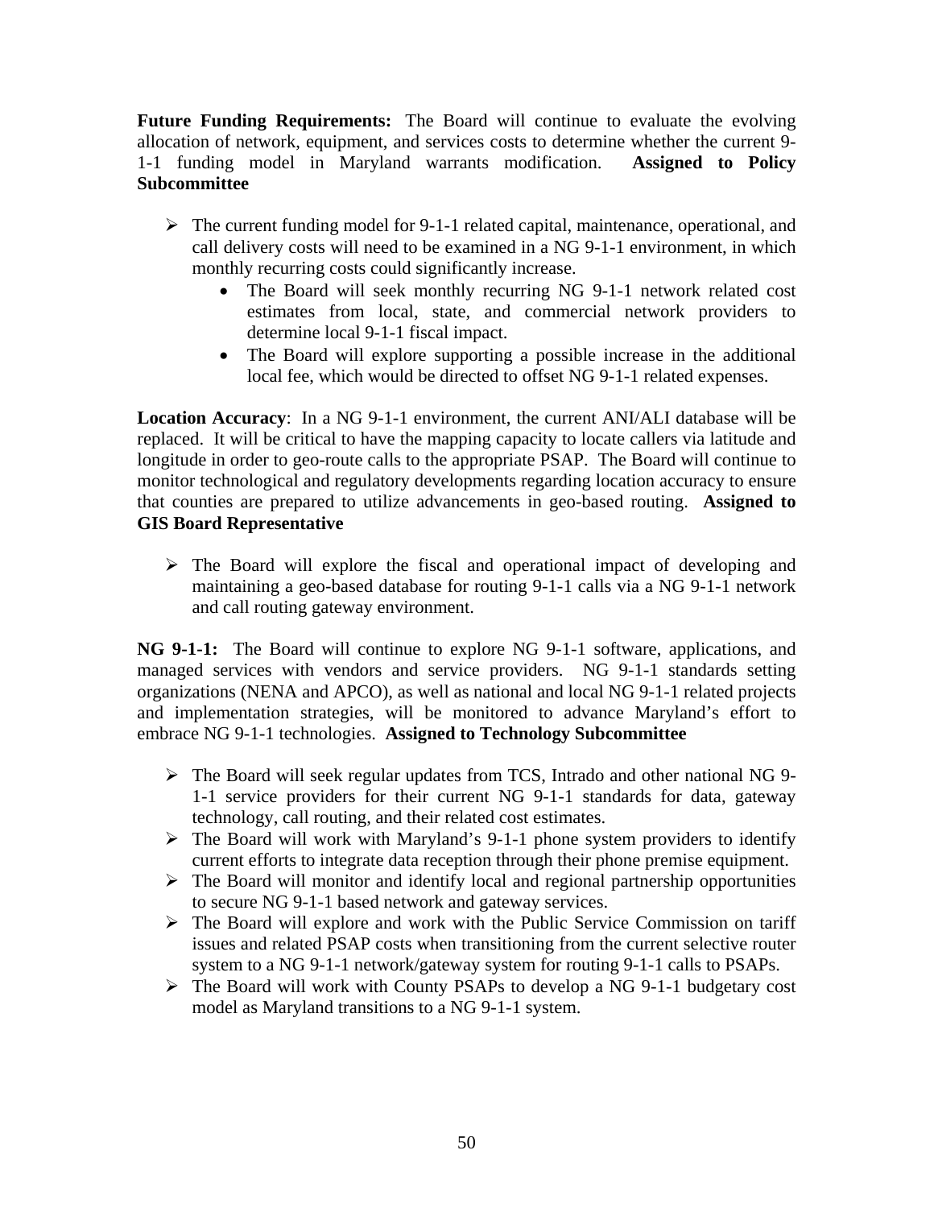**Future Funding Requirements:** The Board will continue to evaluate the evolving allocation of network, equipment, and services costs to determine whether the current 9-1-1 funding model in Maryland warrants modification. **Assigned to Policy Subcommittee**

- The current funding model for 9-1-1 related capital, maintenance, operational, and call delivery costs will need to be examined in a NG 9-1-1 environment, in which monthly recurring costs could significantly increase.
  - The Board will seek monthly recurring NG 9-1-1 network related cost estimates from local, state, and commercial network providers to determine local 9-1-1 fiscal impact.
  - The Board will explore supporting a possible increase in the additional local fee, which would be directed to offset NG 9-1-1 related expenses.

**Location Accuracy**: In a NG 9-1-1 environment, the current ANI/ALI database will be replaced. It will be critical to have the mapping capacity to locate callers via latitude and longitude in order to geo-route calls to the appropriate PSAP. The Board will continue to monitor technological and regulatory developments regarding location accuracy to ensure that counties are prepared to utilize advancements in geo-based routing. **Assigned to GIS Board Representative**

- The Board will explore the fiscal and operational impact of developing and maintaining a geo-based database for routing 9-1-1 calls via a NG 9-1-1 network and call routing gateway environment.

**NG 9-1-1:** The Board will continue to explore NG 9-1-1 software, applications, and managed services with vendors and service providers. NG 9-1-1 standards setting organizations (NENA and APCO), as well as national and local NG 9-1-1 related projects and implementation strategies, will be monitored to advance Maryland's effort to embrace NG 9-1-1 technologies. **Assigned to Technology Subcommittee**

- The Board will seek regular updates from TCS, Intrado and other national NG 9-1-1 service providers for their current NG 9-1-1 standards for data, gateway technology, call routing, and their related cost estimates.
- The Board will work with Maryland's 9-1-1 phone system providers to identify current efforts to integrate data reception through their phone premise equipment.
- The Board will monitor and identify local and regional partnership opportunities to secure NG 9-1-1 based network and gateway services.
- The Board will explore and work with the Public Service Commission on tariff issues and related PSAP costs when transitioning from the current selective router system to a NG 9-1-1 network/gateway system for routing 9-1-1 calls to PSAPs.
- The Board will work with County PSAPs to develop a NG 9-1-1 budgetary cost model as Maryland transitions to a NG 9-1-1 system.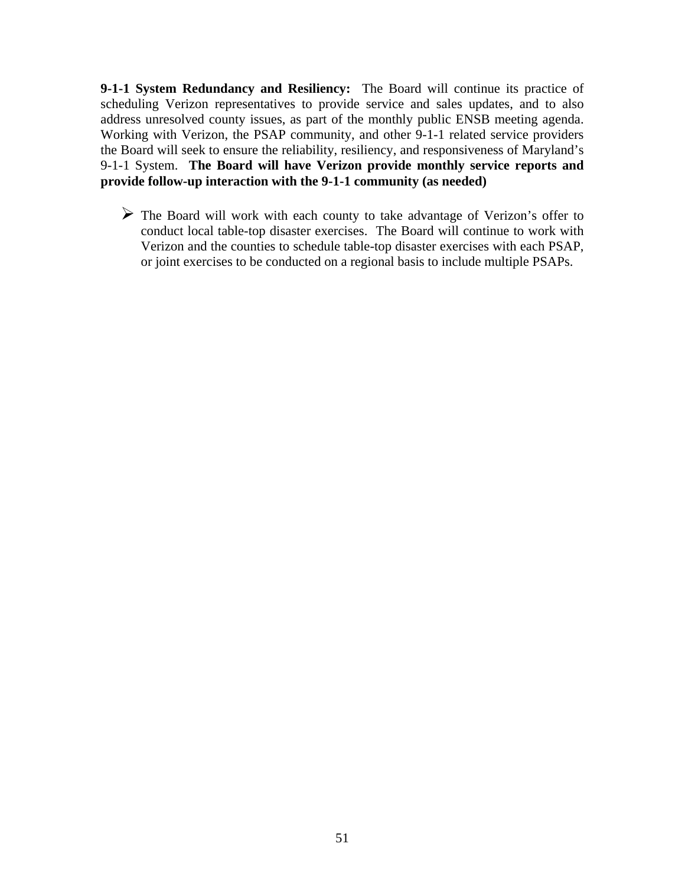**9-1-1 System Redundancy and Resiliency:** The Board will continue its practice of scheduling Verizon representatives to provide service and sales updates, and to also address unresolved county issues, as part of the monthly public ENSB meeting agenda. Working with Verizon, the PSAP community, and other 9-1-1 related service providers the Board will seek to ensure the reliability, resiliency, and responsiveness of Maryland's 9-1-1 System. **The Board will have Verizon provide monthly service reports and provide follow-up interaction with the 9-1-1 community (as needed)**

- The Board will work with each county to take advantage of Verizon's offer to conduct local table-top disaster exercises. The Board will continue to work with Verizon and the counties to schedule table-top disaster exercises with each PSAP, or joint exercises to be conducted on a regional basis to include multiple PSAPs.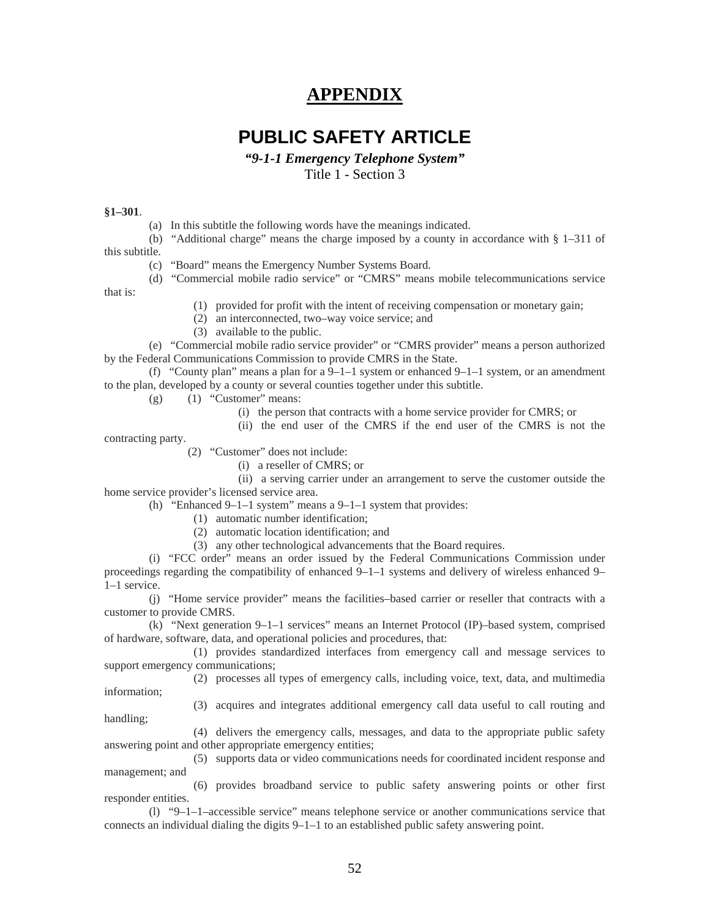# APPENDIX

## PUBLIC SAFETY ARTICLE

***"9-1-1 Emergency Telephone System"***

Title 1 - Section 3

**§1–301**.

(a) In this subtitle the following words have the meanings indicated.

(b) "Additional charge" means the charge imposed by a county in accordance with § 1–311 of this subtitle.

(c) "Board" means the Emergency Number Systems Board.

(d) "Commercial mobile radio service" or "CMRS" means mobile telecommunications service that is:

(1) provided for profit with the intent of receiving compensation or monetary gain;

(2) an interconnected, two–way voice service; and

(3) available to the public.

(e) "Commercial mobile radio service provider" or "CMRS provider" means a person authorized by the Federal Communications Commission to provide CMRS in the State.

(f) "County plan" means a plan for a 9–1–1 system or enhanced 9–1–1 system, or an amendment to the plan, developed by a county or several counties together under this subtitle.

(g) (1) "Customer" means:

(i) the person that contracts with a home service provider for CMRS; or

(ii) the end user of the CMRS if the end user of the CMRS is not the contracting party.

(2) "Customer" does not include:

(i) a reseller of CMRS; or

(ii) a serving carrier under an arrangement to serve the customer outside the home service provider's licensed service area.

(h) "Enhanced 9–1–1 system" means a 9–1–1 system that provides:

(1) automatic number identification;

(2) automatic location identification; and

(3) any other technological advancements that the Board requires.

(i) "FCC order" means an order issued by the Federal Communications Commission under proceedings regarding the compatibility of enhanced 9–1–1 systems and delivery of wireless enhanced 9–1–1 service.

(j) "Home service provider" means the facilities–based carrier or reseller that contracts with a customer to provide CMRS.

(k) "Next generation 9–1–1 services" means an Internet Protocol (IP)–based system, comprised of hardware, software, data, and operational policies and procedures, that:

(1) provides standardized interfaces from emergency call and message services to support emergency communications;

(2) processes all types of emergency calls, including voice, text, data, and multimedia information;

(3) acquires and integrates additional emergency call data useful to call routing and handling;

(4) delivers the emergency calls, messages, and data to the appropriate public safety answering point and other appropriate emergency entities;

(5) supports data or video communications needs for coordinated incident response and management; and

(6) provides broadband service to public safety answering points or other first responder entities.

(l) "9–1–1–accessible service" means telephone service or another communications service that connects an individual dialing the digits 9–1–1 to an established public safety answering point.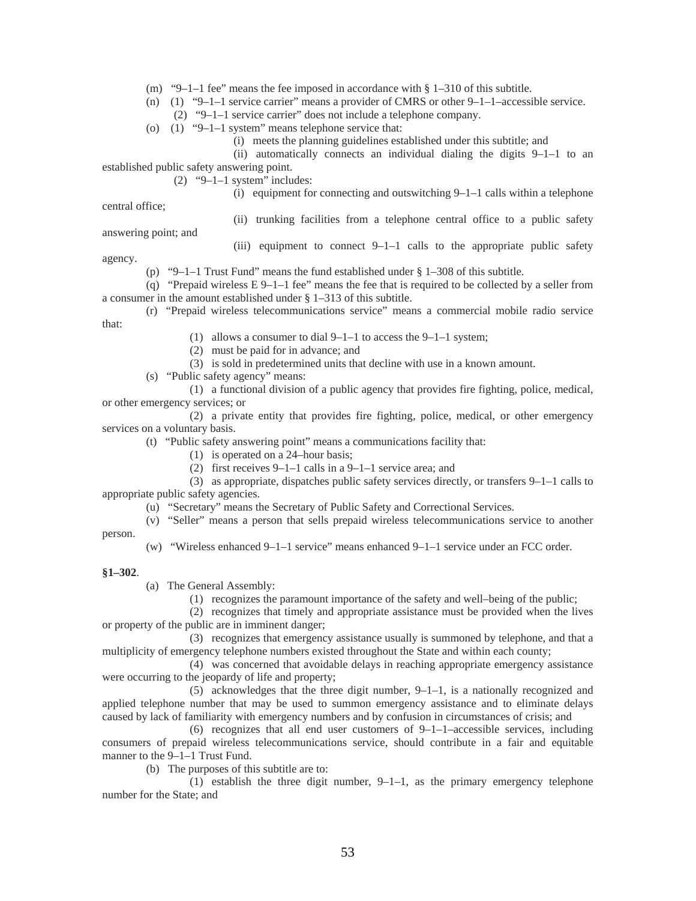(m) "9–1–1 fee" means the fee imposed in accordance with § 1–310 of this subtitle.

(n) (1) "9–1–1 service carrier" means a provider of CMRS or other 9–1–1–accessible service.

(2) "9–1–1 service carrier" does not include a telephone company.

(o) (1) "9–1–1 system" means telephone service that:

(i) meets the planning guidelines established under this subtitle; and

(ii) automatically connects an individual dialing the digits 9–1–1 to an established public safety answering point.

(2) "9–1–1 system" includes:

(i) equipment for connecting and outswitching 9–1–1 calls within a telephone central office;

(ii) trunking facilities from a telephone central office to a public safety answering point; and

(iii) equipment to connect 9–1–1 calls to the appropriate public safety agency.

(p) "9–1–1 Trust Fund" means the fund established under § 1–308 of this subtitle.

(q) "Prepaid wireless E 9–1–1 fee" means the fee that is required to be collected by a seller from a consumer in the amount established under § 1–313 of this subtitle.

(r) "Prepaid wireless telecommunications service" means a commercial mobile radio service that:

(1) allows a consumer to dial 9–1–1 to access the 9–1–1 system;

(2) must be paid for in advance; and

(3) is sold in predetermined units that decline with use in a known amount.

(s) "Public safety agency" means:

(1) a functional division of a public agency that provides fire fighting, police, medical, or other emergency services; or

(2) a private entity that provides fire fighting, police, medical, or other emergency services on a voluntary basis.

(t) "Public safety answering point" means a communications facility that:

(1) is operated on a 24–hour basis;

(2) first receives 9–1–1 calls in a 9–1–1 service area; and

(3) as appropriate, dispatches public safety services directly, or transfers 9–1–1 calls to appropriate public safety agencies.

(u) "Secretary" means the Secretary of Public Safety and Correctional Services.

(v) "Seller" means a person that sells prepaid wireless telecommunications service to another person.

(w) "Wireless enhanced 9–1–1 service" means enhanced 9–1–1 service under an FCC order.

**§1–302**.

(a) The General Assembly:

(1) recognizes the paramount importance of the safety and well–being of the public;

(2) recognizes that timely and appropriate assistance must be provided when the lives or property of the public are in imminent danger;

(3) recognizes that emergency assistance usually is summoned by telephone, and that a multiplicity of emergency telephone numbers existed throughout the State and within each county;

(4) was concerned that avoidable delays in reaching appropriate emergency assistance were occurring to the jeopardy of life and property;

(5) acknowledges that the three digit number, 9–1–1, is a nationally recognized and applied telephone number that may be used to summon emergency assistance and to eliminate delays caused by lack of familiarity with emergency numbers and by confusion in circumstances of crisis; and

(6) recognizes that all end user customers of 9–1–1–accessible services, including consumers of prepaid wireless telecommunications service, should contribute in a fair and equitable manner to the 9–1–1 Trust Fund.

(b) The purposes of this subtitle are to:

(1) establish the three digit number, 9–1–1, as the primary emergency telephone number for the State; and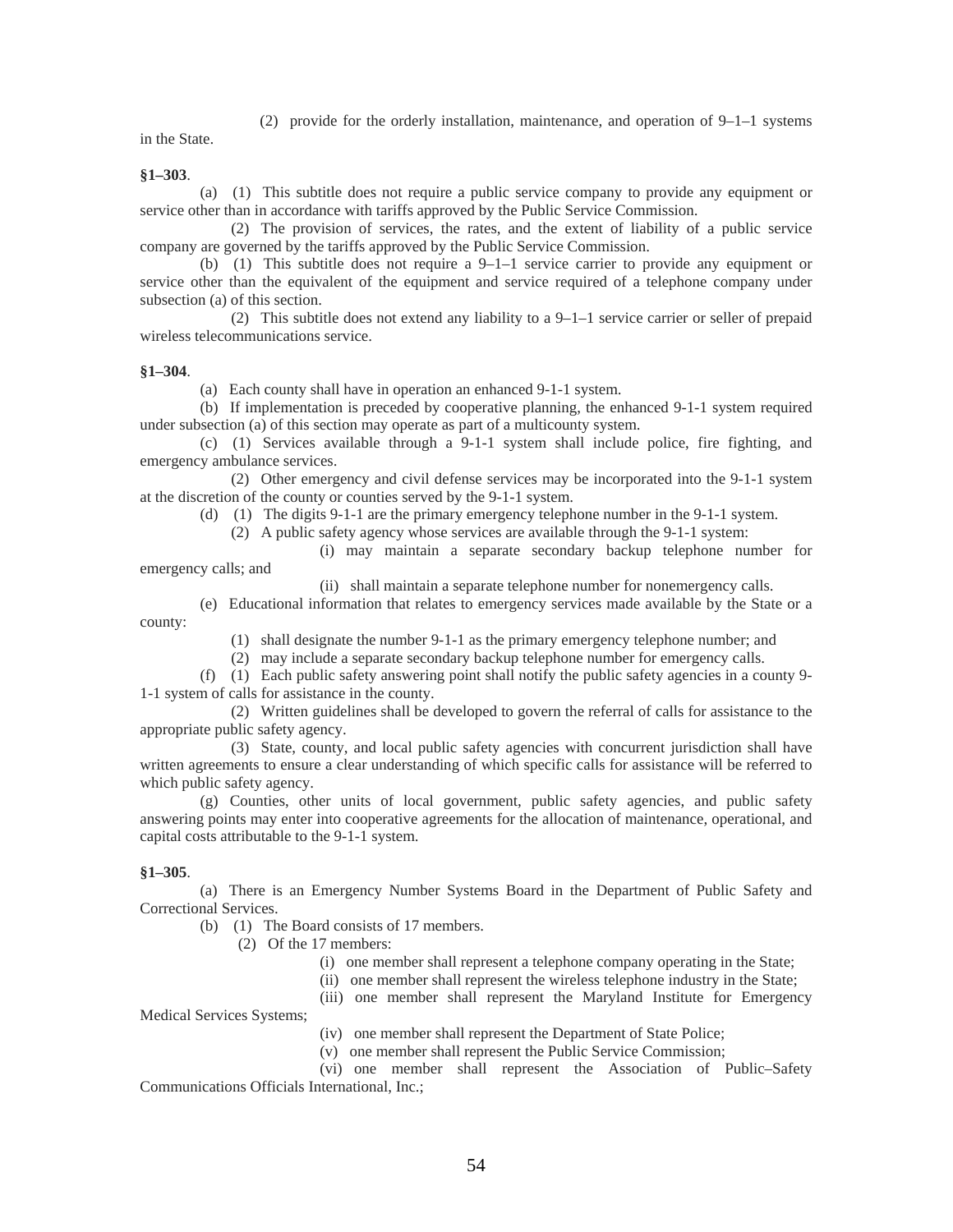(2) provide for the orderly installation, maintenance, and operation of 9–1–1 systems in the State.

**§1–303**.

(a) (1) This subtitle does not require a public service company to provide any equipment or service other than in accordance with tariffs approved by the Public Service Commission.

(2) The provision of services, the rates, and the extent of liability of a public service company are governed by the tariffs approved by the Public Service Commission.

(b) (1) This subtitle does not require a 9–1–1 service carrier to provide any equipment or service other than the equivalent of the equipment and service required of a telephone company under subsection (a) of this section.

(2) This subtitle does not extend any liability to a 9–1–1 service carrier or seller of prepaid wireless telecommunications service.

**§1–304**.

(a) Each county shall have in operation an enhanced 9-1-1 system.

(b) If implementation is preceded by cooperative planning, the enhanced 9-1-1 system required under subsection (a) of this section may operate as part of a multicounty system.

(c) (1) Services available through a 9-1-1 system shall include police, fire fighting, and emergency ambulance services.

(2) Other emergency and civil defense services may be incorporated into the 9-1-1 system at the discretion of the county or counties served by the 9-1-1 system.

(d) (1) The digits 9-1-1 are the primary emergency telephone number in the 9-1-1 system.

(2) A public safety agency whose services are available through the 9-1-1 system:

(i) may maintain a separate secondary backup telephone number for emergency calls; and

(ii) shall maintain a separate telephone number for nonemergency calls.

(e) Educational information that relates to emergency services made available by the State or a county:

(1) shall designate the number 9-1-1 as the primary emergency telephone number; and

(2) may include a separate secondary backup telephone number for emergency calls.

(f) (1) Each public safety answering point shall notify the public safety agencies in a county 9-1-1 system of calls for assistance in the county.

(2) Written guidelines shall be developed to govern the referral of calls for assistance to the appropriate public safety agency.

(3) State, county, and local public safety agencies with concurrent jurisdiction shall have written agreements to ensure a clear understanding of which specific calls for assistance will be referred to which public safety agency.

(g) Counties, other units of local government, public safety agencies, and public safety answering points may enter into cooperative agreements for the allocation of maintenance, operational, and capital costs attributable to the 9-1-1 system.

**§1–305**.

(a) There is an Emergency Number Systems Board in the Department of Public Safety and Correctional Services.

(b) (1) The Board consists of 17 members.

(2) Of the 17 members:

(i) one member shall represent a telephone company operating in the State;

(ii) one member shall represent the wireless telephone industry in the State;

(iii) one member shall represent the Maryland Institute for Emergency Medical Services Systems;

(iv) one member shall represent the Department of State Police;

(v) one member shall represent the Public Service Commission;

(vi) one member shall represent the Association of Public–Safety Communications Officials International, Inc.;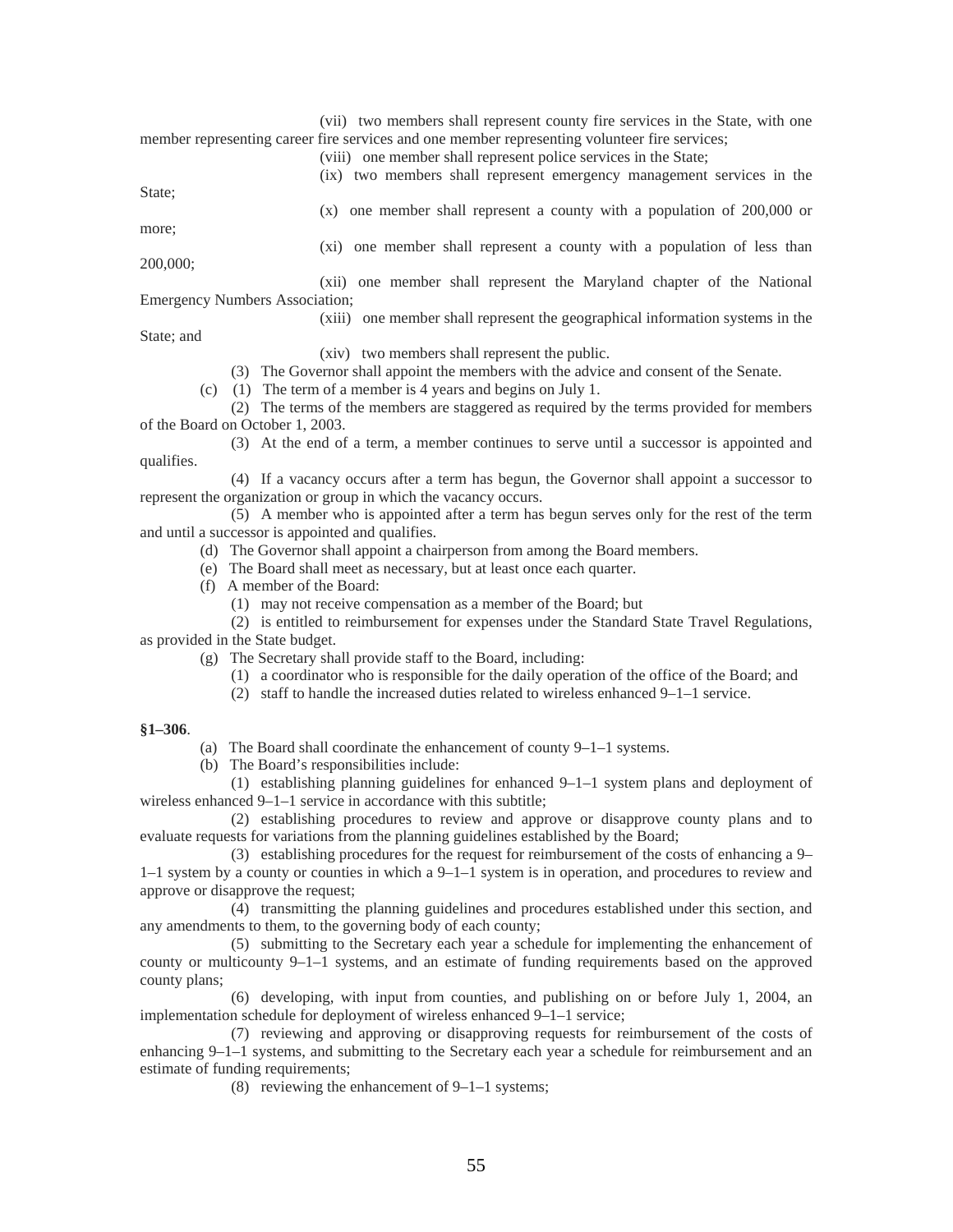(vii) two members shall represent county fire services in the State, with one member representing career fire services and one member representing volunteer fire services;

(viii) one member shall represent police services in the State;

(ix) two members shall represent emergency management services in the State;

(x) one member shall represent a county with a population of 200,000 or more;

(xi) one member shall represent a county with a population of less than 200,000;

(xii) one member shall represent the Maryland chapter of the National Emergency Numbers Association;

(xiii) one member shall represent the geographical information systems in the State; and

(xiv) two members shall represent the public.

(3) The Governor shall appoint the members with the advice and consent of the Senate.

(c) (1) The term of a member is 4 years and begins on July 1.

(2) The terms of the members are staggered as required by the terms provided for members of the Board on October 1, 2003.

(3) At the end of a term, a member continues to serve until a successor is appointed and qualifies.

(4) If a vacancy occurs after a term has begun, the Governor shall appoint a successor to represent the organization or group in which the vacancy occurs.

(5) A member who is appointed after a term has begun serves only for the rest of the term and until a successor is appointed and qualifies.

(d) The Governor shall appoint a chairperson from among the Board members.

(e) The Board shall meet as necessary, but at least once each quarter.

(f) A member of the Board:

(1) may not receive compensation as a member of the Board; but

(2) is entitled to reimbursement for expenses under the Standard State Travel Regulations, as provided in the State budget.

(g) The Secretary shall provide staff to the Board, including:

(1) a coordinator who is responsible for the daily operation of the office of the Board; and

(2) staff to handle the increased duties related to wireless enhanced 9–1–1 service.

**§1–306**.

(a) The Board shall coordinate the enhancement of county 9–1–1 systems.

(b) The Board's responsibilities include:

(1) establishing planning guidelines for enhanced 9–1–1 system plans and deployment of wireless enhanced 9–1–1 service in accordance with this subtitle;

(2) establishing procedures to review and approve or disapprove county plans and to evaluate requests for variations from the planning guidelines established by the Board;

(3) establishing procedures for the request for reimbursement of the costs of enhancing a 9–1–1 system by a county or counties in which a 9–1–1 system is in operation, and procedures to review and approve or disapprove the request;

(4) transmitting the planning guidelines and procedures established under this section, and any amendments to them, to the governing body of each county;

(5) submitting to the Secretary each year a schedule for implementing the enhancement of county or multicounty 9–1–1 systems, and an estimate of funding requirements based on the approved county plans;

(6) developing, with input from counties, and publishing on or before July 1, 2004, an implementation schedule for deployment of wireless enhanced 9–1–1 service;

(7) reviewing and approving or disapproving requests for reimbursement of the costs of enhancing 9–1–1 systems, and submitting to the Secretary each year a schedule for reimbursement and an estimate of funding requirements;

(8) reviewing the enhancement of 9–1–1 systems;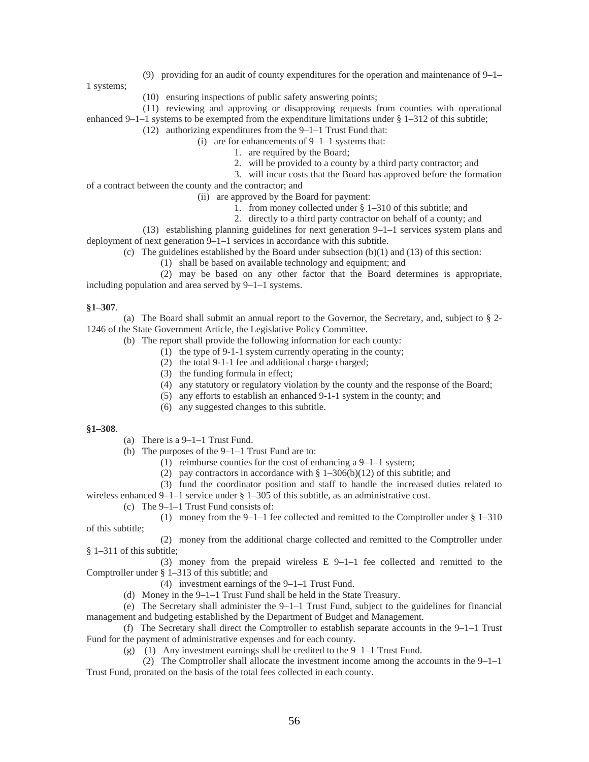(9) providing for an audit of county expenditures for the operation and maintenance of 9–1–1 systems;

(10) ensuring inspections of public safety answering points;

(11) reviewing and approving or disapproving requests from counties with operational enhanced 9–1–1 systems to be exempted from the expenditure limitations under § 1–312 of this subtitle;

(12) authorizing expenditures from the 9–1–1 Trust Fund that:

(i) are for enhancements of 9–1–1 systems that:

1. are required by the Board;

2. will be provided to a county by a third party contractor; and

3. will incur costs that the Board has approved before the formation of a contract between the county and the contractor; and

(ii) are approved by the Board for payment:

1. from money collected under § 1–310 of this subtitle; and

2. directly to a third party contractor on behalf of a county; and

(13) establishing planning guidelines for next generation 9–1–1 services system plans and deployment of next generation 9–1–1 services in accordance with this subtitle.

(c) The guidelines established by the Board under subsection (b)(1) and (13) of this section:

(1) shall be based on available technology and equipment; and

(2) may be based on any other factor that the Board determines is appropriate, including population and area served by 9–1–1 systems.

**§1–307**.

(a) The Board shall submit an annual report to the Governor, the Secretary, and, subject to § 2-1246 of the State Government Article, the Legislative Policy Committee.

(b) The report shall provide the following information for each county:

(1) the type of 9-1-1 system currently operating in the county;

(2) the total 9-1-1 fee and additional charge charged;

(3) the funding formula in effect;

(4) any statutory or regulatory violation by the county and the response of the Board;

(5) any efforts to establish an enhanced 9-1-1 system in the county; and

(6) any suggested changes to this subtitle.

**§1–308**.

(a) There is a 9–1–1 Trust Fund.

(b) The purposes of the 9–1–1 Trust Fund are to:

(1) reimburse counties for the cost of enhancing a 9–1–1 system;

(2) pay contractors in accordance with § 1–306(b)(12) of this subtitle; and

(3) fund the coordinator position and staff to handle the increased duties related to wireless enhanced 9–1–1 service under § 1–305 of this subtitle, as an administrative cost.

(c) The 9–1–1 Trust Fund consists of:

(1) money from the 9–1–1 fee collected and remitted to the Comptroller under § 1–310 of this subtitle;

(2) money from the additional charge collected and remitted to the Comptroller under § 1–311 of this subtitle;

(3) money from the prepaid wireless E 9–1–1 fee collected and remitted to the Comptroller under § 1–313 of this subtitle; and

(4) investment earnings of the 9–1–1 Trust Fund.

(d) Money in the 9–1–1 Trust Fund shall be held in the State Treasury.

(e) The Secretary shall administer the 9–1–1 Trust Fund, subject to the guidelines for financial management and budgeting established by the Department of Budget and Management.

(f) The Secretary shall direct the Comptroller to establish separate accounts in the 9–1–1 Trust Fund for the payment of administrative expenses and for each county.

(g) (1) Any investment earnings shall be credited to the 9–1–1 Trust Fund.

(2) The Comptroller shall allocate the investment income among the accounts in the 9–1–1 Trust Fund, prorated on the basis of the total fees collected in each county.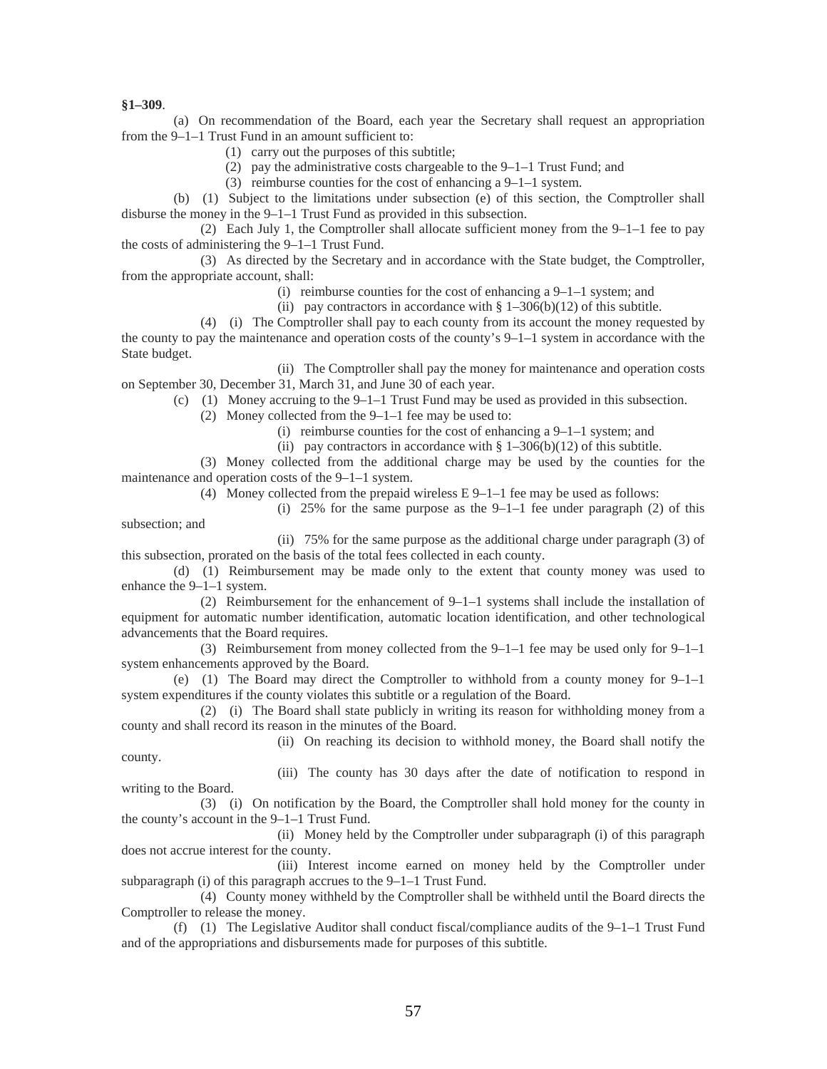**§1–309**.

(a) On recommendation of the Board, each year the Secretary shall request an appropriation from the 9–1–1 Trust Fund in an amount sufficient to:

(1) carry out the purposes of this subtitle;

(2) pay the administrative costs chargeable to the 9–1–1 Trust Fund; and

(3) reimburse counties for the cost of enhancing a 9–1–1 system.

(b) (1) Subject to the limitations under subsection (e) of this section, the Comptroller shall disburse the money in the 9–1–1 Trust Fund as provided in this subsection.

(2) Each July 1, the Comptroller shall allocate sufficient money from the 9–1–1 fee to pay the costs of administering the 9–1–1 Trust Fund.

(3) As directed by the Secretary and in accordance with the State budget, the Comptroller, from the appropriate account, shall:

(i) reimburse counties for the cost of enhancing a 9–1–1 system; and

(ii) pay contractors in accordance with § 1–306(b)(12) of this subtitle.

(4) (i) The Comptroller shall pay to each county from its account the money requested by the county to pay the maintenance and operation costs of the county's 9–1–1 system in accordance with the State budget.

(ii) The Comptroller shall pay the money for maintenance and operation costs on September 30, December 31, March 31, and June 30 of each year.

(c) (1) Money accruing to the 9–1–1 Trust Fund may be used as provided in this subsection.

(2) Money collected from the 9–1–1 fee may be used to:

(i) reimburse counties for the cost of enhancing a 9–1–1 system; and

(ii) pay contractors in accordance with § 1–306(b)(12) of this subtitle.

(3) Money collected from the additional charge may be used by the counties for the maintenance and operation costs of the 9–1–1 system.

(4) Money collected from the prepaid wireless E 9–1–1 fee may be used as follows:

(i) 25% for the same purpose as the 9–1–1 fee under paragraph (2) of this subsection; and

(ii) 75% for the same purpose as the additional charge under paragraph (3) of this subsection, prorated on the basis of the total fees collected in each county.

(d) (1) Reimbursement may be made only to the extent that county money was used to enhance the 9–1–1 system.

(2) Reimbursement for the enhancement of 9–1–1 systems shall include the installation of equipment for automatic number identification, automatic location identification, and other technological advancements that the Board requires.

(3) Reimbursement from money collected from the 9–1–1 fee may be used only for 9–1–1 system enhancements approved by the Board.

(e) (1) The Board may direct the Comptroller to withhold from a county money for 9–1–1 system expenditures if the county violates this subtitle or a regulation of the Board.

(2) (i) The Board shall state publicly in writing its reason for withholding money from a county and shall record its reason in the minutes of the Board.

(ii) On reaching its decision to withhold money, the Board shall notify the county.

(iii) The county has 30 days after the date of notification to respond in writing to the Board.

(3) (i) On notification by the Board, the Comptroller shall hold money for the county in the county's account in the 9–1–1 Trust Fund.

(ii) Money held by the Comptroller under subparagraph (i) of this paragraph does not accrue interest for the county.

(iii) Interest income earned on money held by the Comptroller under subparagraph (i) of this paragraph accrues to the 9–1–1 Trust Fund.

(4) County money withheld by the Comptroller shall be withheld until the Board directs the Comptroller to release the money.

(f) (1) The Legislative Auditor shall conduct fiscal/compliance audits of the 9–1–1 Trust Fund and of the appropriations and disbursements made for purposes of this subtitle.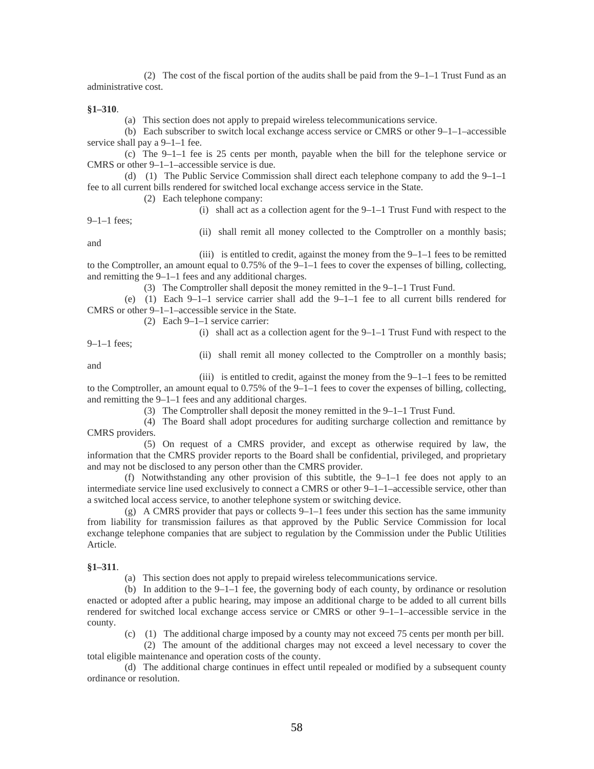(2) The cost of the fiscal portion of the audits shall be paid from the 9–1–1 Trust Fund as an administrative cost.

**§1–310**.

(a) This section does not apply to prepaid wireless telecommunications service.

(b) Each subscriber to switch local exchange access service or CMRS or other 9–1–1–accessible service shall pay a 9–1–1 fee.

(c) The 9–1–1 fee is 25 cents per month, payable when the bill for the telephone service or CMRS or other 9–1–1–accessible service is due.

(d) (1) The Public Service Commission shall direct each telephone company to add the 9–1–1 fee to all current bills rendered for switched local exchange access service in the State.

(2) Each telephone company:

(i) shall act as a collection agent for the 9–1–1 Trust Fund with respect to the 9–1–1 fees;

(ii) shall remit all money collected to the Comptroller on a monthly basis; and

(iii) is entitled to credit, against the money from the 9–1–1 fees to be remitted to the Comptroller, an amount equal to 0.75% of the 9–1–1 fees to cover the expenses of billing, collecting, and remitting the 9–1–1 fees and any additional charges.

(3) The Comptroller shall deposit the money remitted in the 9–1–1 Trust Fund.

(e) (1) Each 9–1–1 service carrier shall add the 9–1–1 fee to all current bills rendered for CMRS or other 9–1–1–accessible service in the State.

(2) Each 9–1–1 service carrier:

(i) shall act as a collection agent for the 9–1–1 Trust Fund with respect to the 9–1–1 fees;

(ii) shall remit all money collected to the Comptroller on a monthly basis; and

(iii) is entitled to credit, against the money from the 9–1–1 fees to be remitted to the Comptroller, an amount equal to 0.75% of the 9–1–1 fees to cover the expenses of billing, collecting, and remitting the 9–1–1 fees and any additional charges.

(3) The Comptroller shall deposit the money remitted in the 9–1–1 Trust Fund.

(4) The Board shall adopt procedures for auditing surcharge collection and remittance by CMRS providers.

(5) On request of a CMRS provider, and except as otherwise required by law, the information that the CMRS provider reports to the Board shall be confidential, privileged, and proprietary and may not be disclosed to any person other than the CMRS provider.

(f) Notwithstanding any other provision of this subtitle, the 9–1–1 fee does not apply to an intermediate service line used exclusively to connect a CMRS or other 9–1–1–accessible service, other than a switched local access service, to another telephone system or switching device.

(g) A CMRS provider that pays or collects 9–1–1 fees under this section has the same immunity from liability for transmission failures as that approved by the Public Service Commission for local exchange telephone companies that are subject to regulation by the Commission under the Public Utilities Article.

**§1–311**.

(a) This section does not apply to prepaid wireless telecommunications service.

(b) In addition to the 9–1–1 fee, the governing body of each county, by ordinance or resolution enacted or adopted after a public hearing, may impose an additional charge to be added to all current bills rendered for switched local exchange access service or CMRS or other 9–1–1–accessible service in the county.

(c) (1) The additional charge imposed by a county may not exceed 75 cents per month per bill.

(2) The amount of the additional charges may not exceed a level necessary to cover the total eligible maintenance and operation costs of the county.

(d) The additional charge continues in effect until repealed or modified by a subsequent county ordinance or resolution.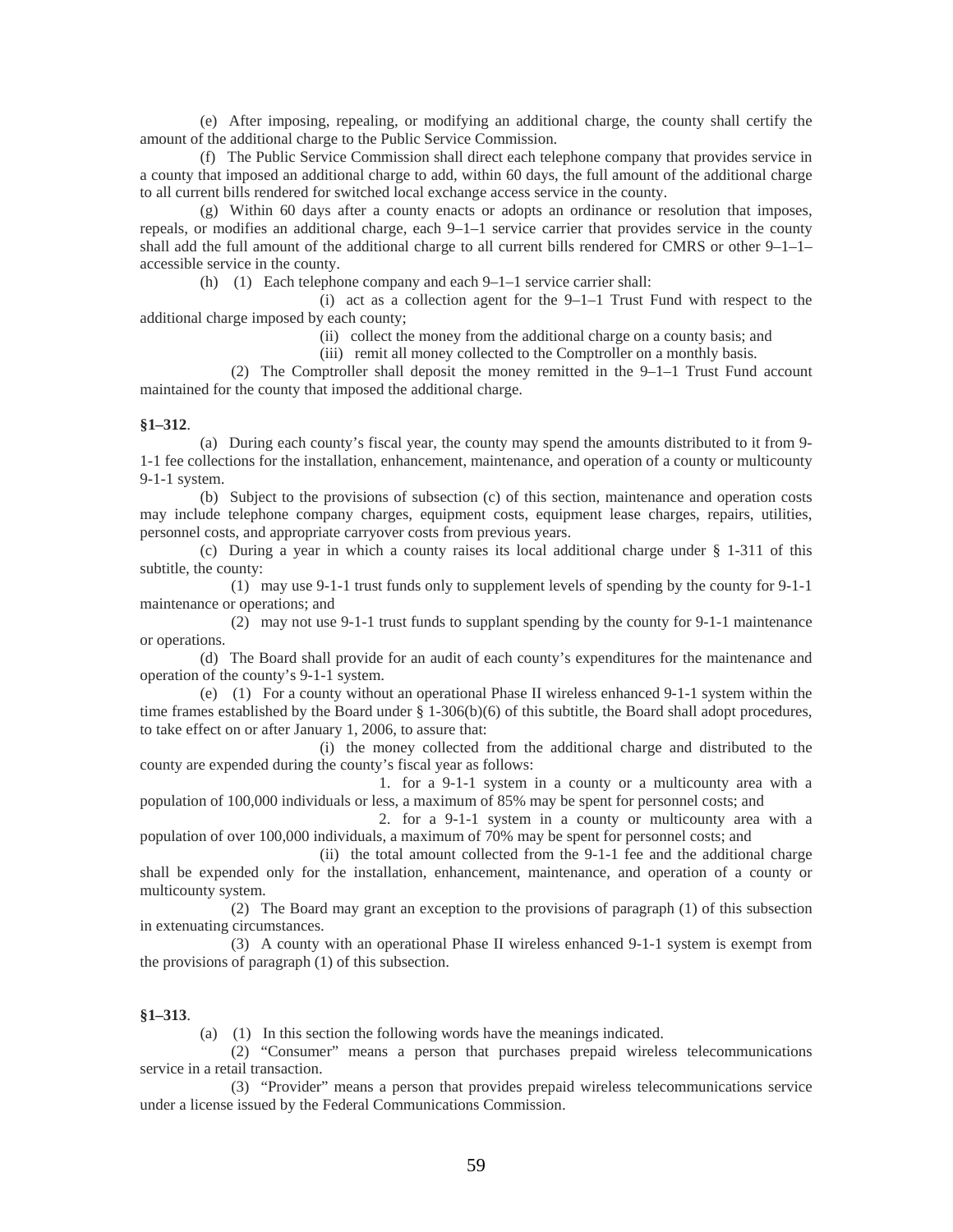(e) After imposing, repealing, or modifying an additional charge, the county shall certify the amount of the additional charge to the Public Service Commission.

(f) The Public Service Commission shall direct each telephone company that provides service in a county that imposed an additional charge to add, within 60 days, the full amount of the additional charge to all current bills rendered for switched local exchange access service in the county.

(g) Within 60 days after a county enacts or adopts an ordinance or resolution that imposes, repeals, or modifies an additional charge, each 9–1–1 service carrier that provides service in the county shall add the full amount of the additional charge to all current bills rendered for CMRS or other 9–1–1–accessible service in the county.

(h) (1) Each telephone company and each 9–1–1 service carrier shall:

(i) act as a collection agent for the 9–1–1 Trust Fund with respect to the additional charge imposed by each county;

(ii) collect the money from the additional charge on a county basis; and

(iii) remit all money collected to the Comptroller on a monthly basis.

(2) The Comptroller shall deposit the money remitted in the 9–1–1 Trust Fund account maintained for the county that imposed the additional charge.

**§1–312**.

(a) During each county's fiscal year, the county may spend the amounts distributed to it from 9-1-1 fee collections for the installation, enhancement, maintenance, and operation of a county or multicounty 9-1-1 system.

(b) Subject to the provisions of subsection (c) of this section, maintenance and operation costs may include telephone company charges, equipment costs, equipment lease charges, repairs, utilities, personnel costs, and appropriate carryover costs from previous years.

(c) During a year in which a county raises its local additional charge under § 1-311 of this subtitle, the county:

(1) may use 9-1-1 trust funds only to supplement levels of spending by the county for 9-1-1 maintenance or operations; and

(2) may not use 9-1-1 trust funds to supplant spending by the county for 9-1-1 maintenance or operations.

(d) The Board shall provide for an audit of each county's expenditures for the maintenance and operation of the county's 9-1-1 system.

(e) (1) For a county without an operational Phase II wireless enhanced 9-1-1 system within the time frames established by the Board under § 1-306(b)(6) of this subtitle, the Board shall adopt procedures, to take effect on or after January 1, 2006, to assure that:

(i) the money collected from the additional charge and distributed to the county are expended during the county's fiscal year as follows:

1. for a 9-1-1 system in a county or a multicounty area with a population of 100,000 individuals or less, a maximum of 85% may be spent for personnel costs; and

2. for a 9-1-1 system in a county or multicounty area with a population of over 100,000 individuals, a maximum of 70% may be spent for personnel costs; and

(ii) the total amount collected from the 9-1-1 fee and the additional charge shall be expended only for the installation, enhancement, maintenance, and operation of a county or multicounty system.

(2) The Board may grant an exception to the provisions of paragraph (1) of this subsection in extenuating circumstances.

(3) A county with an operational Phase II wireless enhanced 9-1-1 system is exempt from the provisions of paragraph (1) of this subsection.

**§1–313**.

(a) (1) In this section the following words have the meanings indicated.

(2) "Consumer" means a person that purchases prepaid wireless telecommunications service in a retail transaction.

(3) "Provider" means a person that provides prepaid wireless telecommunications service under a license issued by the Federal Communications Commission.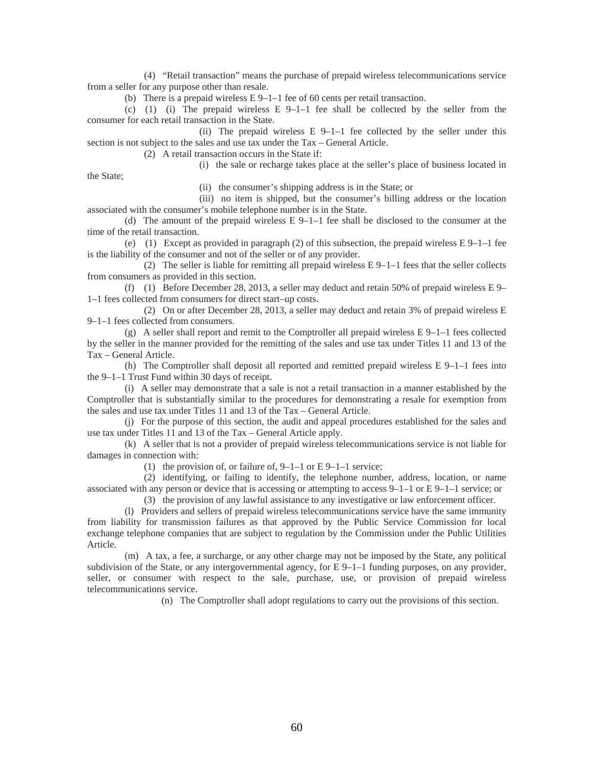(4) "Retail transaction" means the purchase of prepaid wireless telecommunications service from a seller for any purpose other than resale.

(b) There is a prepaid wireless E 9–1–1 fee of 60 cents per retail transaction.

(c) (1) (i) The prepaid wireless E 9–1–1 fee shall be collected by the seller from the consumer for each retail transaction in the State.

(ii) The prepaid wireless E 9–1–1 fee collected by the seller under this section is not subject to the sales and use tax under the Tax – General Article.

(2) A retail transaction occurs in the State if:

(i) the sale or recharge takes place at the seller's place of business located in the State;

(ii) the consumer's shipping address is in the State; or

(iii) no item is shipped, but the consumer's billing address or the location associated with the consumer's mobile telephone number is in the State.

(d) The amount of the prepaid wireless E 9–1–1 fee shall be disclosed to the consumer at the time of the retail transaction.

(e) (1) Except as provided in paragraph (2) of this subsection, the prepaid wireless E 9–1–1 fee is the liability of the consumer and not of the seller or of any provider.

(2) The seller is liable for remitting all prepaid wireless E 9–1–1 fees that the seller collects from consumers as provided in this section.

(f) (1) Before December 28, 2013, a seller may deduct and retain 50% of prepaid wireless E 9–1–1 fees collected from consumers for direct start–up costs.

(2) On or after December 28, 2013, a seller may deduct and retain 3% of prepaid wireless E 9–1–1 fees collected from consumers.

(g) A seller shall report and remit to the Comptroller all prepaid wireless E 9–1–1 fees collected by the seller in the manner provided for the remitting of the sales and use tax under Titles 11 and 13 of the Tax – General Article.

(h) The Comptroller shall deposit all reported and remitted prepaid wireless E 9–1–1 fees into the 9–1–1 Trust Fund within 30 days of receipt.

(i) A seller may demonstrate that a sale is not a retail transaction in a manner established by the Comptroller that is substantially similar to the procedures for demonstrating a resale for exemption from the sales and use tax under Titles 11 and 13 of the Tax – General Article.

(j) For the purpose of this section, the audit and appeal procedures established for the sales and use tax under Titles 11 and 13 of the Tax – General Article apply.

(k) A seller that is not a provider of prepaid wireless telecommunications service is not liable for damages in connection with:

(1) the provision of, or failure of, 9–1–1 or E 9–1–1 service;

(2) identifying, or failing to identify, the telephone number, address, location, or name associated with any person or device that is accessing or attempting to access 9–1–1 or E 9–1–1 service; or

(3) the provision of any lawful assistance to any investigative or law enforcement officer.

(l) Providers and sellers of prepaid wireless telecommunications service have the same immunity from liability for transmission failures as that approved by the Public Service Commission for local exchange telephone companies that are subject to regulation by the Commission under the Public Utilities Article.

(m) A tax, a fee, a surcharge, or any other charge may not be imposed by the State, any political subdivision of the State, or any intergovernmental agency, for E 9–1–1 funding purposes, on any provider, seller, or consumer with respect to the sale, purchase, use, or provision of prepaid wireless telecommunications service.

(n) The Comptroller shall adopt regulations to carry out the provisions of this section.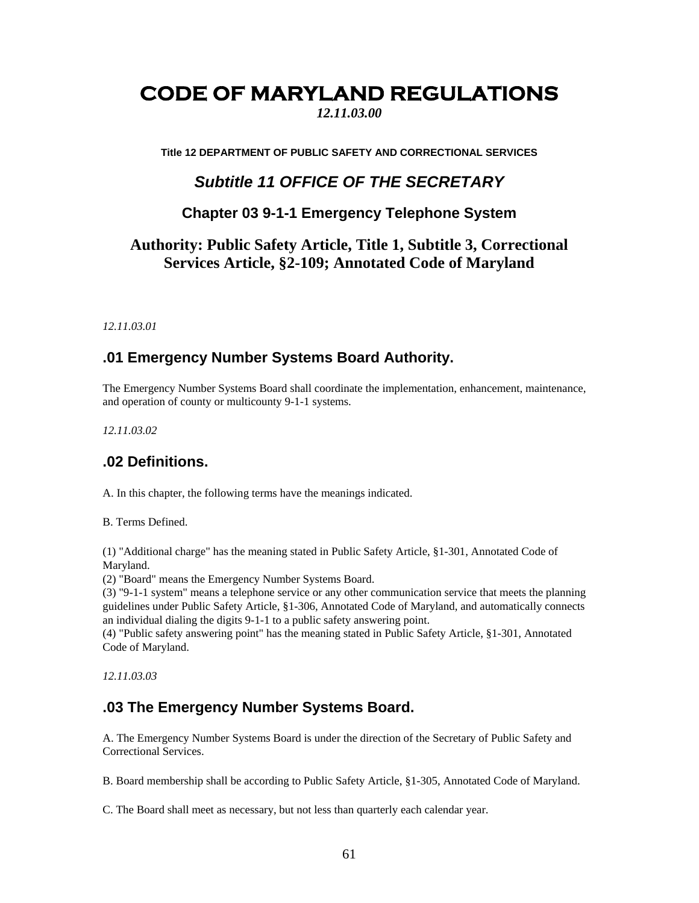# CODE OF MARYLAND REGULATIONS

*12.11.03.00*

**Title 12 DEPARTMENT OF PUBLIC SAFETY AND CORRECTIONAL SERVICES**

## *Subtitle 11 OFFICE OF THE SECRETARY*

### Chapter 03 9-1-1 Emergency Telephone System

### Authority: Public Safety Article, Title 1, Subtitle 3, Correctional Services Article, §2-109; Annotated Code of Maryland

*12.11.03.01*

## .01 Emergency Number Systems Board Authority.

The Emergency Number Systems Board shall coordinate the implementation, enhancement, maintenance, and operation of county or multicounty 9-1-1 systems.

*12.11.03.02*

## .02 Definitions.

A. In this chapter, the following terms have the meanings indicated.

B. Terms Defined.

(1) "Additional charge" has the meaning stated in Public Safety Article, §1-301, Annotated Code of Maryland.
(2) "Board" means the Emergency Number Systems Board.
(3) "9-1-1 system" means a telephone service or any other communication service that meets the planning guidelines under Public Safety Article, §1-306, Annotated Code of Maryland, and automatically connects an individual dialing the digits 9-1-1 to a public safety answering point.
(4) "Public safety answering point" has the meaning stated in Public Safety Article, §1-301, Annotated Code of Maryland.

*12.11.03.03*

## .03 The Emergency Number Systems Board.

A. The Emergency Number Systems Board is under the direction of the Secretary of Public Safety and Correctional Services.

B. Board membership shall be according to Public Safety Article, §1-305, Annotated Code of Maryland.

C. The Board shall meet as necessary, but not less than quarterly each calendar year.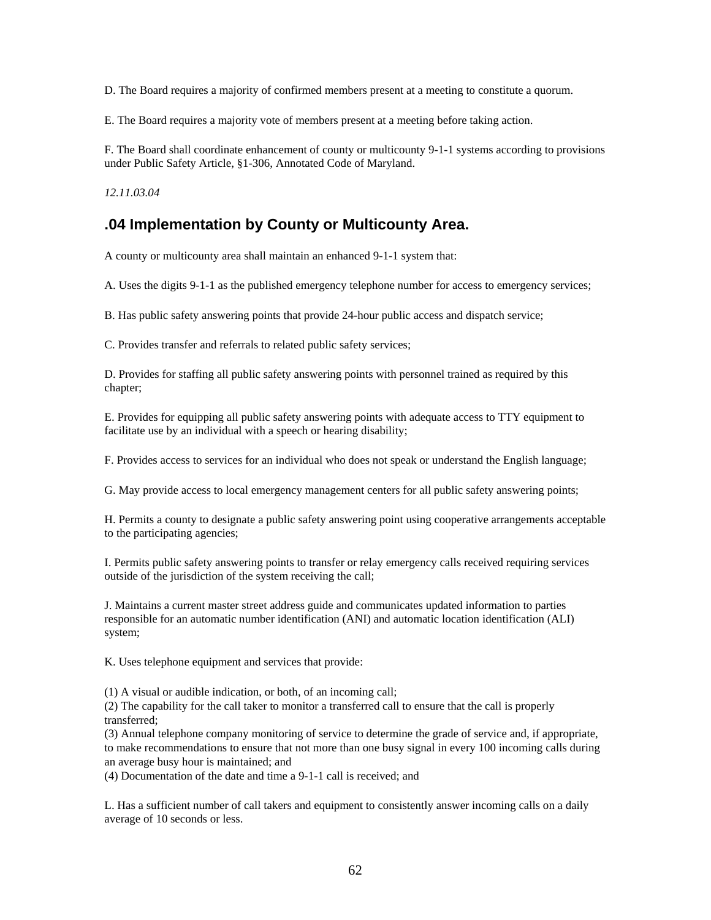D. The Board requires a majority of confirmed members present at a meeting to constitute a quorum.

E. The Board requires a majority vote of members present at a meeting before taking action.

F. The Board shall coordinate enhancement of county or multicounty 9-1-1 systems according to provisions under Public Safety Article, §1-306, Annotated Code of Maryland.

*12.11.03.04*

## .04 Implementation by County or Multicounty Area.

A county or multicounty area shall maintain an enhanced 9-1-1 system that:

A. Uses the digits 9-1-1 as the published emergency telephone number for access to emergency services;

B. Has public safety answering points that provide 24-hour public access and dispatch service;

C. Provides transfer and referrals to related public safety services;

D. Provides for staffing all public safety answering points with personnel trained as required by this chapter;

E. Provides for equipping all public safety answering points with adequate access to TTY equipment to facilitate use by an individual with a speech or hearing disability;

F. Provides access to services for an individual who does not speak or understand the English language;

G. May provide access to local emergency management centers for all public safety answering points;

H. Permits a county to designate a public safety answering point using cooperative arrangements acceptable to the participating agencies;

I. Permits public safety answering points to transfer or relay emergency calls received requiring services outside of the jurisdiction of the system receiving the call;

J. Maintains a current master street address guide and communicates updated information to parties responsible for an automatic number identification (ANI) and automatic location identification (ALI) system;

K. Uses telephone equipment and services that provide:

(1) A visual or audible indication, or both, of an incoming call;
(2) The capability for the call taker to monitor a transferred call to ensure that the call is properly transferred;
(3) Annual telephone company monitoring of service to determine the grade of service and, if appropriate, to make recommendations to ensure that not more than one busy signal in every 100 incoming calls during an average busy hour is maintained; and
(4) Documentation of the date and time a 9-1-1 call is received; and

L. Has a sufficient number of call takers and equipment to consistently answer incoming calls on a daily average of 10 seconds or less.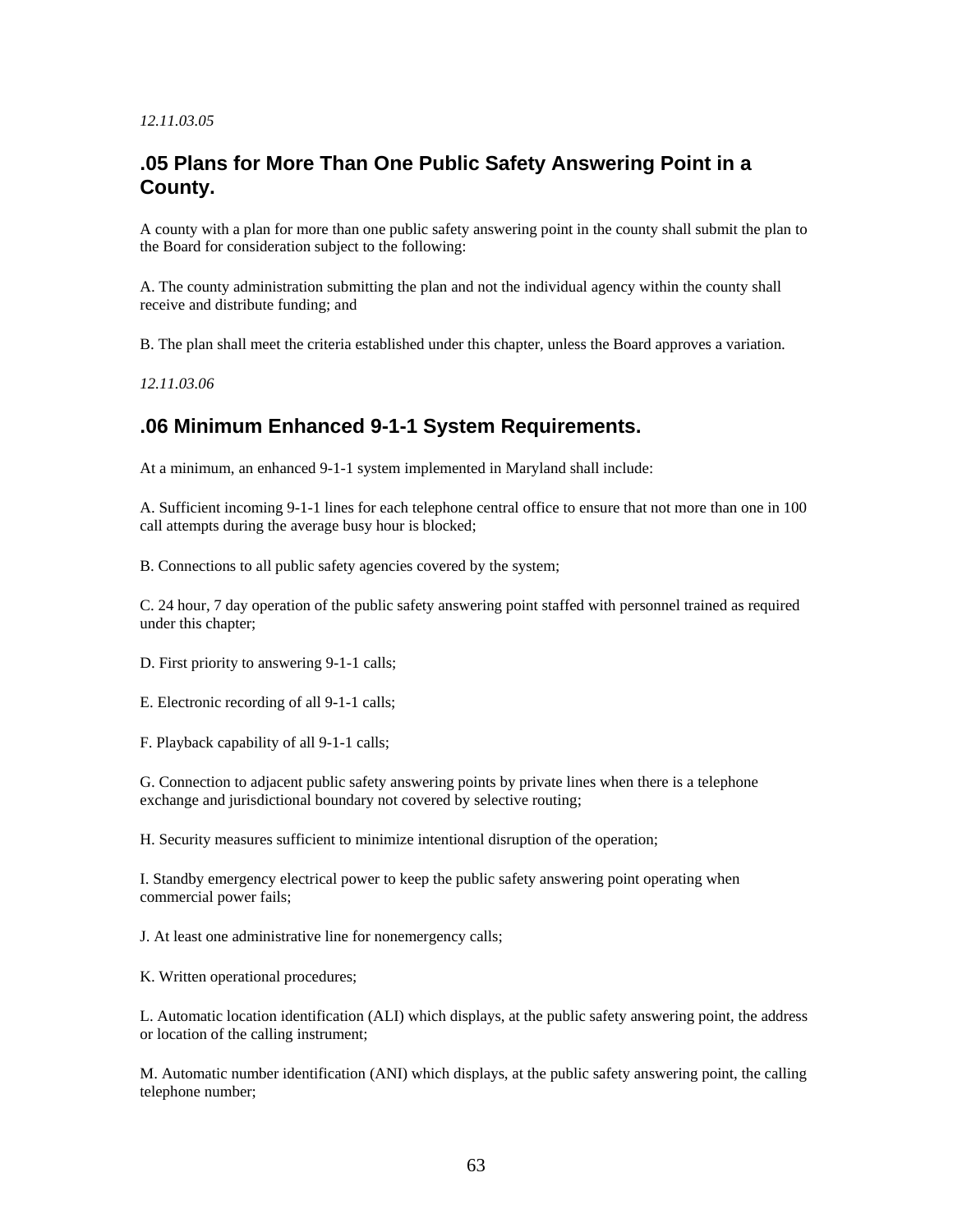*12.11.03.05*

## .05 Plans for More Than One Public Safety Answering Point in a County.

A county with a plan for more than one public safety answering point in the county shall submit the plan to the Board for consideration subject to the following:

A. The county administration submitting the plan and not the individual agency within the county shall receive and distribute funding; and

B. The plan shall meet the criteria established under this chapter, unless the Board approves a variation.

*12.11.03.06*

## .06 Minimum Enhanced 9-1-1 System Requirements.

At a minimum, an enhanced 9-1-1 system implemented in Maryland shall include:

A. Sufficient incoming 9-1-1 lines for each telephone central office to ensure that not more than one in 100 call attempts during the average busy hour is blocked;

B. Connections to all public safety agencies covered by the system;

C. 24 hour, 7 day operation of the public safety answering point staffed with personnel trained as required under this chapter;

D. First priority to answering 9-1-1 calls;

E. Electronic recording of all 9-1-1 calls;

F. Playback capability of all 9-1-1 calls;

G. Connection to adjacent public safety answering points by private lines when there is a telephone exchange and jurisdictional boundary not covered by selective routing;

H. Security measures sufficient to minimize intentional disruption of the operation;

I. Standby emergency electrical power to keep the public safety answering point operating when commercial power fails;

J. At least one administrative line for nonemergency calls;

K. Written operational procedures;

L. Automatic location identification (ALI) which displays, at the public safety answering point, the address or location of the calling instrument;

M. Automatic number identification (ANI) which displays, at the public safety answering point, the calling telephone number;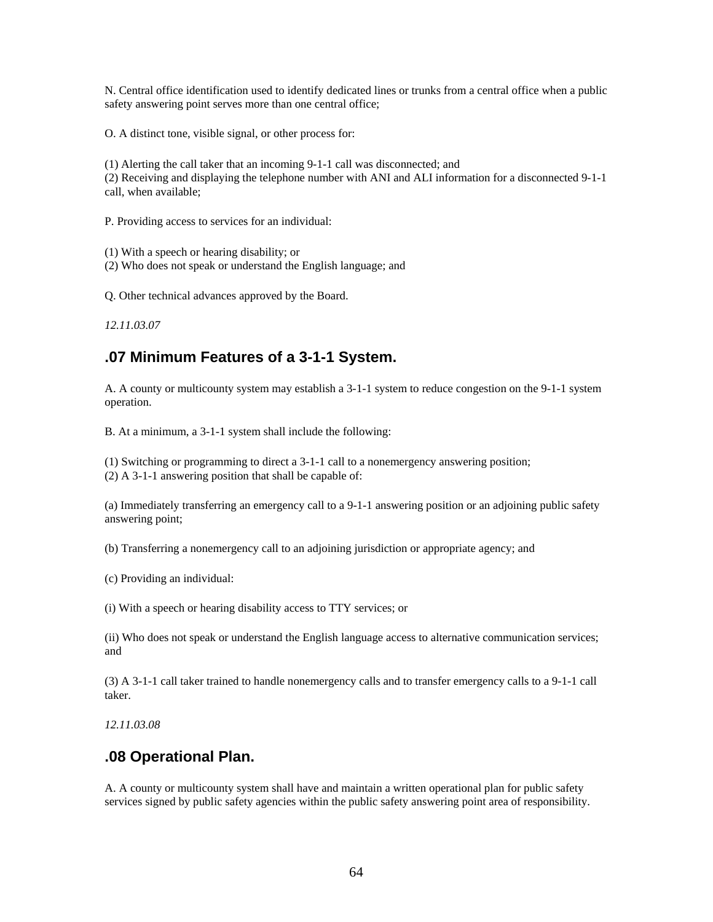N. Central office identification used to identify dedicated lines or trunks from a central office when a public safety answering point serves more than one central office;

O. A distinct tone, visible signal, or other process for:

(1) Alerting the call taker that an incoming 9-1-1 call was disconnected; and
(2) Receiving and displaying the telephone number with ANI and ALI information for a disconnected 9-1-1 call, when available;

P. Providing access to services for an individual:

(1) With a speech or hearing disability; or
(2) Who does not speak or understand the English language; and

Q. Other technical advances approved by the Board.

*12.11.03.07*

## .07 Minimum Features of a 3-1-1 System.

A. A county or multicounty system may establish a 3-1-1 system to reduce congestion on the 9-1-1 system operation.

B. At a minimum, a 3-1-1 system shall include the following:

(1) Switching or programming to direct a 3-1-1 call to a nonemergency answering position;
(2) A 3-1-1 answering position that shall be capable of:

(a) Immediately transferring an emergency call to a 9-1-1 answering position or an adjoining public safety answering point;

(b) Transferring a nonemergency call to an adjoining jurisdiction or appropriate agency; and

(c) Providing an individual:

(i) With a speech or hearing disability access to TTY services; or

(ii) Who does not speak or understand the English language access to alternative communication services; and

(3) A 3-1-1 call taker trained to handle nonemergency calls and to transfer emergency calls to a 9-1-1 call taker.

*12.11.03.08*

## .08 Operational Plan.

A. A county or multicounty system shall have and maintain a written operational plan for public safety services signed by public safety agencies within the public safety answering point area of responsibility.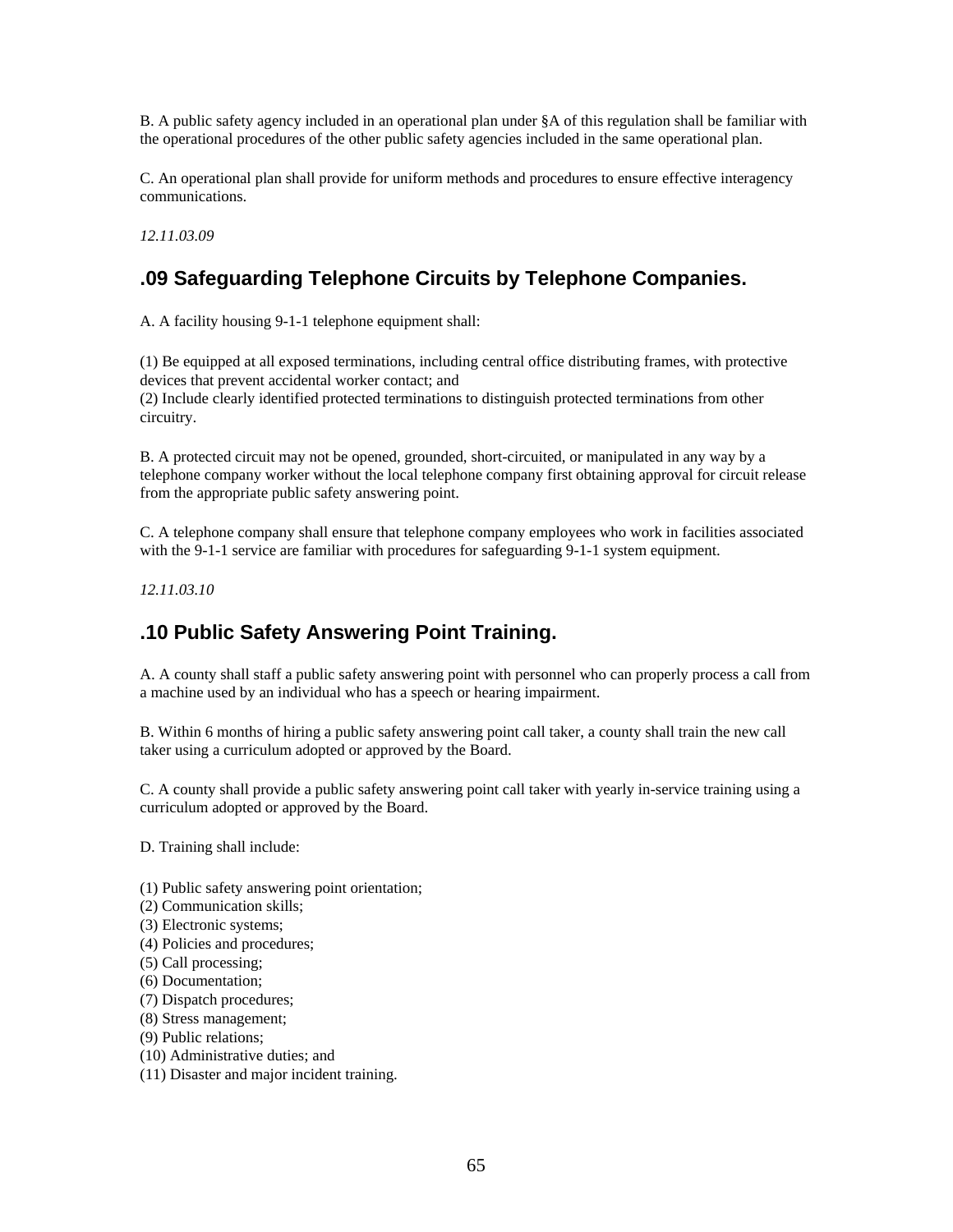B. A public safety agency included in an operational plan under §A of this regulation shall be familiar with the operational procedures of the other public safety agencies included in the same operational plan.

C. An operational plan shall provide for uniform methods and procedures to ensure effective interagency communications.

*12.11.03.09*

## .09 Safeguarding Telephone Circuits by Telephone Companies.

A. A facility housing 9-1-1 telephone equipment shall:

(1) Be equipped at all exposed terminations, including central office distributing frames, with protective devices that prevent accidental worker contact; and
(2) Include clearly identified protected terminations to distinguish protected terminations from other circuitry.

B. A protected circuit may not be opened, grounded, short-circuited, or manipulated in any way by a telephone company worker without the local telephone company first obtaining approval for circuit release from the appropriate public safety answering point.

C. A telephone company shall ensure that telephone company employees who work in facilities associated with the 9-1-1 service are familiar with procedures for safeguarding 9-1-1 system equipment.

*12.11.03.10*

## .10 Public Safety Answering Point Training.

A. A county shall staff a public safety answering point with personnel who can properly process a call from a machine used by an individual who has a speech or hearing impairment.

B. Within 6 months of hiring a public safety answering point call taker, a county shall train the new call taker using a curriculum adopted or approved by the Board.

C. A county shall provide a public safety answering point call taker with yearly in-service training using a curriculum adopted or approved by the Board.

D. Training shall include:

(1) Public safety answering point orientation;
(2) Communication skills;
(3) Electronic systems;
(4) Policies and procedures;
(5) Call processing;
(6) Documentation;
(7) Dispatch procedures;
(8) Stress management;
(9) Public relations;
(10) Administrative duties; and
(11) Disaster and major incident training.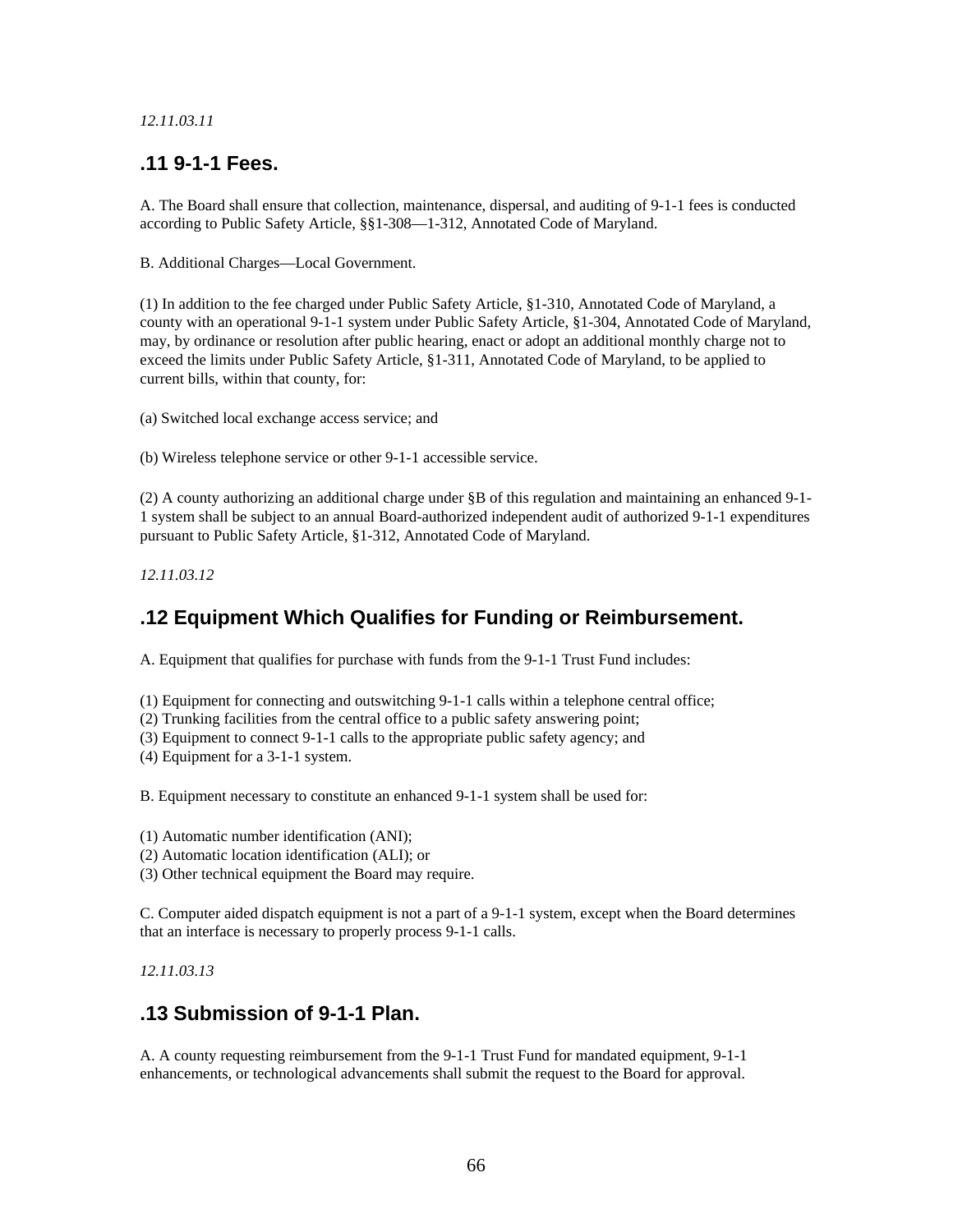*12.11.03.11*

## .11 9-1-1 Fees.

A. The Board shall ensure that collection, maintenance, dispersal, and auditing of 9-1-1 fees is conducted according to Public Safety Article, §§1-308—1-312, Annotated Code of Maryland.

B. Additional Charges—Local Government.

(1) In addition to the fee charged under Public Safety Article, §1-310, Annotated Code of Maryland, a county with an operational 9-1-1 system under Public Safety Article, §1-304, Annotated Code of Maryland, may, by ordinance or resolution after public hearing, enact or adopt an additional monthly charge not to exceed the limits under Public Safety Article, §1-311, Annotated Code of Maryland, to be applied to current bills, within that county, for:

(a) Switched local exchange access service; and

(b) Wireless telephone service or other 9-1-1 accessible service.

(2) A county authorizing an additional charge under §B of this regulation and maintaining an enhanced 9-1-1 system shall be subject to an annual Board-authorized independent audit of authorized 9-1-1 expenditures pursuant to Public Safety Article, §1-312, Annotated Code of Maryland.

*12.11.03.12*

## .12 Equipment Which Qualifies for Funding or Reimbursement.

A. Equipment that qualifies for purchase with funds from the 9-1-1 Trust Fund includes:

(1) Equipment for connecting and outswitching 9-1-1 calls within a telephone central office;
(2) Trunking facilities from the central office to a public safety answering point;
(3) Equipment to connect 9-1-1 calls to the appropriate public safety agency; and
(4) Equipment for a 3-1-1 system.

B. Equipment necessary to constitute an enhanced 9-1-1 system shall be used for:

(1) Automatic number identification (ANI);
(2) Automatic location identification (ALI); or
(3) Other technical equipment the Board may require.

C. Computer aided dispatch equipment is not a part of a 9-1-1 system, except when the Board determines that an interface is necessary to properly process 9-1-1 calls.

*12.11.03.13*

## .13 Submission of 9-1-1 Plan.

A. A county requesting reimbursement from the 9-1-1 Trust Fund for mandated equipment, 9-1-1 enhancements, or technological advancements shall submit the request to the Board for approval.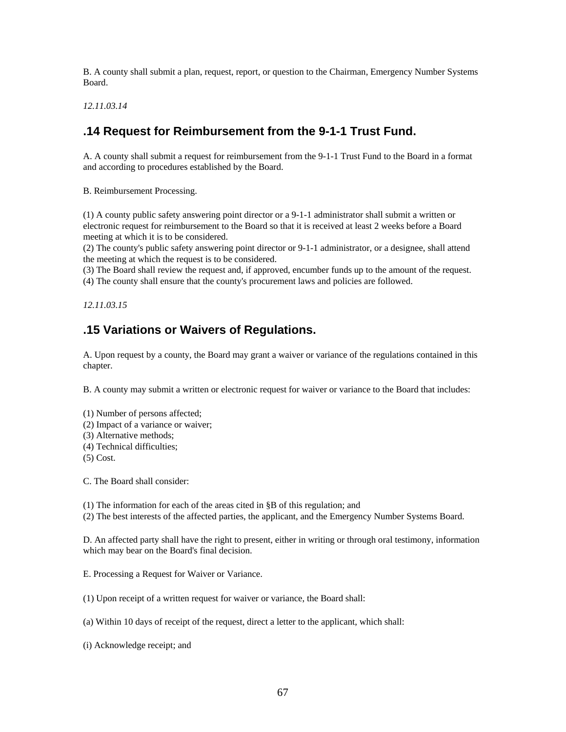B. A county shall submit a plan, request, report, or question to the Chairman, Emergency Number Systems Board.

*12.11.03.14*

## .14 Request for Reimbursement from the 9-1-1 Trust Fund.

A. A county shall submit a request for reimbursement from the 9-1-1 Trust Fund to the Board in a format and according to procedures established by the Board.

B. Reimbursement Processing.

(1) A county public safety answering point director or a 9-1-1 administrator shall submit a written or electronic request for reimbursement to the Board so that it is received at least 2 weeks before a Board meeting at which it is to be considered.
(2) The county's public safety answering point director or 9-1-1 administrator, or a designee, shall attend the meeting at which the request is to be considered.
(3) The Board shall review the request and, if approved, encumber funds up to the amount of the request.
(4) The county shall ensure that the county's procurement laws and policies are followed.

*12.11.03.15*

## .15 Variations or Waivers of Regulations.

A. Upon request by a county, the Board may grant a waiver or variance of the regulations contained in this chapter.

B. A county may submit a written or electronic request for waiver or variance to the Board that includes:

(1) Number of persons affected;
(2) Impact of a variance or waiver;
(3) Alternative methods;
(4) Technical difficulties;
(5) Cost.

C. The Board shall consider:

(1) The information for each of the areas cited in §B of this regulation; and
(2) The best interests of the affected parties, the applicant, and the Emergency Number Systems Board.

D. An affected party shall have the right to present, either in writing or through oral testimony, information which may bear on the Board's final decision.

E. Processing a Request for Waiver or Variance.

(1) Upon receipt of a written request for waiver or variance, the Board shall:

(a) Within 10 days of receipt of the request, direct a letter to the applicant, which shall:

(i) Acknowledge receipt; and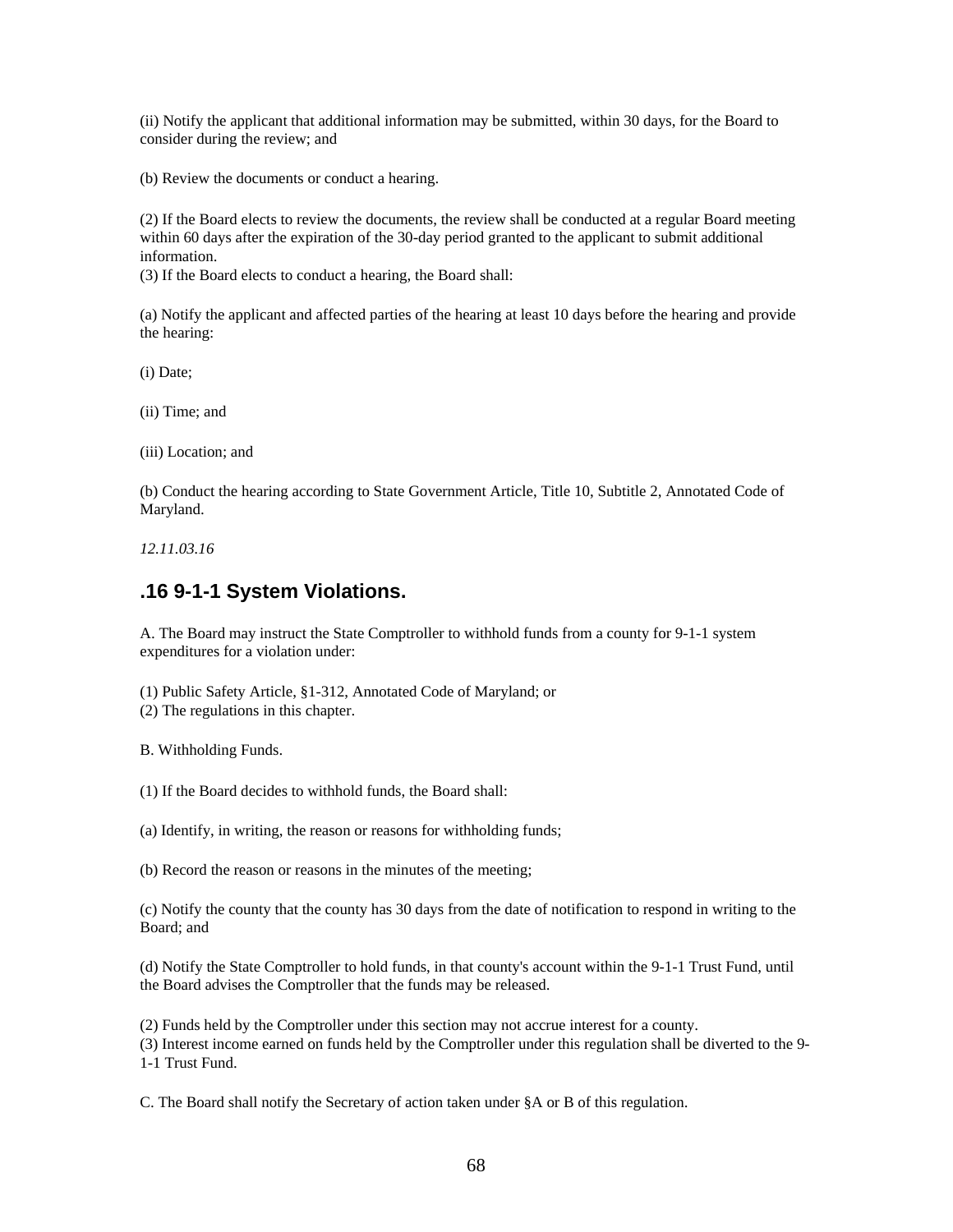(ii) Notify the applicant that additional information may be submitted, within 30 days, for the Board to consider during the review; and

(b) Review the documents or conduct a hearing.

(2) If the Board elects to review the documents, the review shall be conducted at a regular Board meeting within 60 days after the expiration of the 30-day period granted to the applicant to submit additional information.
(3) If the Board elects to conduct a hearing, the Board shall:

(a) Notify the applicant and affected parties of the hearing at least 10 days before the hearing and provide the hearing:

(i) Date;

(ii) Time; and

(iii) Location; and

(b) Conduct the hearing according to State Government Article, Title 10, Subtitle 2, Annotated Code of Maryland.

*12.11.03.16*

## .16 9-1-1 System Violations.

A. The Board may instruct the State Comptroller to withhold funds from a county for 9-1-1 system expenditures for a violation under:

(1) Public Safety Article, §1-312, Annotated Code of Maryland; or
(2) The regulations in this chapter.

B. Withholding Funds.

(1) If the Board decides to withhold funds, the Board shall:

(a) Identify, in writing, the reason or reasons for withholding funds;

(b) Record the reason or reasons in the minutes of the meeting;

(c) Notify the county that the county has 30 days from the date of notification to respond in writing to the Board; and

(d) Notify the State Comptroller to hold funds, in that county's account within the 9-1-1 Trust Fund, until the Board advises the Comptroller that the funds may be released.

(2) Funds held by the Comptroller under this section may not accrue interest for a county.
(3) Interest income earned on funds held by the Comptroller under this regulation shall be diverted to the 9-1-1 Trust Fund.

C. The Board shall notify the Secretary of action taken under §A or B of this regulation.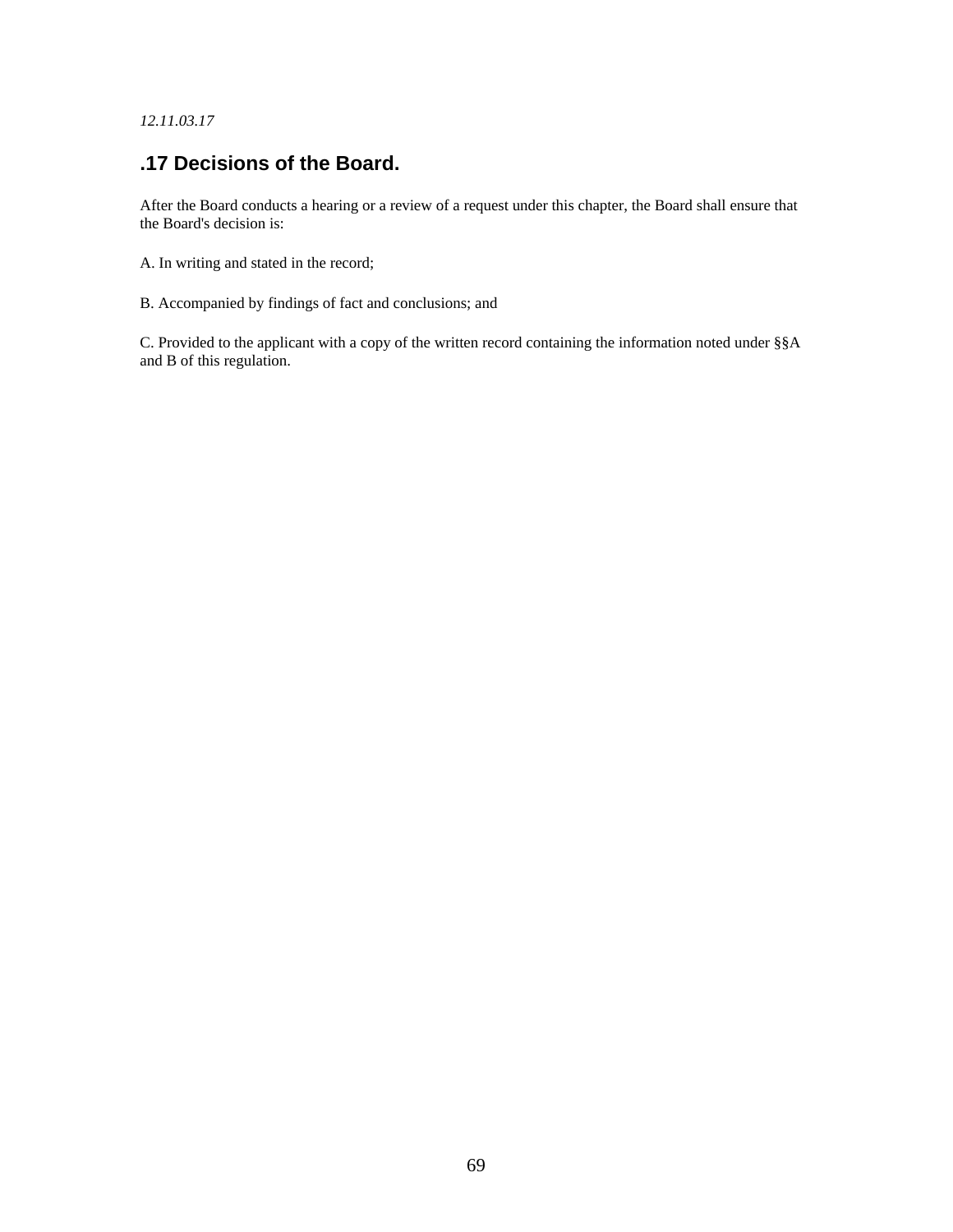*12.11.03.17*

## .17 Decisions of the Board.

After the Board conducts a hearing or a review of a request under this chapter, the Board shall ensure that the Board's decision is:

A. In writing and stated in the record;

B. Accompanied by findings of fact and conclusions; and

C. Provided to the applicant with a copy of the written record containing the information noted under §§A and B of this regulation.